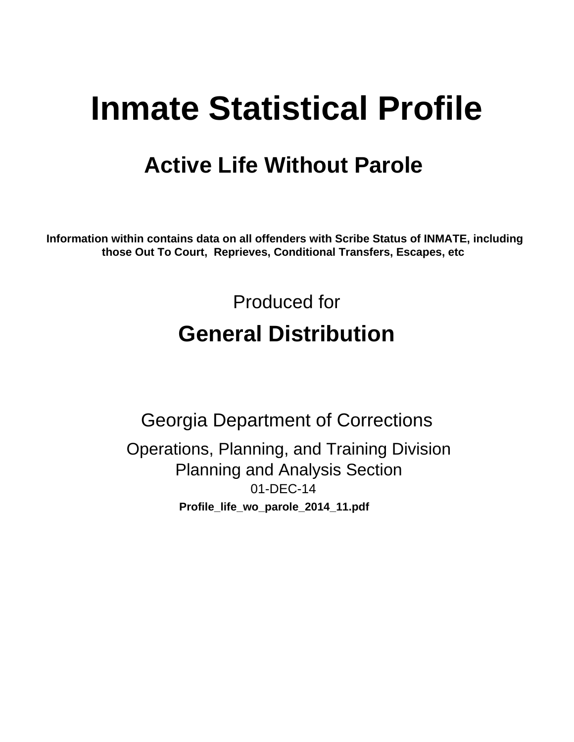# Inmate Statistical Profile

## Active Life Without Parole

**Information within contains data on all offenders with Scribe Status of INMATE, including those Out To Court, Reprieves, Conditional Transfers, Escapes, etc**

Produced for

## General Distribution

Georgia Department of Corrections

Operations, Planning, and Training Division
Planning and Analysis Section
01-DEC-14

**Profile_life_wo_parole_2014_11.pdf**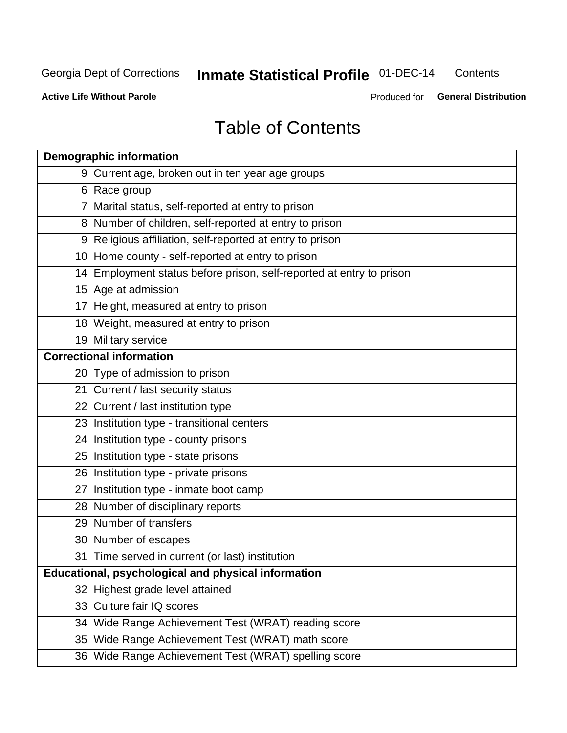Georgia Dept of Corrections **Inmate Statistical Profile** 01-DEC-14 Contents

**Active Life Without Parole** Produced for **General Distribution**

# Table of Contents

| **Demographic information** | |
|---|---|
| 9 | Current age, broken out in ten year age groups |
| 6 | Race group |
| 7 | Marital status, self-reported at entry to prison |
| 8 | Number of children, self-reported at entry to prison |
| 9 | Religious affiliation, self-reported at entry to prison |
| 10 | Home county - self-reported at entry to prison |
| 14 | Employment status before prison, self-reported at entry to prison |
| 15 | Age at admission |
| 17 | Height, measured at entry to prison |
| 18 | Weight, measured at entry to prison |
| 19 | Military service |
| **Correctional information** | |
| 20 | Type of admission to prison |
| 21 | Current / last security status |
| 22 | Current / last institution type |
| 23 | Institution type - transitional centers |
| 24 | Institution type - county prisons |
| 25 | Institution type - state prisons |
| 26 | Institution type - private prisons |
| 27 | Institution type - inmate boot camp |
| 28 | Number of disciplinary reports |
| 29 | Number of transfers |
| 30 | Number of escapes |
| 31 | Time served in current (or last) institution |
| **Educational, psychological and physical information** | |
| 32 | Highest grade level attained |
| 33 | Culture fair IQ scores |
| 34 | Wide Range Achievement Test (WRAT) reading score |
| 35 | Wide Range Achievement Test (WRAT) math score |
| 36 | Wide Range Achievement Test (WRAT) spelling score |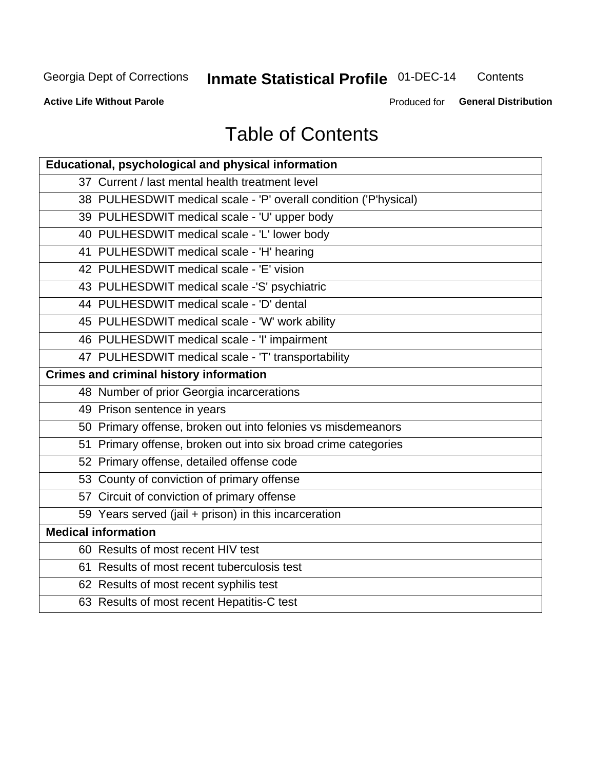Georgia Dept of Corrections **Inmate Statistical Profile** 01-DEC-14 Contents

**Active Life Without Parole** Produced for **General Distribution**

# Table of Contents

| **Educational, psychological and physical information** |
|---|
| 37 Current / last mental health treatment level |
| 38 PULHESDWIT medical scale - 'P' overall condition ('P'hysical) |
| 39 PULHESDWIT medical scale - 'U' upper body |
| 40 PULHESDWIT medical scale - 'L' lower body |
| 41 PULHESDWIT medical scale - 'H' hearing |
| 42 PULHESDWIT medical scale - 'E' vision |
| 43 PULHESDWIT medical scale -'S' psychiatric |
| 44 PULHESDWIT medical scale - 'D' dental |
| 45 PULHESDWIT medical scale - 'W' work ability |
| 46 PULHESDWIT medical scale - 'I' impairment |
| 47 PULHESDWIT medical scale - 'T' transportability |
| **Crimes and criminal history information** |
| 48 Number of prior Georgia incarcerations |
| 49 Prison sentence in years |
| 50 Primary offense, broken out into felonies vs misdemeanors |
| 51 Primary offense, broken out into six broad crime categories |
| 52 Primary offense, detailed offense code |
| 53 County of conviction of primary offense |
| 57 Circuit of conviction of primary offense |
| 59 Years served (jail + prison) in this incarceration |
| **Medical information** |
| 60 Results of most recent HIV test |
| 61 Results of most recent tuberculosis test |
| 62 Results of most recent syphilis test |
| 63 Results of most recent Hepatitis-C test |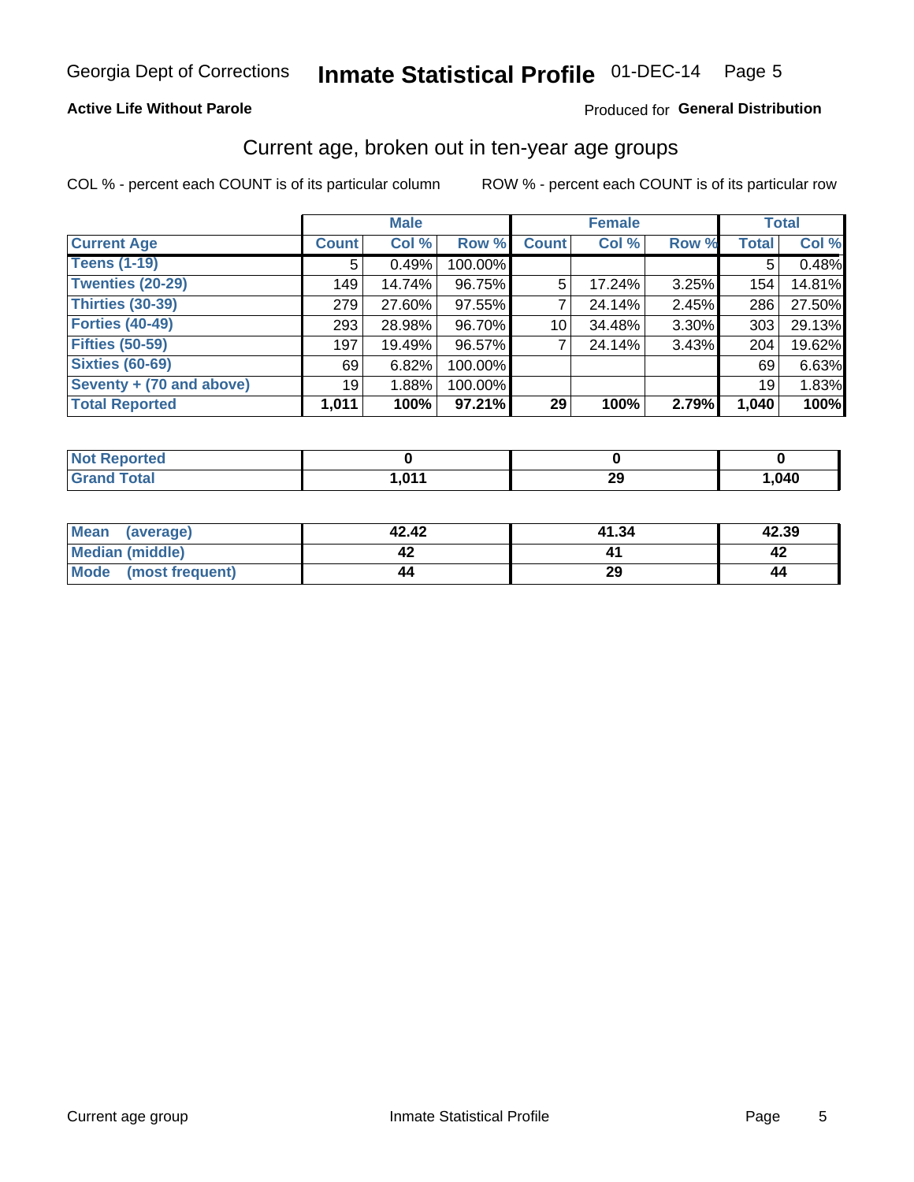Georgia Dept of Corrections **Inmate Statistical Profile** 01-DEC-14

**Active Life Without Parole**

Produced for **General Distribution**

## Current age, broken out in ten-year age groups

COL % - percent each COUNT is of its particular column ROW % - percent each COUNT is of its particular row

| | Male | | | Female | | | Total | |
|---|---|---|---|---|---|---|---|---|
| **Current Age** | **Count** | **Col %** | **Row %** | **Count** | **Col %** | **Row %** | **Total** | **Col %** |
| **Teens (1-19)** | 5 | 0.49% | 100.00% | | | | 5 | 0.48% |
| **Twenties (20-29)** | 149 | 14.74% | 96.75% | 5 | 17.24% | 3.25% | 154 | 14.81% |
| **Thirties (30-39)** | 279 | 27.60% | 97.55% | 7 | 24.14% | 2.45% | 286 | 27.50% |
| **Forties (40-49)** | 293 | 28.98% | 96.70% | 10 | 34.48% | 3.30% | 303 | 29.13% |
| **Fifties (50-59)** | 197 | 19.49% | 96.57% | 7 | 24.14% | 3.43% | 204 | 19.62% |
| **Sixties (60-69)** | 69 | 6.82% | 100.00% | | | | 69 | 6.63% |
| **Seventy + (70 and above)** | 19 | 1.88% | 100.00% | | | | 19 | 1.83% |
| **Total Reported** | **1,011** | **100%** | **97.21%** | **29** | **100%** | **2.79%** | **1,040** | **100%** |

| | Male | Female | Total |
|---|---|---|---|
| **Not Reported** | **0** | **0** | **0** |
| **Grand Total** | **1,011** | **29** | **1,040** |

| | Male | Female | Total |
|---|---|---|---|
| **Mean (average)** | **42.42** | **41.34** | **42.39** |
| **Median (middle)** | **42** | **41** | **42** |
| **Mode (most frequent)** | **44** | **29** | **44** |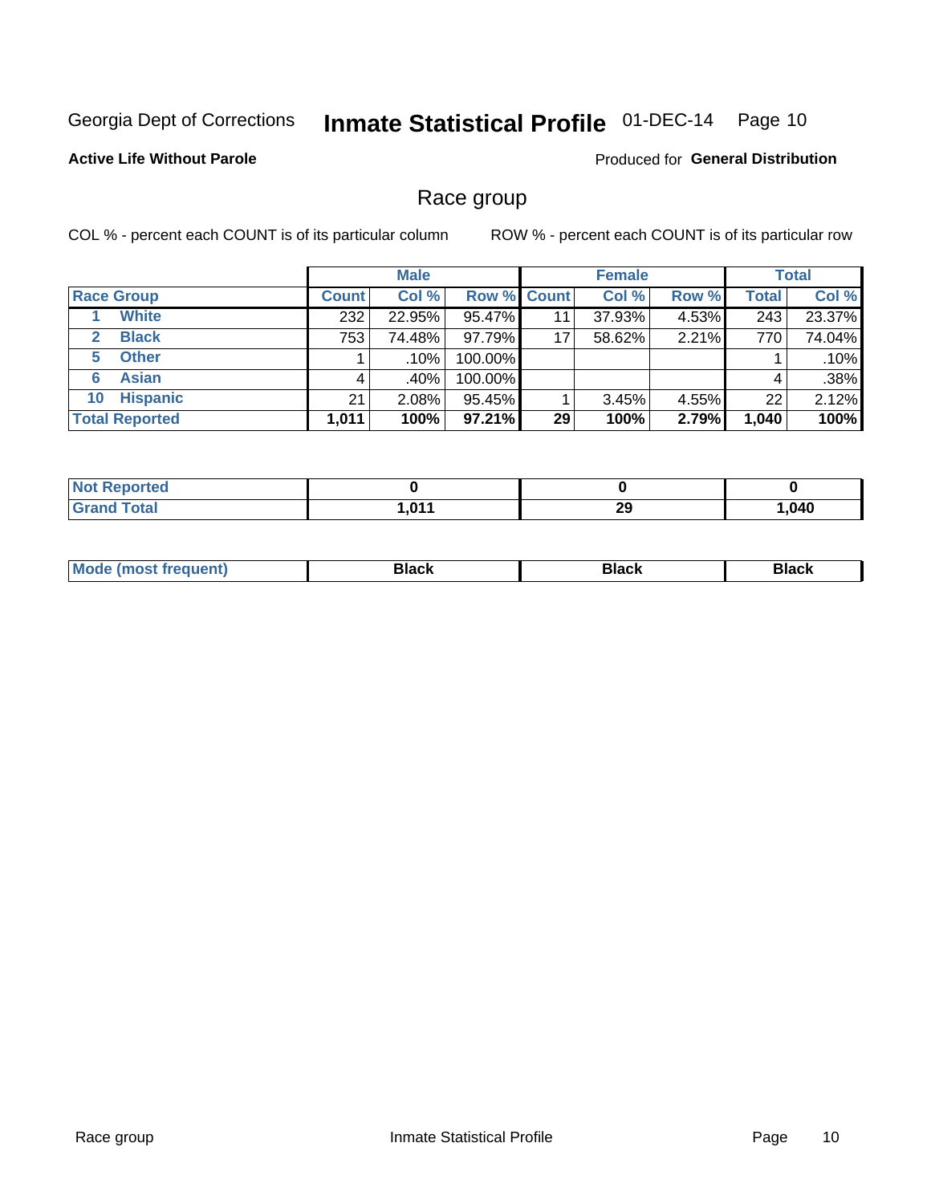Georgia Dept of Corrections **Inmate Statistical Profile** 01-DEC-14

**Active Life Without Parole**

Produced for **General Distribution**

## Race group

COL % - percent each COUNT is of its particular column

ROW % - percent each COUNT is of its particular row

| | Male | | | Female | | | Total | |
|---|---|---|---|---|---|---|---|---|
| **Race Group** | **Count** | **Col %** | **Row %** | **Count** | **Col %** | **Row %** | **Total** | **Col %** |
| 1 **White** | 232 | 22.95% | 95.47% | 11 | 37.93% | 4.53% | 243 | 23.37% |
| 2 **Black** | 753 | 74.48% | 97.79% | 17 | 58.62% | 2.21% | 770 | 74.04% |
| 5 **Other** | 1 | .10% | 100.00% | | | | 1 | .10% |
| 6 **Asian** | 4 | .40% | 100.00% | | | | 4 | .38% |
| 10 **Hispanic** | 21 | 2.08% | 95.45% | 1 | 3.45% | 4.55% | 22 | 2.12% |
| **Total Reported** | **1,011** | **100%** | **97.21%** | **29** | **100%** | **2.79%** | **1,040** | **100%** |

| | Male | Female | Total |
|---|---|---|---|
| **Not Reported** | **0** | **0** | **0** |
| **Grand Total** | **1,011** | **29** | **1,040** |

| | Male | Female | Total |
|---|---|---|---|
| **Mode (most frequent)** | **Black** | **Black** | **Black** |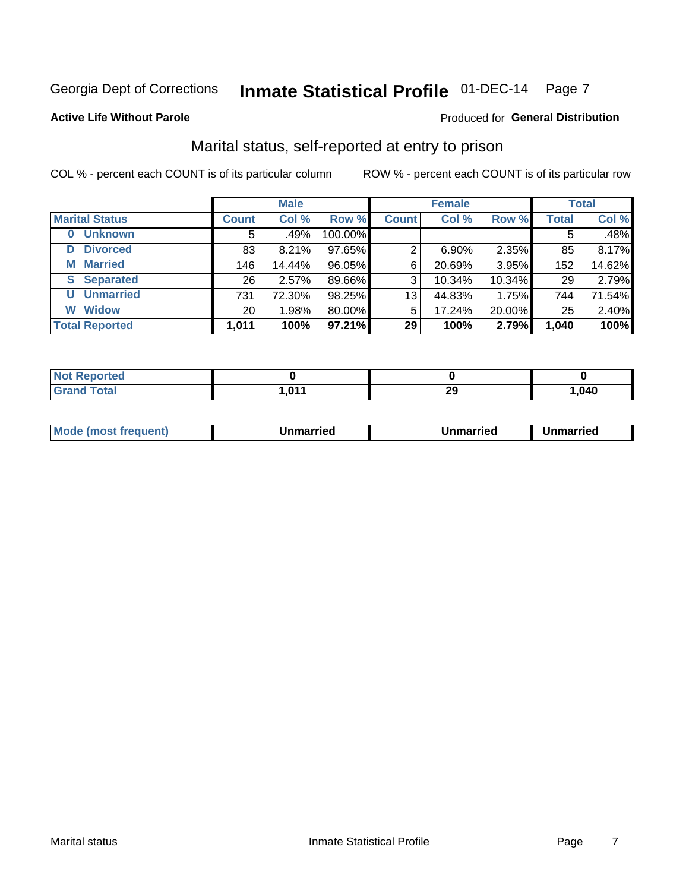Georgia Dept of Corrections **Inmate Statistical Profile** 01-DEC-14

**Active Life Without Parole**

Produced for **General Distribution**

## Marital status, self-reported at entry to prison

COL % - percent each COUNT is of its particular column ROW % - percent each COUNT is of its particular row

| | Male | | | Female | | | Total | |
|---|---|---|---|---|---|---|---|---|
| **Marital Status** | **Count** | **Col %** | **Row %** | **Count** | **Col %** | **Row %** | **Total** | **Col %** |
| **0 Unknown** | 5 | .49% | 100.00% | | | | 5 | .48% |
| **D Divorced** | 83 | 8.21% | 97.65% | 2 | 6.90% | 2.35% | 85 | 8.17% |
| **M Married** | 146 | 14.44% | 96.05% | 6 | 20.69% | 3.95% | 152 | 14.62% |
| **S Separated** | 26 | 2.57% | 89.66% | 3 | 10.34% | 10.34% | 29 | 2.79% |
| **U Unmarried** | 731 | 72.30% | 98.25% | 13 | 44.83% | 1.75% | 744 | 71.54% |
| **W Widow** | 20 | 1.98% | 80.00% | 5 | 17.24% | 20.00% | 25 | 2.40% |
| **Total Reported** | **1,011** | **100%** | **97.21%** | **29** | **100%** | **2.79%** | **1,040** | **100%** |

| | Male | Female | Total |
|---|---|---|---|
| **Not Reported** | **0** | **0** | **0** |
| **Grand Total** | **1,011** | **29** | **1,040** |

| | Male | Female | Total |
|---|---|---|---|
| **Mode (most frequent)** | **Unmarried** | **Unmarried** | **Unmarried** |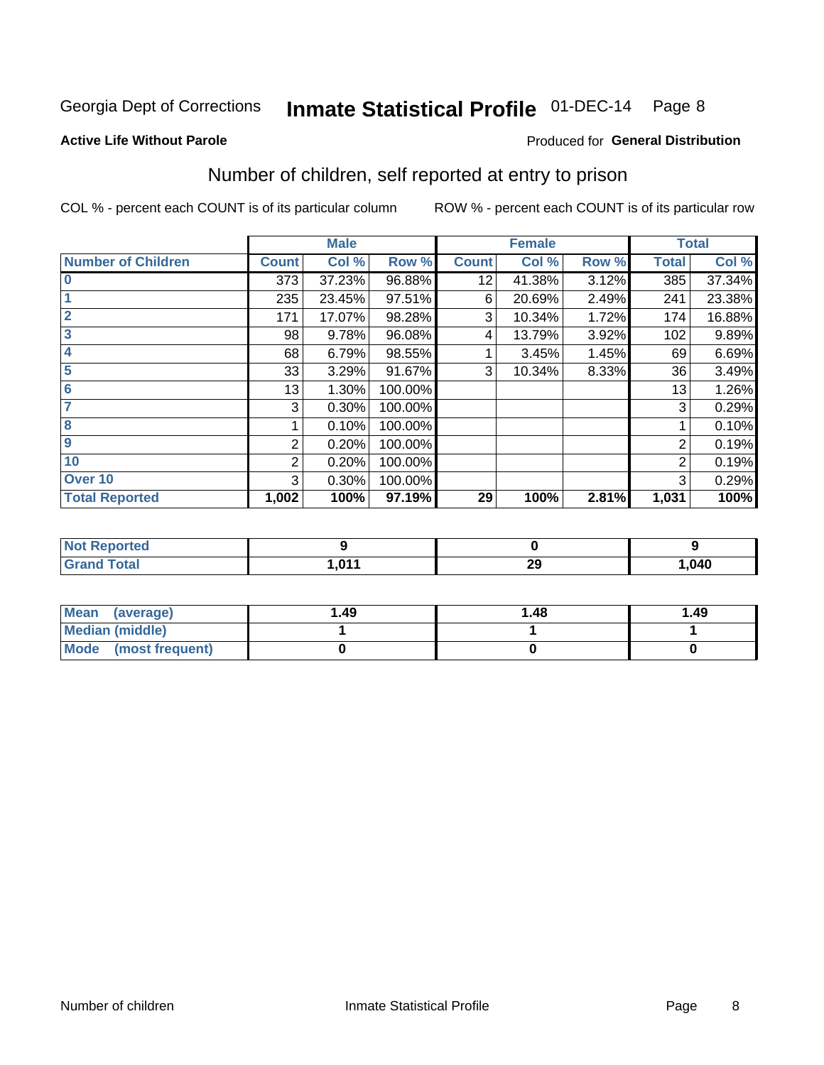Georgia Dept of Corrections **Inmate Statistical Profile** 01-DEC-14 Page 8

**Active Life Without Parole**

Produced for **General Distribution**

## Number of children, self reported at entry to prison

COL % - percent each COUNT is of its particular column

ROW % - percent each COUNT is of its particular row

| | Male | | | Female | | | Total | |
|---|---|---|---|---|---|---|---|---|
| **Number of Children** | **Count** | **Col %** | **Row %** | **Count** | **Col %** | **Row %** | **Total** | **Col %** |
| **0** | 373 | 37.23% | 96.88% | 12 | 41.38% | 3.12% | 385 | 37.34% |
| **1** | 235 | 23.45% | 97.51% | 6 | 20.69% | 2.49% | 241 | 23.38% |
| **2** | 171 | 17.07% | 98.28% | 3 | 10.34% | 1.72% | 174 | 16.88% |
| **3** | 98 | 9.78% | 96.08% | 4 | 13.79% | 3.92% | 102 | 9.89% |
| **4** | 68 | 6.79% | 98.55% | 1 | 3.45% | 1.45% | 69 | 6.69% |
| **5** | 33 | 3.29% | 91.67% | 3 | 10.34% | 8.33% | 36 | 3.49% |
| **6** | 13 | 1.30% | 100.00% | | | | 13 | 1.26% |
| **7** | 3 | 0.30% | 100.00% | | | | 3 | 0.29% |
| **8** | 1 | 0.10% | 100.00% | | | | 1 | 0.10% |
| **9** | 2 | 0.20% | 100.00% | | | | 2 | 0.19% |
| **10** | 2 | 0.20% | 100.00% | | | | 2 | 0.19% |
| **Over 10** | 3 | 0.30% | 100.00% | | | | 3 | 0.29% |
| **Total Reported** | **1,002** | **100%** | **97.19%** | **29** | **100%** | **2.81%** | **1,031** | **100%** |

| | Male | Female | Total |
|---|---|---|---|
| **Not Reported** | **9** | **0** | **9** |
| **Grand Total** | **1,011** | **29** | **1,040** |

| | Male | Female | Total |
|---|---|---|---|
| **Mean (average)** | **1.49** | **1.48** | **1.49** |
| **Median (middle)** | **1** | **1** | **1** |
| **Mode (most frequent)** | **0** | **0** | **0** |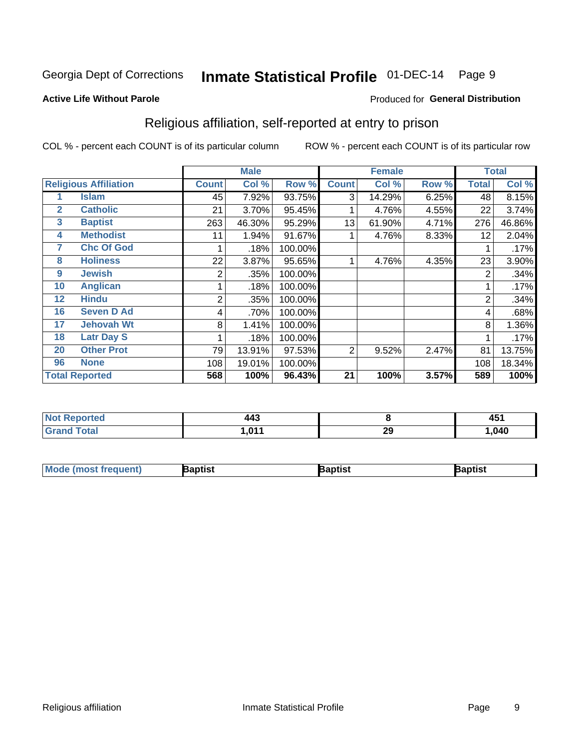Georgia Dept of Corrections **Inmate Statistical Profile** 01-DEC-14

**Active Life Without Parole**

Produced for **General Distribution**

## Religious affiliation, self-reported at entry to prison

COL % - percent each COUNT is of its particular column ROW % - percent each COUNT is of its particular row

| Religious Affiliation | | Male | | | Female | | | Total | |
|---|---|---|---|---|---|---|---|---|---|
| | | Count | Col % | Row % | Count | Col % | Row % | Total | Col % |
| 1 | Islam | 45 | 7.92% | 93.75% | 3 | 14.29% | 6.25% | 48 | 8.15% |
| 2 | Catholic | 21 | 3.70% | 95.45% | 1 | 4.76% | 4.55% | 22 | 3.74% |
| 3 | Baptist | 263 | 46.30% | 95.29% | 13 | 61.90% | 4.71% | 276 | 46.86% |
| 4 | Methodist | 11 | 1.94% | 91.67% | 1 | 4.76% | 8.33% | 12 | 2.04% |
| 7 | Chc Of God | 1 | .18% | 100.00% | | | | 1 | .17% |
| 8 | Holiness | 22 | 3.87% | 95.65% | 1 | 4.76% | 4.35% | 23 | 3.90% |
| 9 | Jewish | 2 | .35% | 100.00% | | | | 2 | .34% |
| 10 | Anglican | 1 | .18% | 100.00% | | | | 1 | .17% |
| 12 | Hindu | 2 | .35% | 100.00% | | | | 2 | .34% |
| 16 | Seven D Ad | 4 | .70% | 100.00% | | | | 4 | .68% |
| 17 | Jehovah Wt | 8 | 1.41% | 100.00% | | | | 8 | 1.36% |
| 18 | Latr Day S | 1 | .18% | 100.00% | | | | 1 | .17% |
| 20 | Other Prot | 79 | 13.91% | 97.53% | 2 | 9.52% | 2.47% | 81 | 13.75% |
| 96 | None | 108 | 19.01% | 100.00% | | | | 108 | 18.34% |
| **Total Reported** | | **568** | **100%** | **96.43%** | **21** | **100%** | **3.57%** | **589** | **100%** |

| | Male | Female | Total |
|---|---|---|---|
| Not Reported | 443 | 8 | 451 |
| Grand Total | 1,011 | 29 | 1,040 |

| | Male | Female | Total |
|---|---|---|---|
| Mode (most frequent) | Baptist | Baptist | Baptist |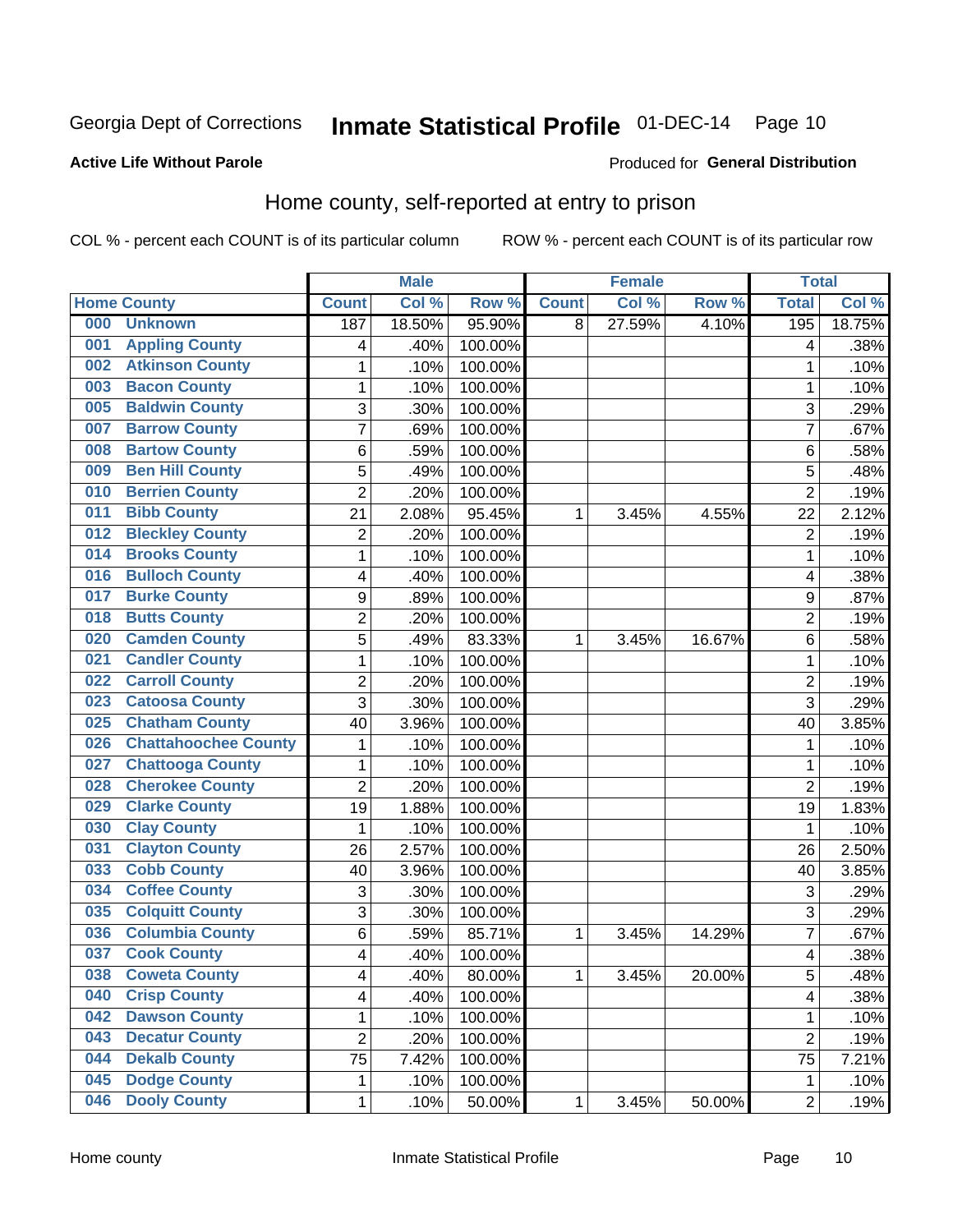Georgia Dept of Corrections **Inmate Statistical Profile** 01-DEC-14

**Active Life Without Parole**

Produced for **General Distribution**

## Home county, self-reported at entry to prison

COL % - percent each COUNT is of its particular column ROW % - percent each COUNT is of its particular row

| Home County | Male | | | Female | | | Total | |
|---|---|---|---|---|---|---|---|---|
| | Count | Col % | Row % | Count | Col % | Row % | Total | Col % |
| 000 Unknown | 187 | 18.50% | 95.90% | 8 | 27.59% | 4.10% | 195 | 18.75% |
| 001 Appling County | 4 | .40% | 100.00% | | | | 4 | .38% |
| 002 Atkinson County | 1 | .10% | 100.00% | | | | 1 | .10% |
| 003 Bacon County | 1 | .10% | 100.00% | | | | 1 | .10% |
| 005 Baldwin County | 3 | .30% | 100.00% | | | | 3 | .29% |
| 007 Barrow County | 7 | .69% | 100.00% | | | | 7 | .67% |
| 008 Bartow County | 6 | .59% | 100.00% | | | | 6 | .58% |
| 009 Ben Hill County | 5 | .49% | 100.00% | | | | 5 | .48% |
| 010 Berrien County | 2 | .20% | 100.00% | | | | 2 | .19% |
| 011 Bibb County | 21 | 2.08% | 95.45% | 1 | 3.45% | 4.55% | 22 | 2.12% |
| 012 Bleckley County | 2 | .20% | 100.00% | | | | 2 | .19% |
| 014 Brooks County | 1 | .10% | 100.00% | | | | 1 | .10% |
| 016 Bulloch County | 4 | .40% | 100.00% | | | | 4 | .38% |
| 017 Burke County | 9 | .89% | 100.00% | | | | 9 | .87% |
| 018 Butts County | 2 | .20% | 100.00% | | | | 2 | .19% |
| 020 Camden County | 5 | .49% | 83.33% | 1 | 3.45% | 16.67% | 6 | .58% |
| 021 Candler County | 1 | .10% | 100.00% | | | | 1 | .10% |
| 022 Carroll County | 2 | .20% | 100.00% | | | | 2 | .19% |
| 023 Catoosa County | 3 | .30% | 100.00% | | | | 3 | .29% |
| 025 Chatham County | 40 | 3.96% | 100.00% | | | | 40 | 3.85% |
| 026 Chattahoochee County | 1 | .10% | 100.00% | | | | 1 | .10% |
| 027 Chattooga County | 1 | .10% | 100.00% | | | | 1 | .10% |
| 028 Cherokee County | 2 | .20% | 100.00% | | | | 2 | .19% |
| 029 Clarke County | 19 | 1.88% | 100.00% | | | | 19 | 1.83% |
| 030 Clay County | 1 | .10% | 100.00% | | | | 1 | .10% |
| 031 Clayton County | 26 | 2.57% | 100.00% | | | | 26 | 2.50% |
| 033 Cobb County | 40 | 3.96% | 100.00% | | | | 40 | 3.85% |
| 034 Coffee County | 3 | .30% | 100.00% | | | | 3 | .29% |
| 035 Colquitt County | 3 | .30% | 100.00% | | | | 3 | .29% |
| 036 Columbia County | 6 | .59% | 85.71% | 1 | 3.45% | 14.29% | 7 | .67% |
| 037 Cook County | 4 | .40% | 100.00% | | | | 4 | .38% |
| 038 Coweta County | 4 | .40% | 80.00% | 1 | 3.45% | 20.00% | 5 | .48% |
| 040 Crisp County | 4 | .40% | 100.00% | | | | 4 | .38% |
| 042 Dawson County | 1 | .10% | 100.00% | | | | 1 | .10% |
| 043 Decatur County | 2 | .20% | 100.00% | | | | 2 | .19% |
| 044 Dekalb County | 75 | 7.42% | 100.00% | | | | 75 | 7.21% |
| 045 Dodge County | 1 | .10% | 100.00% | | | | 1 | .10% |
| 046 Dooly County | 1 | .10% | 50.00% | 1 | 3.45% | 50.00% | 2 | .19% |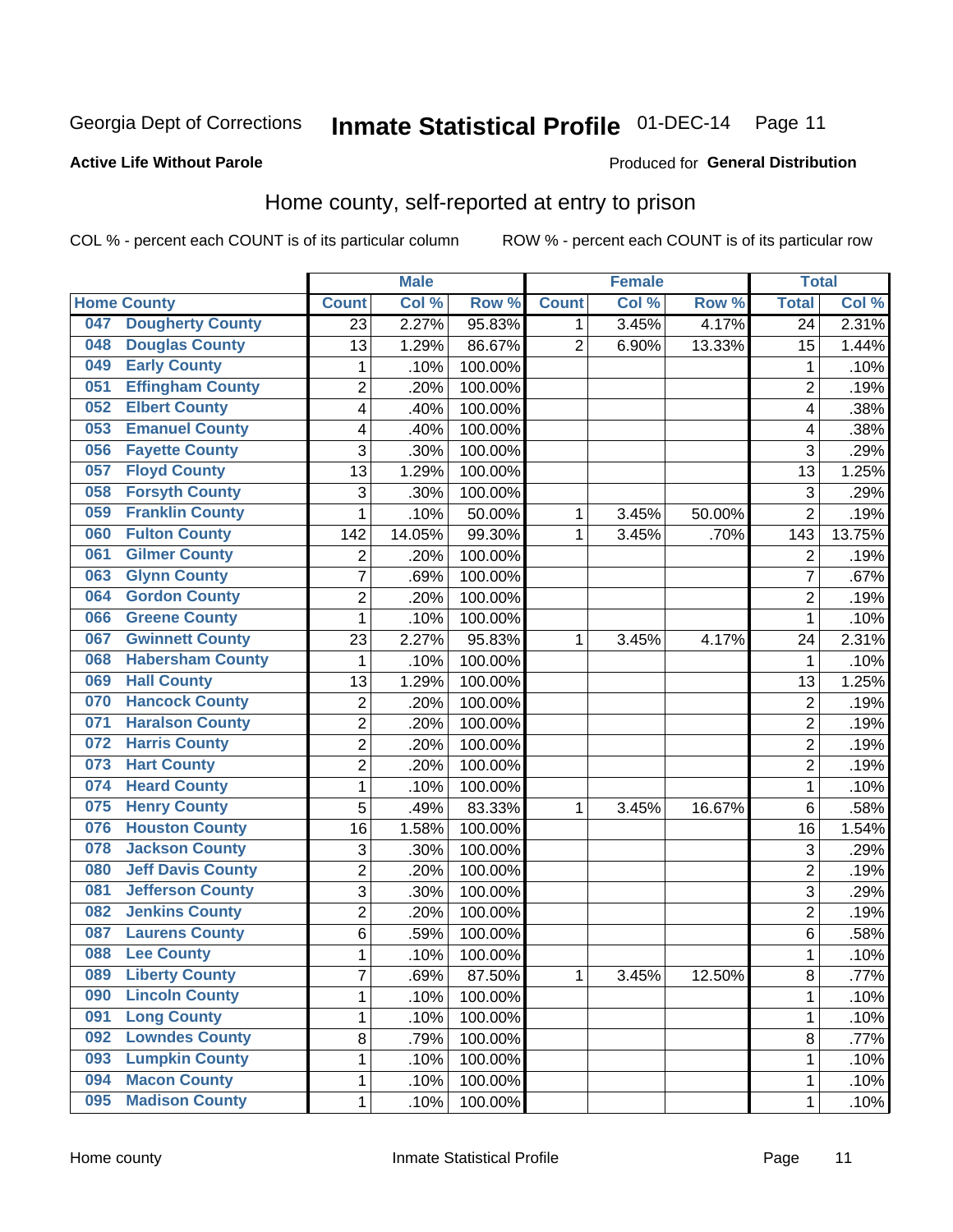Georgia Dept of Corrections **Inmate Statistical Profile** 01-DEC-14

**Active Life Without Parole**

Produced for **General Distribution**

## Home county, self-reported at entry to prison

COL % - percent each COUNT is of its particular column    ROW % - percent each COUNT is of its particular row

| Home County | Male | | | Female | | | Total | |
|---|---|---|---|---|---|---|---|---|
| | Count | Col % | Row % | Count | Col % | Row % | Total | Col % |
| 047 Dougherty County | 23 | 2.27% | 95.83% | 1 | 3.45% | 4.17% | 24 | 2.31% |
| 048 Douglas County | 13 | 1.29% | 86.67% | 2 | 6.90% | 13.33% | 15 | 1.44% |
| 049 Early County | 1 | .10% | 100.00% | | | | 1 | .10% |
| 051 Effingham County | 2 | .20% | 100.00% | | | | 2 | .19% |
| 052 Elbert County | 4 | .40% | 100.00% | | | | 4 | .38% |
| 053 Emanuel County | 4 | .40% | 100.00% | | | | 4 | .38% |
| 056 Fayette County | 3 | .30% | 100.00% | | | | 3 | .29% |
| 057 Floyd County | 13 | 1.29% | 100.00% | | | | 13 | 1.25% |
| 058 Forsyth County | 3 | .30% | 100.00% | | | | 3 | .29% |
| 059 Franklin County | 1 | .10% | 50.00% | 1 | 3.45% | 50.00% | 2 | .19% |
| 060 Fulton County | 142 | 14.05% | 99.30% | 1 | 3.45% | .70% | 143 | 13.75% |
| 061 Gilmer County | 2 | .20% | 100.00% | | | | 2 | .19% |
| 063 Glynn County | 7 | .69% | 100.00% | | | | 7 | .67% |
| 064 Gordon County | 2 | .20% | 100.00% | | | | 2 | .19% |
| 066 Greene County | 1 | .10% | 100.00% | | | | 1 | .10% |
| 067 Gwinnett County | 23 | 2.27% | 95.83% | 1 | 3.45% | 4.17% | 24 | 2.31% |
| 068 Habersham County | 1 | .10% | 100.00% | | | | 1 | .10% |
| 069 Hall County | 13 | 1.29% | 100.00% | | | | 13 | 1.25% |
| 070 Hancock County | 2 | .20% | 100.00% | | | | 2 | .19% |
| 071 Haralson County | 2 | .20% | 100.00% | | | | 2 | .19% |
| 072 Harris County | 2 | .20% | 100.00% | | | | 2 | .19% |
| 073 Hart County | 2 | .20% | 100.00% | | | | 2 | .19% |
| 074 Heard County | 1 | .10% | 100.00% | | | | 1 | .10% |
| 075 Henry County | 5 | .49% | 83.33% | 1 | 3.45% | 16.67% | 6 | .58% |
| 076 Houston County | 16 | 1.58% | 100.00% | | | | 16 | 1.54% |
| 078 Jackson County | 3 | .30% | 100.00% | | | | 3 | .29% |
| 080 Jeff Davis County | 2 | .20% | 100.00% | | | | 2 | .19% |
| 081 Jefferson County | 3 | .30% | 100.00% | | | | 3 | .29% |
| 082 Jenkins County | 2 | .20% | 100.00% | | | | 2 | .19% |
| 087 Laurens County | 6 | .59% | 100.00% | | | | 6 | .58% |
| 088 Lee County | 1 | .10% | 100.00% | | | | 1 | .10% |
| 089 Liberty County | 7 | .69% | 87.50% | 1 | 3.45% | 12.50% | 8 | .77% |
| 090 Lincoln County | 1 | .10% | 100.00% | | | | 1 | .10% |
| 091 Long County | 1 | .10% | 100.00% | | | | 1 | .10% |
| 092 Lowndes County | 8 | .79% | 100.00% | | | | 8 | .77% |
| 093 Lumpkin County | 1 | .10% | 100.00% | | | | 1 | .10% |
| 094 Macon County | 1 | .10% | 100.00% | | | | 1 | .10% |
| 095 Madison County | 1 | .10% | 100.00% | | | | 1 | .10% |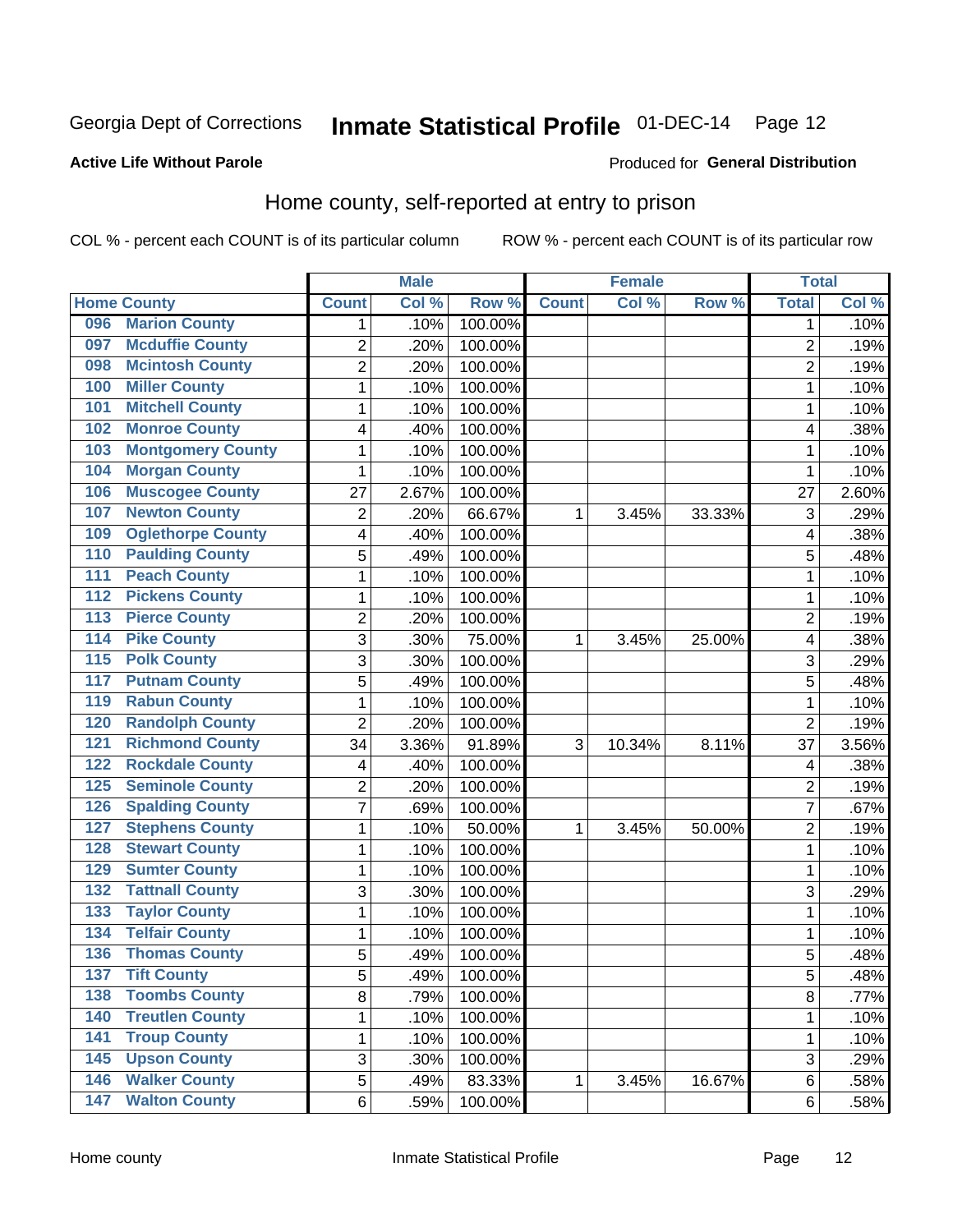Georgia Dept of Corrections **Inmate Statistical Profile** 01-DEC-14

**Active Life Without Parole**

Produced for **General Distribution**

## Home county, self-reported at entry to prison

COL % - percent each COUNT is of its particular column ROW % - percent each COUNT is of its particular row

| Home County | | Male | | | Female | | | Total | |
|---|---|---|---|---|---|---|---|---|---|
| | | Count | Col % | Row % | Count | Col % | Row % | Total | Col % |
| 096 | Marion County | 1 | .10% | 100.00% | | | | 1 | .10% |
| 097 | Mcduffie County | 2 | .20% | 100.00% | | | | 2 | .19% |
| 098 | Mcintosh County | 2 | .20% | 100.00% | | | | 2 | .19% |
| 100 | Miller County | 1 | .10% | 100.00% | | | | 1 | .10% |
| 101 | Mitchell County | 1 | .10% | 100.00% | | | | 1 | .10% |
| 102 | Monroe County | 4 | .40% | 100.00% | | | | 4 | .38% |
| 103 | Montgomery County | 1 | .10% | 100.00% | | | | 1 | .10% |
| 104 | Morgan County | 1 | .10% | 100.00% | | | | 1 | .10% |
| 106 | Muscogee County | 27 | 2.67% | 100.00% | | | | 27 | 2.60% |
| 107 | Newton County | 2 | .20% | 66.67% | 1 | 3.45% | 33.33% | 3 | .29% |
| 109 | Oglethorpe County | 4 | .40% | 100.00% | | | | 4 | .38% |
| 110 | Paulding County | 5 | .49% | 100.00% | | | | 5 | .48% |
| 111 | Peach County | 1 | .10% | 100.00% | | | | 1 | .10% |
| 112 | Pickens County | 1 | .10% | 100.00% | | | | 1 | .10% |
| 113 | Pierce County | 2 | .20% | 100.00% | | | | 2 | .19% |
| 114 | Pike County | 3 | .30% | 75.00% | 1 | 3.45% | 25.00% | 4 | .38% |
| 115 | Polk County | 3 | .30% | 100.00% | | | | 3 | .29% |
| 117 | Putnam County | 5 | .49% | 100.00% | | | | 5 | .48% |
| 119 | Rabun County | 1 | .10% | 100.00% | | | | 1 | .10% |
| 120 | Randolph County | 2 | .20% | 100.00% | | | | 2 | .19% |
| 121 | Richmond County | 34 | 3.36% | 91.89% | 3 | 10.34% | 8.11% | 37 | 3.56% |
| 122 | Rockdale County | 4 | .40% | 100.00% | | | | 4 | .38% |
| 125 | Seminole County | 2 | .20% | 100.00% | | | | 2 | .19% |
| 126 | Spalding County | 7 | .69% | 100.00% | | | | 7 | .67% |
| 127 | Stephens County | 1 | .10% | 50.00% | 1 | 3.45% | 50.00% | 2 | .19% |
| 128 | Stewart County | 1 | .10% | 100.00% | | | | 1 | .10% |
| 129 | Sumter County | 1 | .10% | 100.00% | | | | 1 | .10% |
| 132 | Tattnall County | 3 | .30% | 100.00% | | | | 3 | .29% |
| 133 | Taylor County | 1 | .10% | 100.00% | | | | 1 | .10% |
| 134 | Telfair County | 1 | .10% | 100.00% | | | | 1 | .10% |
| 136 | Thomas County | 5 | .49% | 100.00% | | | | 5 | .48% |
| 137 | Tift County | 5 | .49% | 100.00% | | | | 5 | .48% |
| 138 | Toombs County | 8 | .79% | 100.00% | | | | 8 | .77% |
| 140 | Treutlen County | 1 | .10% | 100.00% | | | | 1 | .10% |
| 141 | Troup County | 1 | .10% | 100.00% | | | | 1 | .10% |
| 145 | Upson County | 3 | .30% | 100.00% | | | | 3 | .29% |
| 146 | Walker County | 5 | .49% | 83.33% | 1 | 3.45% | 16.67% | 6 | .58% |
| 147 | Walton County | 6 | .59% | 100.00% | | | | 6 | .58% |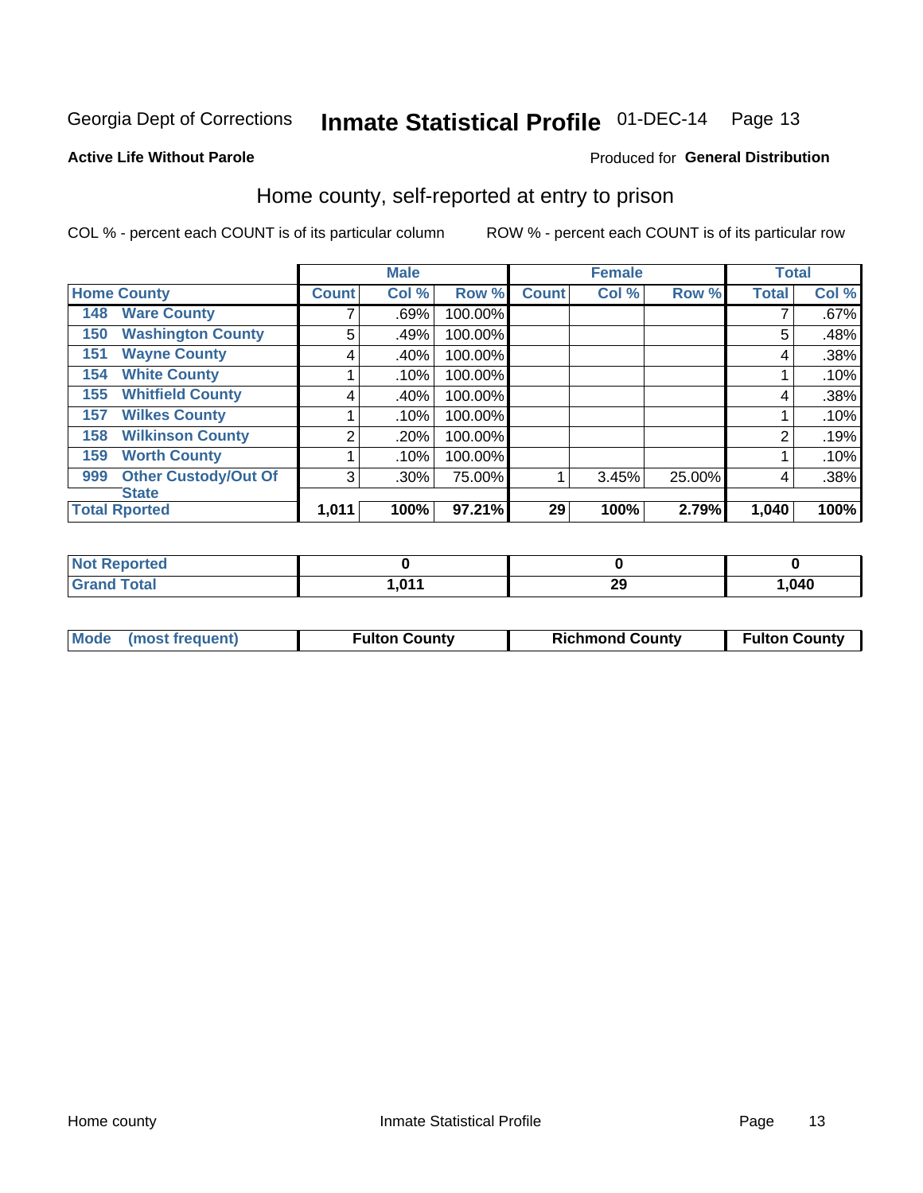Georgia Dept of Corrections **Inmate Statistical Profile** 01-DEC-14 Page 13

**Active Life Without Parole**

Produced for **General Distribution**

## Home county, self-reported at entry to prison

COL % - percent each COUNT is of its particular column

ROW % - percent each COUNT is of its particular row

| | | Male | | | Female | | | Total | |
|---|---|---|---|---|---|---|---|---|---|
| **Home County** | | **Count** | **Col %** | **Row %** | **Count** | **Col %** | **Row %** | **Total** | **Col %** |
| 148 | Ware County | 7 | .69% | 100.00% | | | | 7 | .67% |
| 150 | Washington County | 5 | .49% | 100.00% | | | | 5 | .48% |
| 151 | Wayne County | 4 | .40% | 100.00% | | | | 4 | .38% |
| 154 | White County | 1 | .10% | 100.00% | | | | 1 | .10% |
| 155 | Whitfield County | 4 | .40% | 100.00% | | | | 4 | .38% |
| 157 | Wilkes County | 1 | .10% | 100.00% | | | | 1 | .10% |
| 158 | Wilkinson County | 2 | .20% | 100.00% | | | | 2 | .19% |
| 159 | Worth County | 1 | .10% | 100.00% | | | | 1 | .10% |
| 999 | Other Custody/Out Of State | 3 | .30% | 75.00% | 1 | 3.45% | 25.00% | 4 | .38% |
| **Total Rported** | | **1,011** | **100%** | **97.21%** | **29** | **100%** | **2.79%** | **1,040** | **100%** |

| | Male | Female | Total |
|---|---|---|---|
| **Not Reported** | **0** | **0** | **0** |
| **Grand Total** | **1,011** | **29** | **1,040** |

| | Male | Female | Total |
|---|---|---|---|
| **Mode (most frequent)** | **Fulton County** | **Richmond County** | **Fulton County** |

Home county Inmate Statistical Profile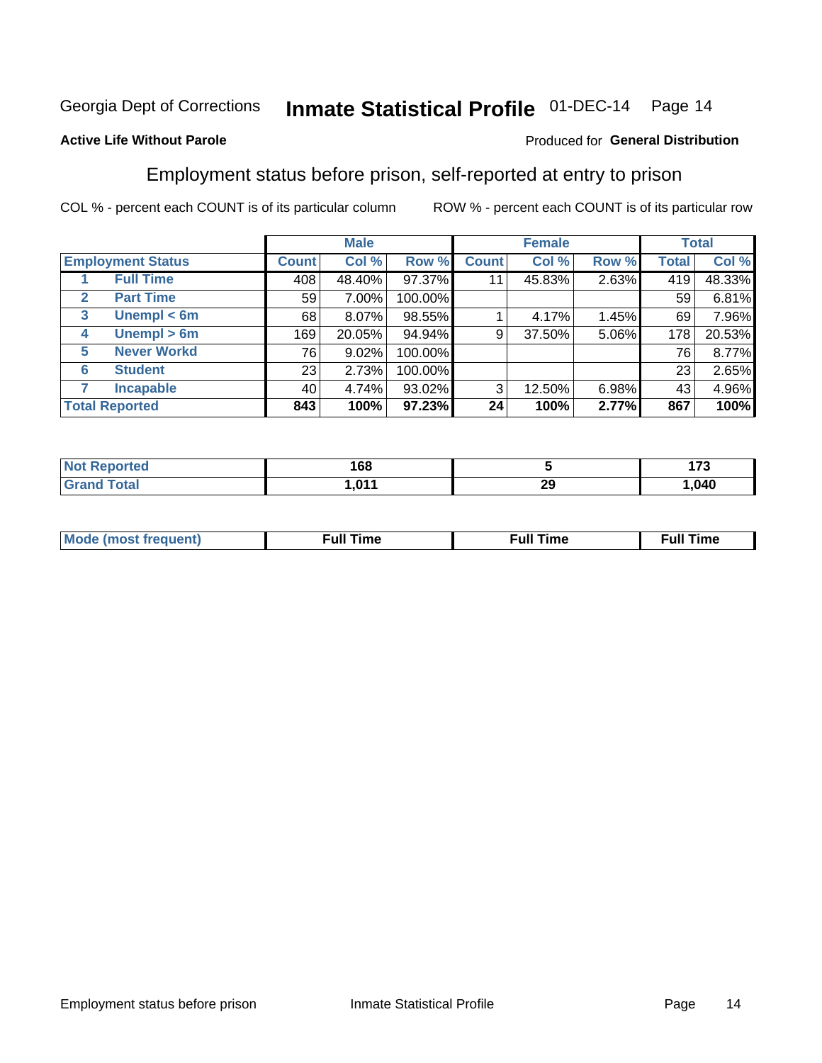Georgia Dept of Corrections **Inmate Statistical Profile** 01-DEC-14

**Active Life Without Parole**

Produced for **General Distribution**

## Employment status before prison, self-reported at entry to prison

COL % - percent each COUNT is of its particular column     ROW % - percent each COUNT is of its particular row

| Employment Status | | Male | | | Female | | | Total | |
|---|---|---|---|---|---|---|---|---|---|
| | | Count | Col % | Row % | Count | Col % | Row % | Total | Col % |
| 1 | Full Time | 408 | 48.40% | 97.37% | 11 | 45.83% | 2.63% | 419 | 48.33% |
| 2 | Part Time | 59 | 7.00% | 100.00% | | | | 59 | 6.81% |
| 3 | Unempl < 6m | 68 | 8.07% | 98.55% | 1 | 4.17% | 1.45% | 69 | 7.96% |
| 4 | Unempl > 6m | 169 | 20.05% | 94.94% | 9 | 37.50% | 5.06% | 178 | 20.53% |
| 5 | Never Workd | 76 | 9.02% | 100.00% | | | | 76 | 8.77% |
| 6 | Student | 23 | 2.73% | 100.00% | | | | 23 | 2.65% |
| 7 | Incapable | 40 | 4.74% | 93.02% | 3 | 12.50% | 6.98% | 43 | 4.96% |
| **Total Reported** | | **843** | **100%** | **97.23%** | **24** | **100%** | **2.77%** | **867** | **100%** |

| | Male | Female | Total |
|---|---|---|---|
| Not Reported | 168 | 5 | 173 |
| Grand Total | 1,011 | 29 | 1,040 |

| | Male | Female | Total |
|---|---|---|---|
| Mode (most frequent) | Full Time | Full Time | Full Time |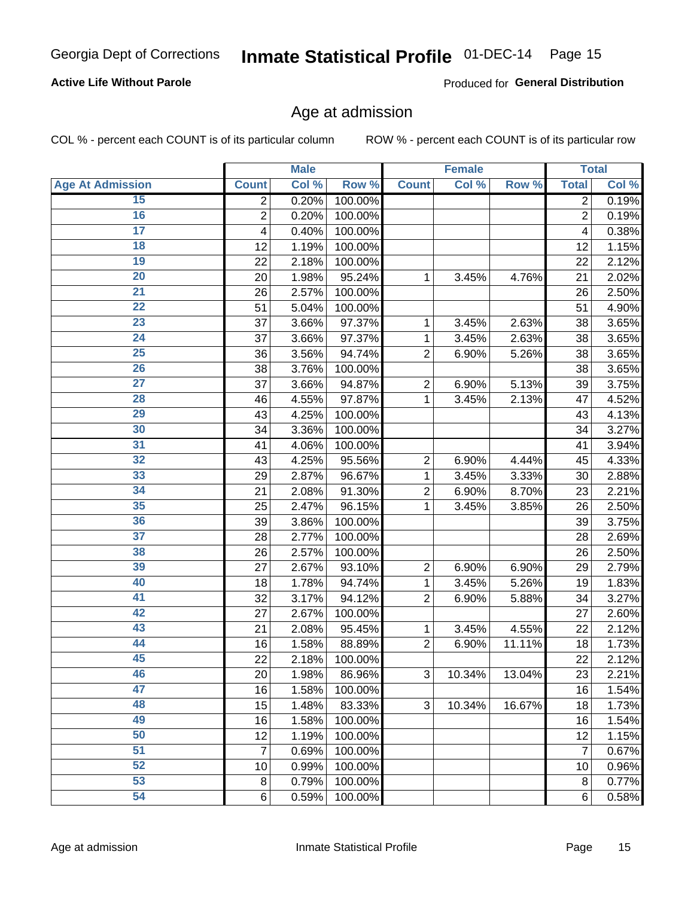**Active Life Without Parole**

Produced for **General Distribution**

## Age at admission

COL % - percent each COUNT is of its particular column

ROW % - percent each COUNT is of its particular row

| | Male | | | Female | | | Total | |
|---|---|---|---|---|---|---|---|---|
| **Age At Admission** | **Count** | **Col %** | **Row %** | **Count** | **Col %** | **Row %** | **Total** | **Col %** |
| 15 | 2 | 0.20% | 100.00% | | | | 2 | 0.19% |
| 16 | 2 | 0.20% | 100.00% | | | | 2 | 0.19% |
| 17 | 4 | 0.40% | 100.00% | | | | 4 | 0.38% |
| 18 | 12 | 1.19% | 100.00% | | | | 12 | 1.15% |
| 19 | 22 | 2.18% | 100.00% | | | | 22 | 2.12% |
| 20 | 20 | 1.98% | 95.24% | 1 | 3.45% | 4.76% | 21 | 2.02% |
| 21 | 26 | 2.57% | 100.00% | | | | 26 | 2.50% |
| 22 | 51 | 5.04% | 100.00% | | | | 51 | 4.90% |
| 23 | 37 | 3.66% | 97.37% | 1 | 3.45% | 2.63% | 38 | 3.65% |
| 24 | 37 | 3.66% | 97.37% | 1 | 3.45% | 2.63% | 38 | 3.65% |
| 25 | 36 | 3.56% | 94.74% | 2 | 6.90% | 5.26% | 38 | 3.65% |
| 26 | 38 | 3.76% | 100.00% | | | | 38 | 3.65% |
| 27 | 37 | 3.66% | 94.87% | 2 | 6.90% | 5.13% | 39 | 3.75% |
| 28 | 46 | 4.55% | 97.87% | 1 | 3.45% | 2.13% | 47 | 4.52% |
| 29 | 43 | 4.25% | 100.00% | | | | 43 | 4.13% |
| 30 | 34 | 3.36% | 100.00% | | | | 34 | 3.27% |
| 31 | 41 | 4.06% | 100.00% | | | | 41 | 3.94% |
| 32 | 43 | 4.25% | 95.56% | 2 | 6.90% | 4.44% | 45 | 4.33% |
| 33 | 29 | 2.87% | 96.67% | 1 | 3.45% | 3.33% | 30 | 2.88% |
| 34 | 21 | 2.08% | 91.30% | 2 | 6.90% | 8.70% | 23 | 2.21% |
| 35 | 25 | 2.47% | 96.15% | 1 | 3.45% | 3.85% | 26 | 2.50% |
| 36 | 39 | 3.86% | 100.00% | | | | 39 | 3.75% |
| 37 | 28 | 2.77% | 100.00% | | | | 28 | 2.69% |
| 38 | 26 | 2.57% | 100.00% | | | | 26 | 2.50% |
| 39 | 27 | 2.67% | 93.10% | 2 | 6.90% | 6.90% | 29 | 2.79% |
| 40 | 18 | 1.78% | 94.74% | 1 | 3.45% | 5.26% | 19 | 1.83% |
| 41 | 32 | 3.17% | 94.12% | 2 | 6.90% | 5.88% | 34 | 3.27% |
| 42 | 27 | 2.67% | 100.00% | | | | 27 | 2.60% |
| 43 | 21 | 2.08% | 95.45% | 1 | 3.45% | 4.55% | 22 | 2.12% |
| 44 | 16 | 1.58% | 88.89% | 2 | 6.90% | 11.11% | 18 | 1.73% |
| 45 | 22 | 2.18% | 100.00% | | | | 22 | 2.12% |
| 46 | 20 | 1.98% | 86.96% | 3 | 10.34% | 13.04% | 23 | 2.21% |
| 47 | 16 | 1.58% | 100.00% | | | | 16 | 1.54% |
| 48 | 15 | 1.48% | 83.33% | 3 | 10.34% | 16.67% | 18 | 1.73% |
| 49 | 16 | 1.58% | 100.00% | | | | 16 | 1.54% |
| 50 | 12 | 1.19% | 100.00% | | | | 12 | 1.15% |
| 51 | 7 | 0.69% | 100.00% | | | | 7 | 0.67% |
| 52 | 10 | 0.99% | 100.00% | | | | 10 | 0.96% |
| 53 | 8 | 0.79% | 100.00% | | | | 8 | 0.77% |
| 54 | 6 | 0.59% | 100.00% | | | | 6 | 0.58% |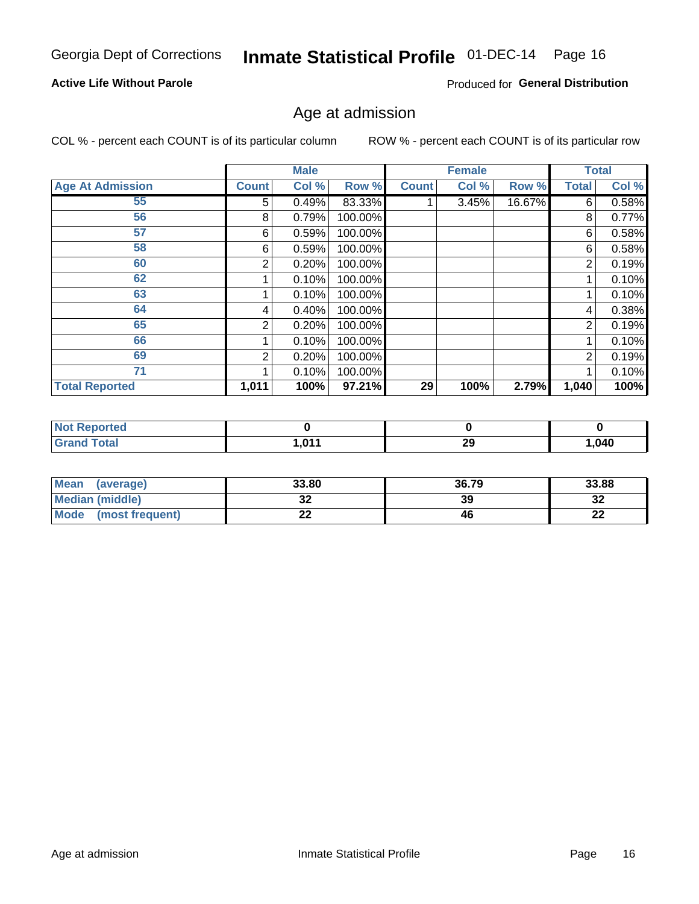Georgia Dept of Corrections **Inmate Statistical Profile** 01-DEC-14

**Active Life Without Parole** Produced for **General Distribution**

## Age at admission

COL % - percent each COUNT is of its particular column ROW % - percent each COUNT is of its particular row

| | Male | | | Female | | | Total | |
|---|---|---|---|---|---|---|---|---|
| **Age At Admission** | **Count** | **Col %** | **Row %** | **Count** | **Col %** | **Row %** | **Total** | **Col %** |
| 55 | 5 | 0.49% | 83.33% | 1 | 3.45% | 16.67% | 6 | 0.58% |
| 56 | 8 | 0.79% | 100.00% | | | | 8 | 0.77% |
| 57 | 6 | 0.59% | 100.00% | | | | 6 | 0.58% |
| 58 | 6 | 0.59% | 100.00% | | | | 6 | 0.58% |
| 60 | 2 | 0.20% | 100.00% | | | | 2 | 0.19% |
| 62 | 1 | 0.10% | 100.00% | | | | 1 | 0.10% |
| 63 | 1 | 0.10% | 100.00% | | | | 1 | 0.10% |
| 64 | 4 | 0.40% | 100.00% | | | | 4 | 0.38% |
| 65 | 2 | 0.20% | 100.00% | | | | 2 | 0.19% |
| 66 | 1 | 0.10% | 100.00% | | | | 1 | 0.10% |
| 69 | 2 | 0.20% | 100.00% | | | | 2 | 0.19% |
| 71 | 1 | 0.10% | 100.00% | | | | 1 | 0.10% |
| **Total Reported** | **1,011** | **100%** | **97.21%** | **29** | **100%** | **2.79%** | **1,040** | **100%** |

| | Male | Female | Total |
|---|---|---|---|
| **Not Reported** | **0** | **0** | **0** |
| **Grand Total** | **1,011** | **29** | **1,040** |

| | Male | Female | Total |
|---|---|---|---|
| **Mean (average)** | **33.80** | **36.79** | **33.88** |
| **Median (middle)** | **32** | **39** | **32** |
| **Mode (most frequent)** | **22** | **46** | **22** |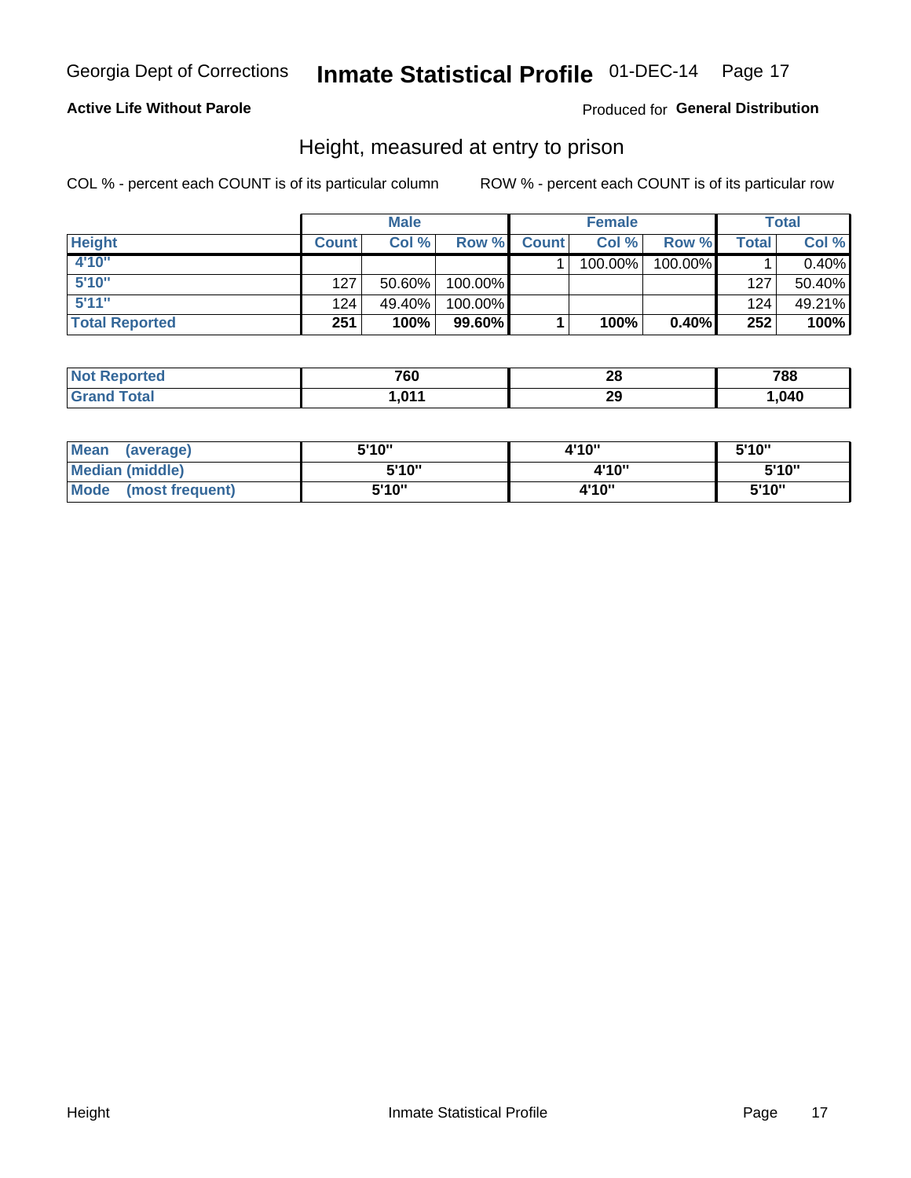Georgia Dept of Corrections **Inmate Statistical Profile** 01-DEC-14

**Active Life Without Parole**

Produced for **General Distribution**

## Height, measured at entry to prison

COL % - percent each COUNT is of its particular column

ROW % - percent each COUNT is of its particular row

| | Male | | | Female | | | Total | |
|---|---|---|---|---|---|---|---|---|
| **Height** | **Count** | **Col %** | **Row %** | **Count** | **Col %** | **Row %** | **Total** | **Col %** |
| **4'10"** | | | | 1 | 100.00% | 100.00% | 1 | 0.40% |
| **5'10"** | 127 | 50.60% | 100.00% | | | | 127 | 50.40% |
| **5'11"** | 124 | 49.40% | 100.00% | | | | 124 | 49.21% |
| **Total Reported** | **251** | **100%** | **99.60%** | **1** | **100%** | **0.40%** | **252** | **100%** |

| | Male | Female | Total |
|---|---|---|---|
| **Not Reported** | **760** | **28** | **788** |
| **Grand Total** | **1,011** | **29** | **1,040** |

| | Male | Female | Total |
|---|---|---|---|
| **Mean (average)** | **5'10"** | **4'10"** | **5'10"** |
| **Median (middle)** | **5'10"** | **4'10"** | **5'10"** |
| **Mode (most frequent)** | **5'10"** | **4'10"** | **5'10"** |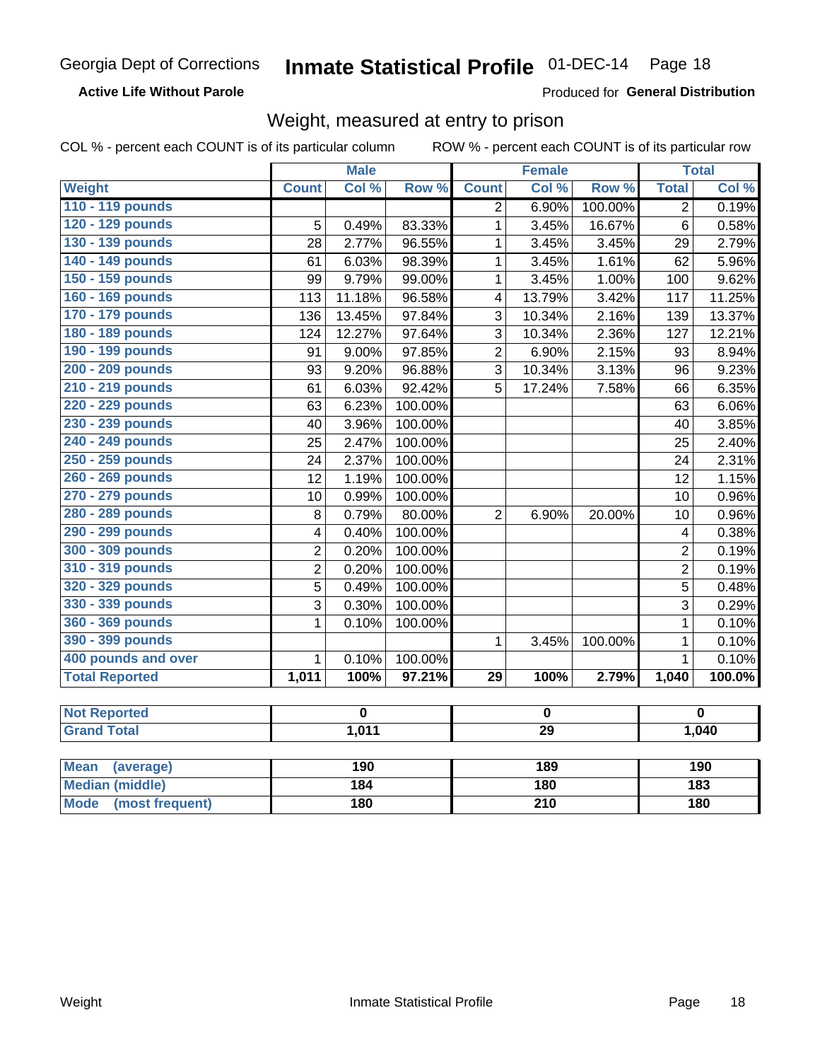Georgia Dept of Corrections **Inmate Statistical Profile** 01-DEC-14

**Active Life Without Parole**

Produced for **General Distribution**

## Weight, measured at entry to prison

COL % - percent each COUNT is of its particular column    ROW % - percent each COUNT is of its particular row

| | Male | | | Female | | | Total | |
|---|---|---|---|---|---|---|---|---|
| **Weight** | **Count** | **Col %** | **Row %** | **Count** | **Col %** | **Row %** | **Total** | **Col %** |
| 110 - 119 pounds | | | | 2 | 6.90% | 100.00% | 2 | 0.19% |
| 120 - 129 pounds | 5 | 0.49% | 83.33% | 1 | 3.45% | 16.67% | 6 | 0.58% |
| 130 - 139 pounds | 28 | 2.77% | 96.55% | 1 | 3.45% | 3.45% | 29 | 2.79% |
| 140 - 149 pounds | 61 | 6.03% | 98.39% | 1 | 3.45% | 1.61% | 62 | 5.96% |
| 150 - 159 pounds | 99 | 9.79% | 99.00% | 1 | 3.45% | 1.00% | 100 | 9.62% |
| 160 - 169 pounds | 113 | 11.18% | 96.58% | 4 | 13.79% | 3.42% | 117 | 11.25% |
| 170 - 179 pounds | 136 | 13.45% | 97.84% | 3 | 10.34% | 2.16% | 139 | 13.37% |
| 180 - 189 pounds | 124 | 12.27% | 97.64% | 3 | 10.34% | 2.36% | 127 | 12.21% |
| 190 - 199 pounds | 91 | 9.00% | 97.85% | 2 | 6.90% | 2.15% | 93 | 8.94% |
| 200 - 209 pounds | 93 | 9.20% | 96.88% | 3 | 10.34% | 3.13% | 96 | 9.23% |
| 210 - 219 pounds | 61 | 6.03% | 92.42% | 5 | 17.24% | 7.58% | 66 | 6.35% |
| 220 - 229 pounds | 63 | 6.23% | 100.00% | | | | 63 | 6.06% |
| 230 - 239 pounds | 40 | 3.96% | 100.00% | | | | 40 | 3.85% |
| 240 - 249 pounds | 25 | 2.47% | 100.00% | | | | 25 | 2.40% |
| 250 - 259 pounds | 24 | 2.37% | 100.00% | | | | 24 | 2.31% |
| 260 - 269 pounds | 12 | 1.19% | 100.00% | | | | 12 | 1.15% |
| 270 - 279 pounds | 10 | 0.99% | 100.00% | | | | 10 | 0.96% |
| 280 - 289 pounds | 8 | 0.79% | 80.00% | 2 | 6.90% | 20.00% | 10 | 0.96% |
| 290 - 299 pounds | 4 | 0.40% | 100.00% | | | | 4 | 0.38% |
| 300 - 309 pounds | 2 | 0.20% | 100.00% | | | | 2 | 0.19% |
| 310 - 319 pounds | 2 | 0.20% | 100.00% | | | | 2 | 0.19% |
| 320 - 329 pounds | 5 | 0.49% | 100.00% | | | | 5 | 0.48% |
| 330 - 339 pounds | 3 | 0.30% | 100.00% | | | | 3 | 0.29% |
| 360 - 369 pounds | 1 | 0.10% | 100.00% | | | | 1 | 0.10% |
| 390 - 399 pounds | | | | 1 | 3.45% | 100.00% | 1 | 0.10% |
| 400 pounds and over | 1 | 0.10% | 100.00% | | | | 1 | 0.10% |
| **Total Reported** | **1,011** | **100%** | **97.21%** | **29** | **100%** | **2.79%** | **1,040** | **100.0%** |

| | Male | Female | Total |
|---|---|---|---|
| **Not Reported** | 0 | 0 | 0 |
| **Grand Total** | 1,011 | 29 | 1,040 |

| | Male | Female | Total |
|---|---|---|---|
| **Mean (average)** | 190 | 189 | 190 |
| **Median (middle)** | 184 | 180 | 183 |
| **Mode (most frequent)** | 180 | 210 | 180 |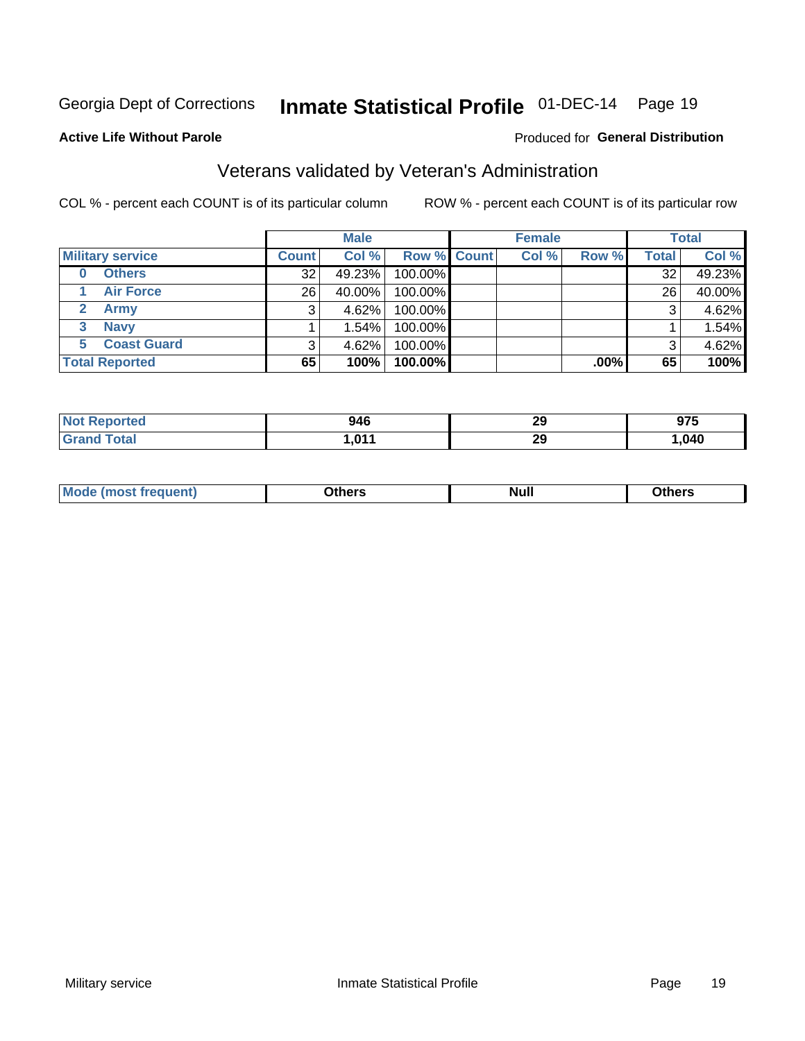Georgia Dept of Corrections **Inmate Statistical Profile** 01-DEC-14

**Active Life Without Parole**

Produced for **General Distribution**

## Veterans validated by Veteran's Administration

COL % - percent each COUNT is of its particular column

ROW % - percent each COUNT is of its particular row

| | Male | | | Female | | | Total | |
|---|---|---|---|---|---|---|---|---|
| **Military service** | **Count** | **Col %** | **Row %** | **Count** | **Col %** | **Row %** | **Total** | **Col %** |
| **0 Others** | 32 | 49.23% | 100.00% | | | | 32 | 49.23% |
| **1 Air Force** | 26 | 40.00% | 100.00% | | | | 26 | 40.00% |
| **2 Army** | 3 | 4.62% | 100.00% | | | | 3 | 4.62% |
| **3 Navy** | 1 | 1.54% | 100.00% | | | | 1 | 1.54% |
| **5 Coast Guard** | 3 | 4.62% | 100.00% | | | | 3 | 4.62% |
| **Total Reported** | **65** | **100%** | **100.00%** | | | **.00%** | **65** | **100%** |

| | Male | Female | Total |
|---|---|---|---|
| **Not Reported** | **946** | **29** | **975** |
| **Grand Total** | **1,011** | **29** | **1,040** |

| | Male | Female | Total |
|---|---|---|---|
| **Mode (most frequent)** | **Others** | **Null** | **Others** |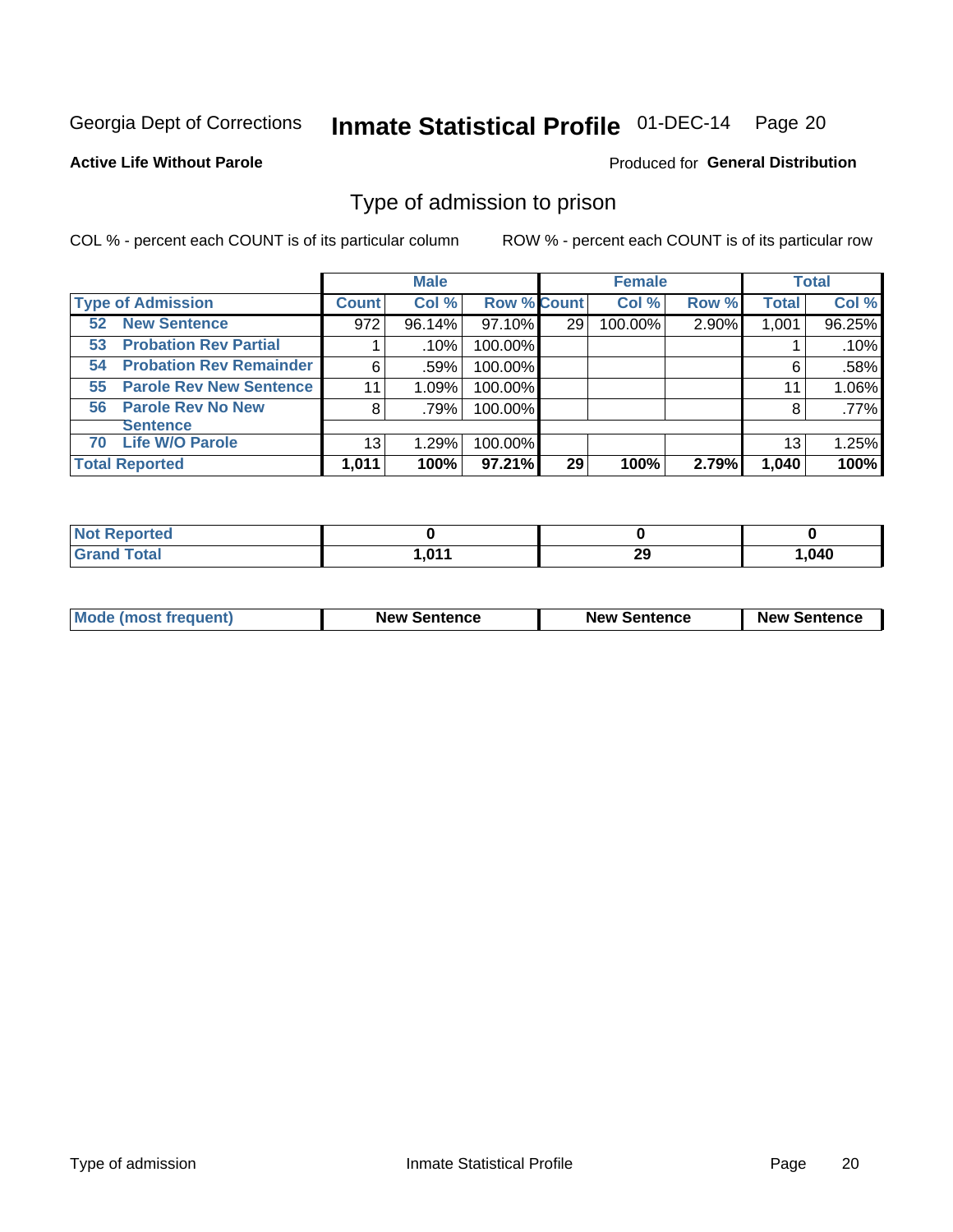Georgia Dept of Corrections **Inmate Statistical Profile** 01-DEC-14

**Active Life Without Parole**

Produced for **General Distribution**

## Type of admission to prison

COL % - percent each COUNT is of its particular column

ROW % - percent each COUNT is of its particular row

| | Male | | | Female | | | Total | |
|---|---|---|---|---|---|---|---|---|
| **Type of Admission** | **Count** | **Col %** | **Row %** | **Count** | **Col %** | **Row %** | **Total** | **Col %** |
| 52 New Sentence | 972 | 96.14% | 97.10% | 29 | 100.00% | 2.90% | 1,001 | 96.25% |
| 53 Probation Rev Partial | 1 | .10% | 100.00% | | | | 1 | .10% |
| 54 Probation Rev Remainder | 6 | .59% | 100.00% | | | | 6 | .58% |
| 55 Parole Rev New Sentence | 11 | 1.09% | 100.00% | | | | 11 | 1.06% |
| 56 Parole Rev No New Sentence | 8 | .79% | 100.00% | | | | 8 | .77% |
| 70 Life W/O Parole | 13 | 1.29% | 100.00% | | | | 13 | 1.25% |
| **Total Reported** | **1,011** | **100%** | **97.21%** | **29** | **100%** | **2.79%** | **1,040** | **100%** |

| | Male | Female | Total |
|---|---|---|---|
| **Not Reported** | **0** | **0** | **0** |
| **Grand Total** | **1,011** | **29** | **1,040** |

| | Male | Female | Total |
|---|---|---|---|
| **Mode (most frequent)** | **New Sentence** | **New Sentence** | **New Sentence** |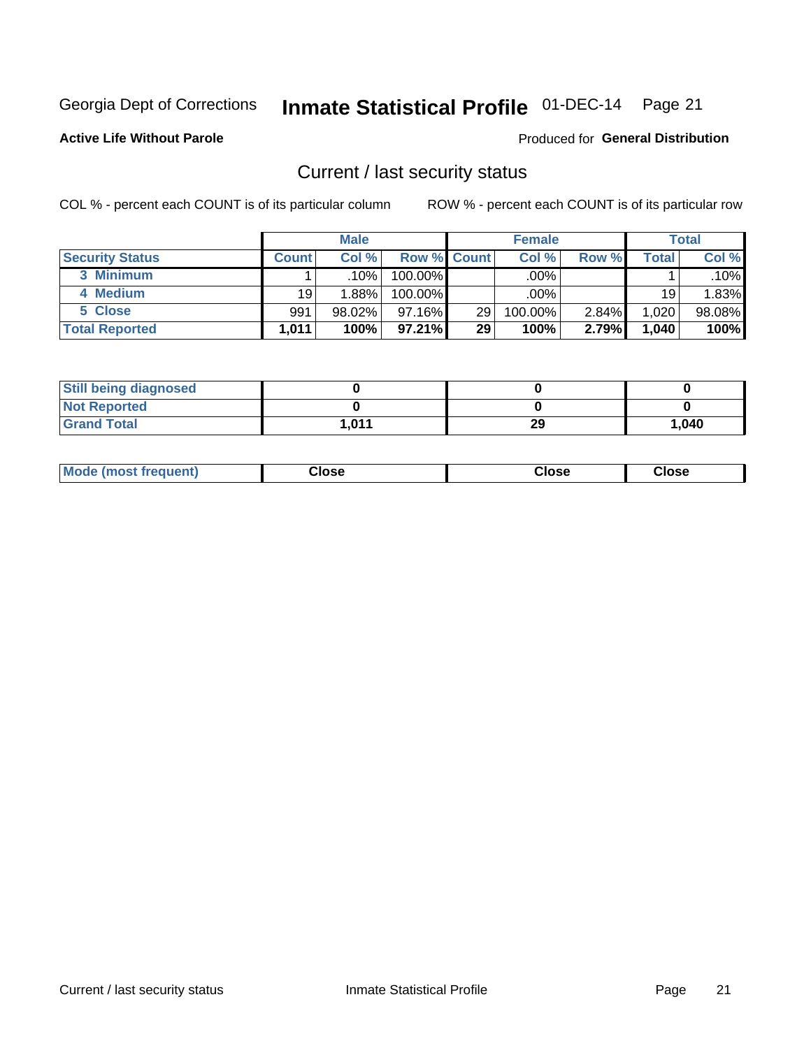Georgia Dept of Corrections **Inmate Statistical Profile** 01-DEC-14

**Active Life Without Parole**

Produced for **General Distribution**

## Current / last security status

COL % - percent each COUNT is of its particular column ROW % - percent each COUNT is of its particular row

| | Male | | | Female | | | Total | |
|---|---|---|---|---|---|---|---|---|
| **Security Status** | **Count** | **Col %** | **Row %** | **Count** | **Col %** | **Row %** | **Total** | **Col %** |
| 3 Minimum | 1 | .10% | 100.00% | | .00% | | 1 | .10% |
| 4 Medium | 19 | 1.88% | 100.00% | | .00% | | 19 | 1.83% |
| 5 Close | 991 | 98.02% | 97.16% | 29 | 100.00% | 2.84% | 1,020 | 98.08% |
| **Total Reported** | **1,011** | **100%** | **97.21%** | **29** | **100%** | **2.79%** | **1,040** | **100%** |

| | Male | Female | Total |
|---|---|---|---|
| Still being diagnosed | 0 | 0 | 0 |
| Not Reported | 0 | 0 | 0 |
| Grand Total | 1,011 | 29 | 1,040 |

| | Male | Female | Total |
|---|---|---|---|
| Mode (most frequent) | Close | Close | Close |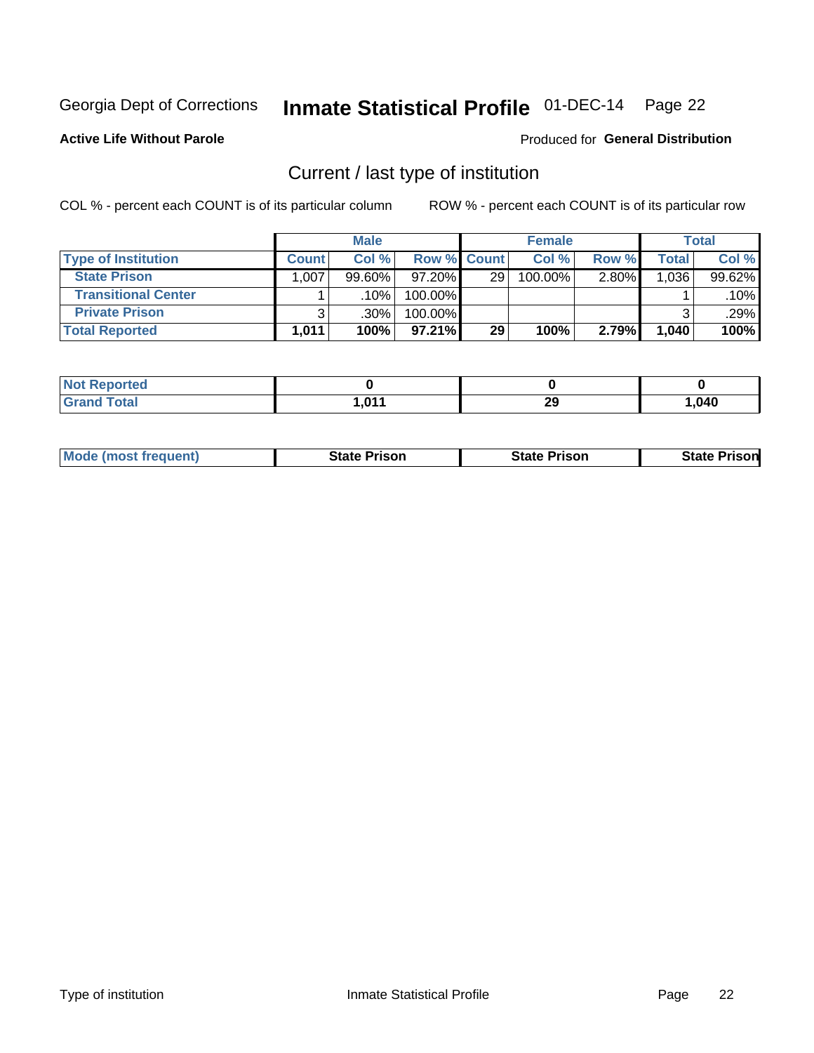Georgia Dept of Corrections **Inmate Statistical Profile** 01-DEC-14 Page 22

**Active Life Without Parole**

Produced for **General Distribution**

## Current / last type of institution

COL % - percent each COUNT is of its particular column

ROW % - percent each COUNT is of its particular row

| | Male | | | Female | | | Total | |
|---|---|---|---|---|---|---|---|---|
| Type of Institution | Count | Col % | Row % | Count | Col % | Row % | Total | Col % |
| State Prison | 1,007 | 99.60% | 97.20% | 29 | 100.00% | 2.80% | 1,036 | 99.62% |
| Transitional Center | 1 | .10% | 100.00% | | | | 1 | .10% |
| Private Prison | 3 | .30% | 100.00% | | | | 3 | .29% |
| **Total Reported** | **1,011** | **100%** | **97.21%** | **29** | **100%** | **2.79%** | **1,040** | **100%** |

| | Male | Female | Total |
|---|---|---|---|
| Not Reported | **0** | **0** | **0** |
| Grand Total | **1,011** | **29** | **1,040** |

| | Male | Female | Total |
|---|---|---|---|
| Mode (most frequent) | **State Prison** | **State Prison** | **State Prison** |

Type of institution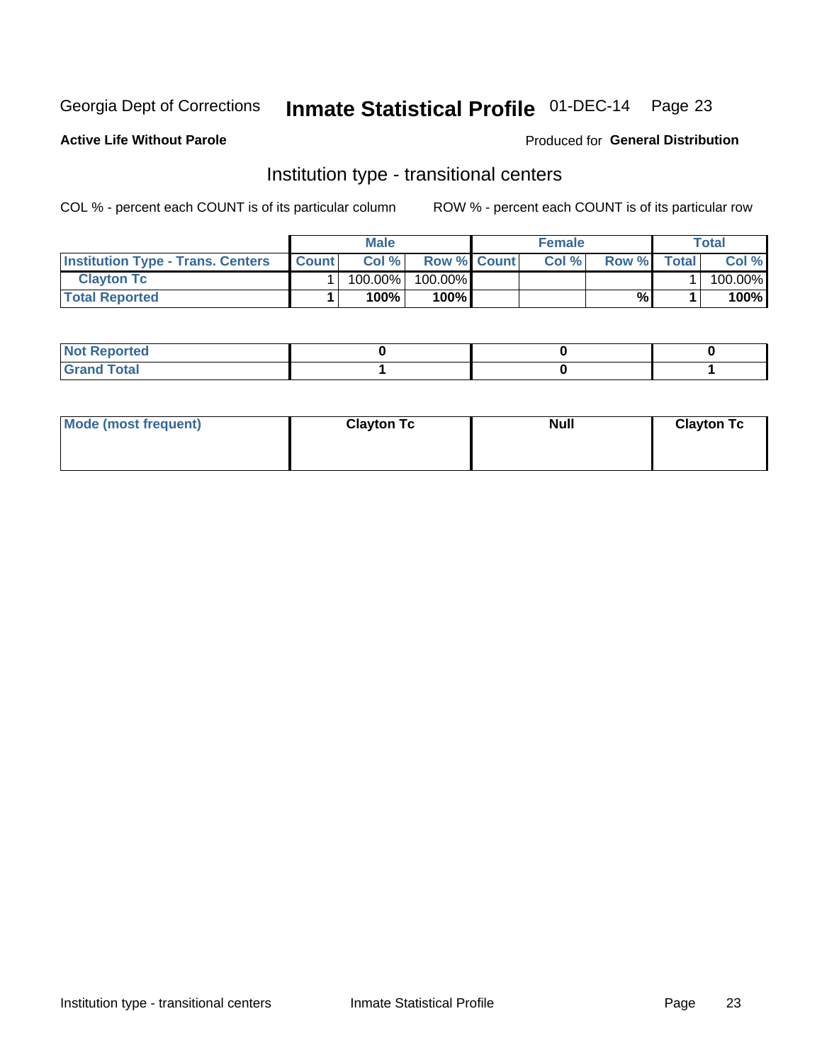Georgia Dept of Corrections **Inmate Statistical Profile** 01-DEC-14 Page 23

**Active Life Without Parole**

Produced for **General Distribution**

## Institution type - transitional centers

COL % - percent each COUNT is of its particular column    ROW % - percent each COUNT is of its particular row

| | Male | | | Female | | | Total | |
|---|---|---|---|---|---|---|---|---|
| **Institution Type - Trans. Centers** | **Count** | **Col %** | **Row %** | **Count** | **Col %** | **Row %** | **Total** | **Col %** |
| **Clayton Tc** | 1 | 100.00% | 100.00% | | | | 1 | 100.00% |
| **Total Reported** | **1** | **100%** | **100%** | | | **%** | **1** | **100%** |

| | Male | Female | Total |
|---|---|---|---|
| **Not Reported** | **0** | **0** | **0** |
| **Grand Total** | **1** | **0** | **1** |

| | Male | Female | Total |
|---|---|---|---|
| **Mode (most frequent)** | **Clayton Tc** | **Null** | **Clayton Tc** |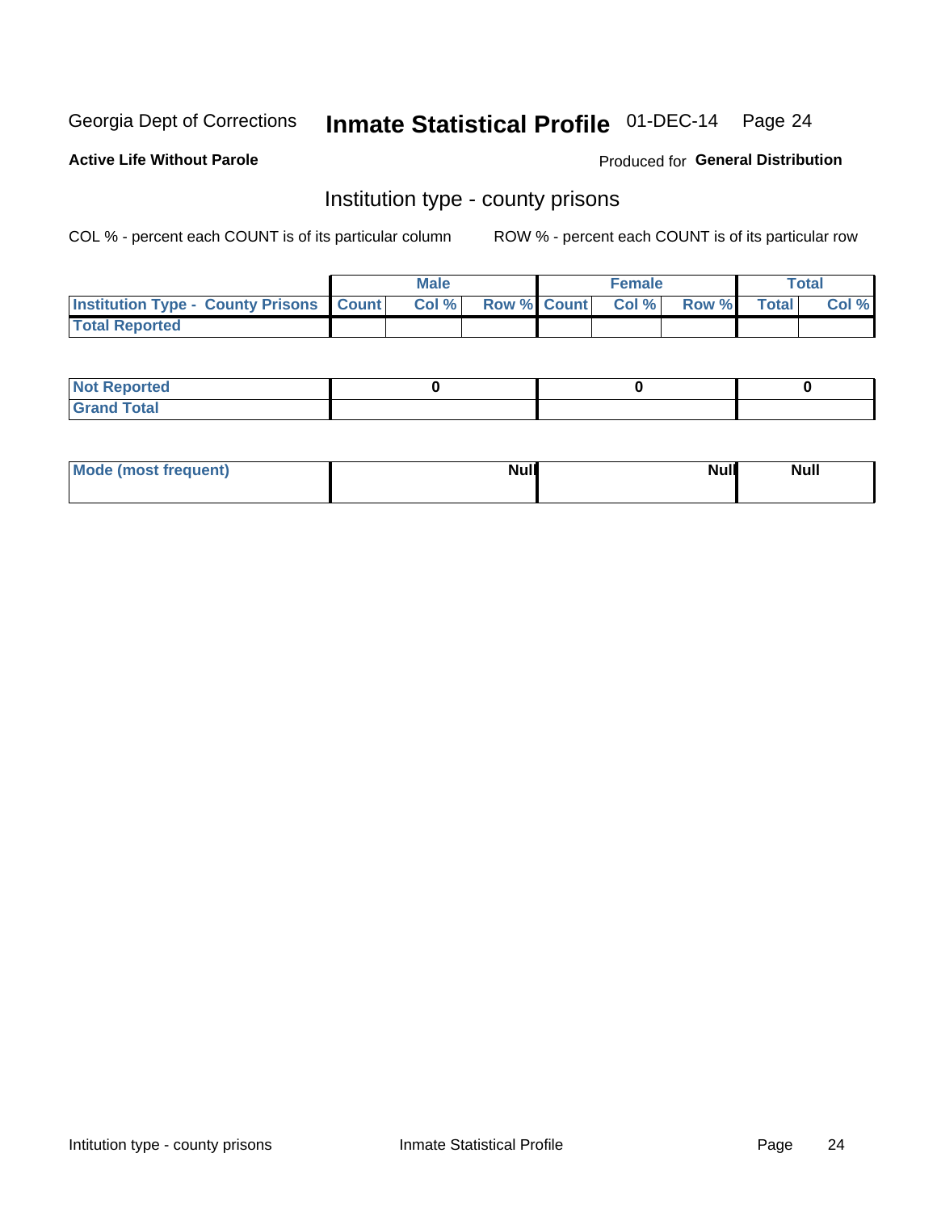Georgia Dept of Corrections **Inmate Statistical Profile** 01-DEC-14

**Active Life Without Parole**

Produced for **General Distribution**

## Institution type - county prisons

COL % - percent each COUNT is of its particular column

ROW % - percent each COUNT is of its particular row

| | Male | | | Female | | | Total | |
|---|---|---|---|---|---|---|---|---|
| **Institution Type - County Prisons** | **Count** | **Col %** | **Row %** | **Count** | **Col %** | **Row %** | **Total** | **Col %** |
| **Total Reported** | | | | | | | | |

| | Male | Female | Total |
|---|---|---|---|
| **Not Reported** | **0** | **0** | **0** |
| **Grand Total** | | | |

| | Male | Female | Total |
|---|---|---|---|
| **Mode (most frequent)** | **Null** | **Null** | **Null** |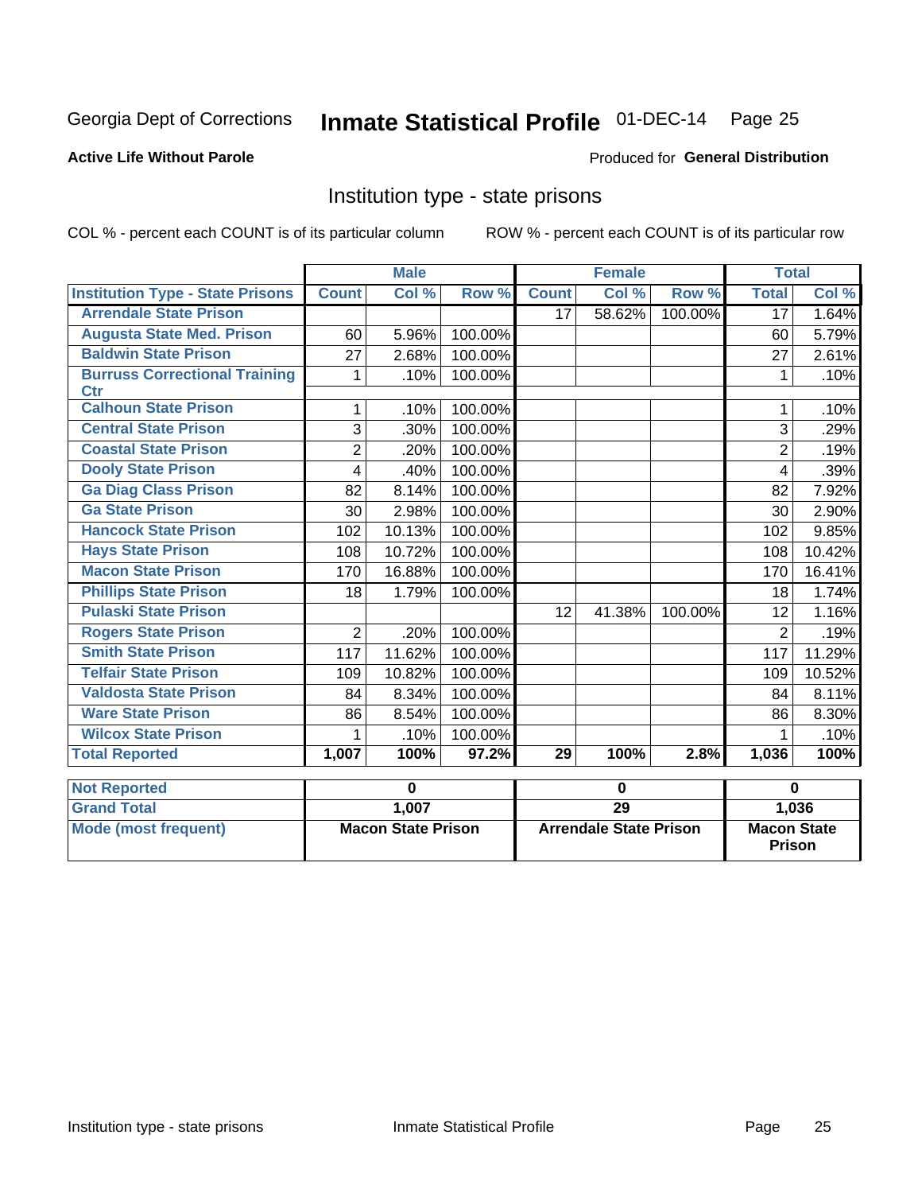Georgia Dept of Corrections **Inmate Statistical Profile** 01-DEC-14 Page 25

**Active Life Without Parole**

Produced for **General Distribution**

## Institution type - state prisons

COL % - percent each COUNT is of its particular column

ROW % - percent each COUNT is of its particular row

| | Male | | | Female | | | Total | |
|---|---|---|---|---|---|---|---|---|
| **Institution Type - State Prisons** | **Count** | **Col %** | **Row %** | **Count** | **Col %** | **Row %** | **Total** | **Col %** |
| Arrendale State Prison | | | | 17 | 58.62% | 100.00% | 17 | 1.64% |
| Augusta State Med. Prison | 60 | 5.96% | 100.00% | | | | 60 | 5.79% |
| Baldwin State Prison | 27 | 2.68% | 100.00% | | | | 27 | 2.61% |
| Burruss Correctional Training Ctr | 1 | .10% | 100.00% | | | | 1 | .10% |
| Calhoun State Prison | 1 | .10% | 100.00% | | | | 1 | .10% |
| Central State Prison | 3 | .30% | 100.00% | | | | 3 | .29% |
| Coastal State Prison | 2 | .20% | 100.00% | | | | 2 | .19% |
| Dooly State Prison | 4 | .40% | 100.00% | | | | 4 | .39% |
| Ga Diag Class Prison | 82 | 8.14% | 100.00% | | | | 82 | 7.92% |
| Ga State Prison | 30 | 2.98% | 100.00% | | | | 30 | 2.90% |
| Hancock State Prison | 102 | 10.13% | 100.00% | | | | 102 | 9.85% |
| Hays State Prison | 108 | 10.72% | 100.00% | | | | 108 | 10.42% |
| Macon State Prison | 170 | 16.88% | 100.00% | | | | 170 | 16.41% |
| Phillips State Prison | 18 | 1.79% | 100.00% | | | | 18 | 1.74% |
| Pulaski State Prison | | | | 12 | 41.38% | 100.00% | 12 | 1.16% |
| Rogers State Prison | 2 | .20% | 100.00% | | | | 2 | .19% |
| Smith State Prison | 117 | 11.62% | 100.00% | | | | 117 | 11.29% |
| Telfair State Prison | 109 | 10.82% | 100.00% | | | | 109 | 10.52% |
| Valdosta State Prison | 84 | 8.34% | 100.00% | | | | 84 | 8.11% |
| Ware State Prison | 86 | 8.54% | 100.00% | | | | 86 | 8.30% |
| Wilcox State Prison | 1 | .10% | 100.00% | | | | 1 | .10% |
| **Total Reported** | **1,007** | **100%** | **97.2%** | **29** | **100%** | **2.8%** | **1,036** | **100%** |

| | Male | Female | Total |
|---|---|---|---|
| Not Reported | 0 | 0 | 0 |
| Grand Total | 1,007 | 29 | 1,036 |
| Mode (most frequent) | Macon State Prison | Arrendale State Prison | Macon State Prison |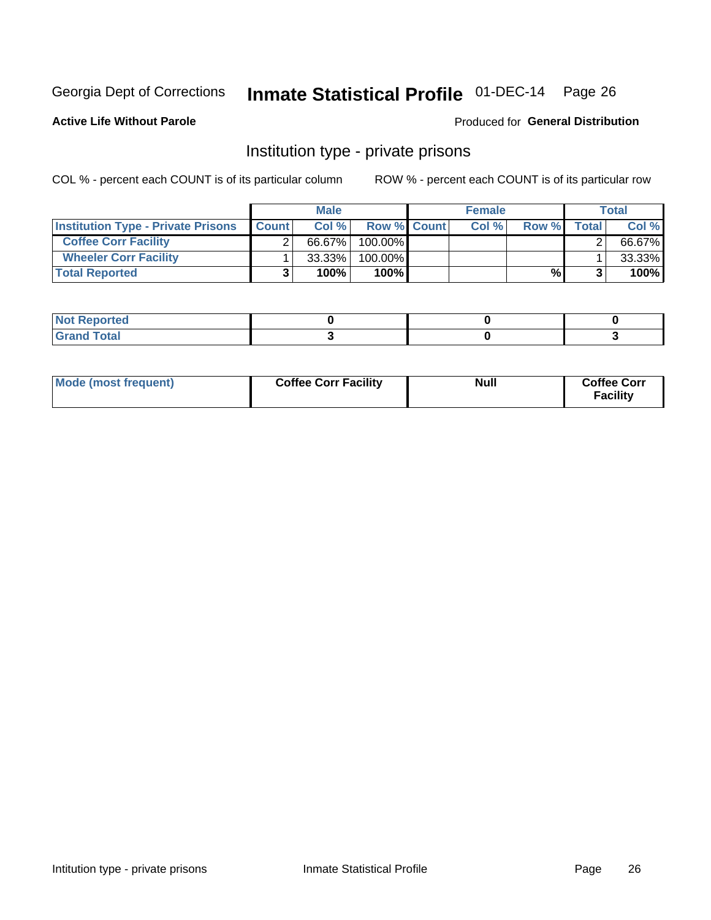Georgia Dept of Corrections **Inmate Statistical Profile** 01-DEC-14 Page 26

**Active Life Without Parole**

Produced for **General Distribution**

## Institution type - private prisons

COL % - percent each COUNT is of its particular column    ROW % - percent each COUNT is of its particular row

| | Male | | | Female | | | Total | |
|---|---|---|---|---|---|---|---|---|
| **Institution Type - Private Prisons** | **Count** | **Col %** | **Row %** | **Count** | **Col %** | **Row %** | **Total** | **Col %** |
| **Coffee Corr Facility** | 2 | 66.67% | 100.00% | | | | 2 | 66.67% |
| **Wheeler Corr Facility** | 1 | 33.33% | 100.00% | | | | 1 | 33.33% |
| **Total Reported** | **3** | **100%** | **100%** | | | **%** | **3** | **100%** |

| | Male | Female | Total |
|---|---|---|---|
| **Not Reported** | **0** | **0** | **0** |
| **Grand Total** | **3** | **0** | **3** |

| | Male | Female | Total |
|---|---|---|---|
| **Mode (most frequent)** | **Coffee Corr Facility** | **Null** | **Coffee Corr Facility** |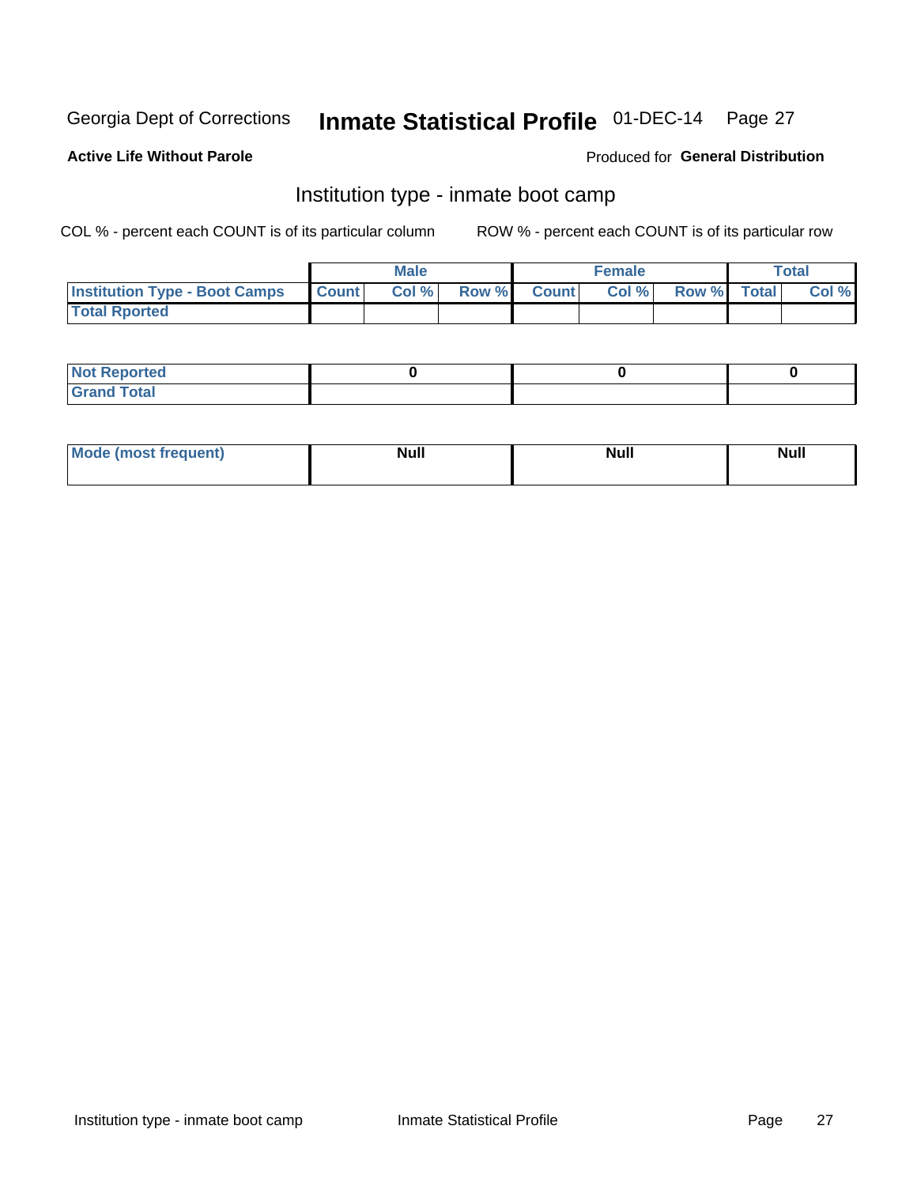Georgia Dept of Corrections **Inmate Statistical Profile** 01-DEC-14

**Active Life Without Parole**

Produced for **General Distribution**

## Institution type - inmate boot camp

COL % - percent each COUNT is of its particular column

ROW % - percent each COUNT is of its particular row

| | Male | | | Female | | | Total | |
|---|---|---|---|---|---|---|---|---|
| **Institution Type - Boot Camps** | **Count** | **Col %** | **Row %** | **Count** | **Col %** | **Row %** | **Total** | **Col %** |
| **Total Rported** | | | | | | | | |

| | Male | Female | Total |
|---|---|---|---|
| **Not Reported** | 0 | 0 | 0 |
| **Grand Total** | | | |

| | Male | Female | Total |
|---|---|---|---|
| **Mode (most frequent)** | Null | Null | Null |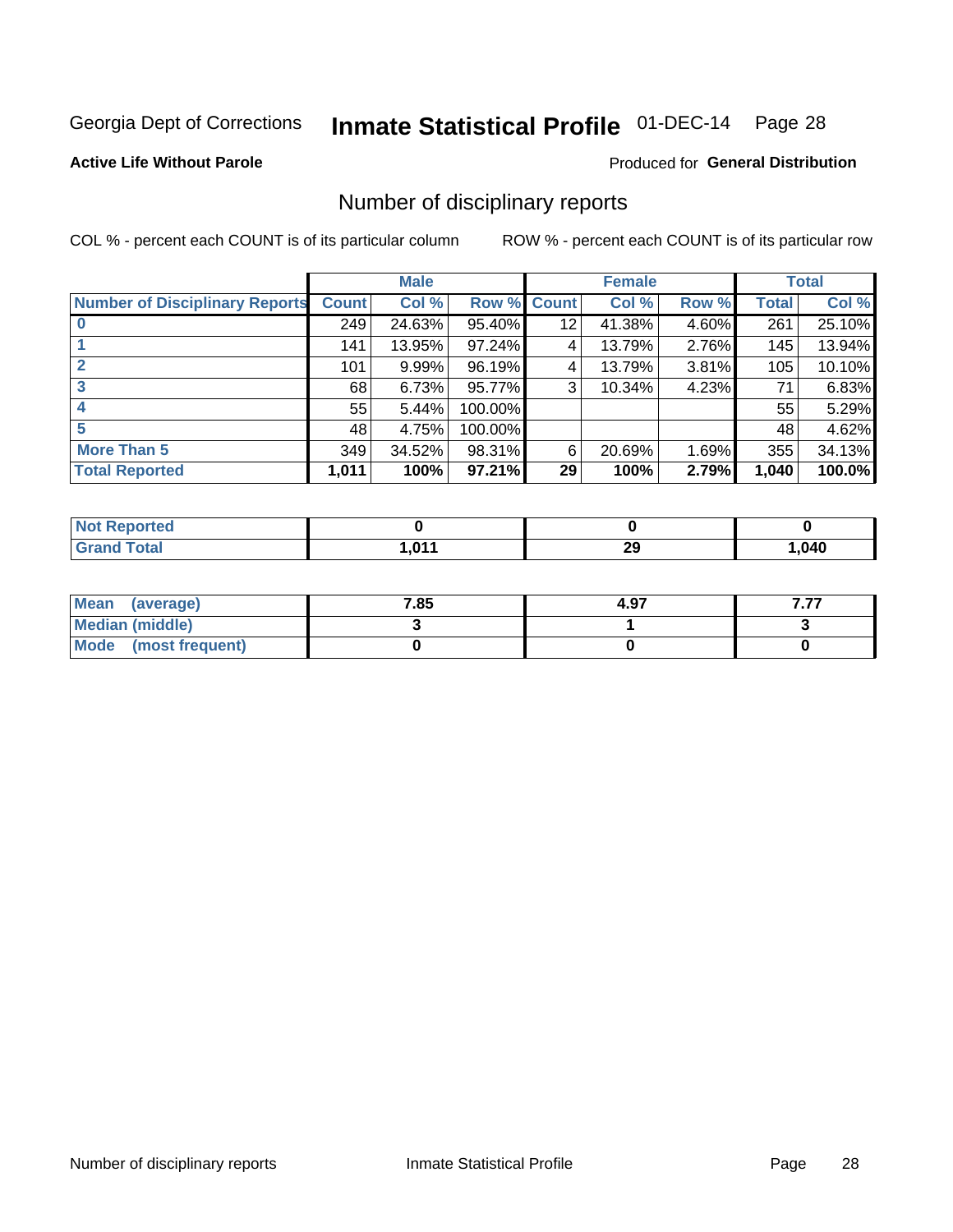Georgia Dept of Corrections **Inmate Statistical Profile** 01-DEC-14 Page 28

**Active Life Without Parole**

Produced for **General Distribution**

## Number of disciplinary reports

COL % - percent each COUNT is of its particular column

ROW % - percent each COUNT is of its particular row

| | Male | | | Female | | | Total | |
|---|---|---|---|---|---|---|---|---|
| **Number of Disciplinary Reports** | **Count** | **Col %** | **Row %** | **Count** | **Col %** | **Row %** | **Total** | **Col %** |
| **0** | 249 | 24.63% | 95.40% | 12 | 41.38% | 4.60% | 261 | 25.10% |
| **1** | 141 | 13.95% | 97.24% | 4 | 13.79% | 2.76% | 145 | 13.94% |
| **2** | 101 | 9.99% | 96.19% | 4 | 13.79% | 3.81% | 105 | 10.10% |
| **3** | 68 | 6.73% | 95.77% | 3 | 10.34% | 4.23% | 71 | 6.83% |
| **4** | 55 | 5.44% | 100.00% | | | | 55 | 5.29% |
| **5** | 48 | 4.75% | 100.00% | | | | 48 | 4.62% |
| **More Than 5** | 349 | 34.52% | 98.31% | 6 | 20.69% | 1.69% | 355 | 34.13% |
| **Total Reported** | **1,011** | **100%** | **97.21%** | **29** | **100%** | **2.79%** | **1,040** | **100.0%** |

| | Male | Female | Total |
|---|---|---|---|
| **Not Reported** | **0** | **0** | **0** |
| **Grand Total** | **1,011** | **29** | **1,040** |

| | Male | Female | Total |
|---|---|---|---|
| **Mean (average)** | **7.85** | **4.97** | **7.77** |
| **Median (middle)** | **3** | **1** | **3** |
| **Mode (most frequent)** | **0** | **0** | **0** |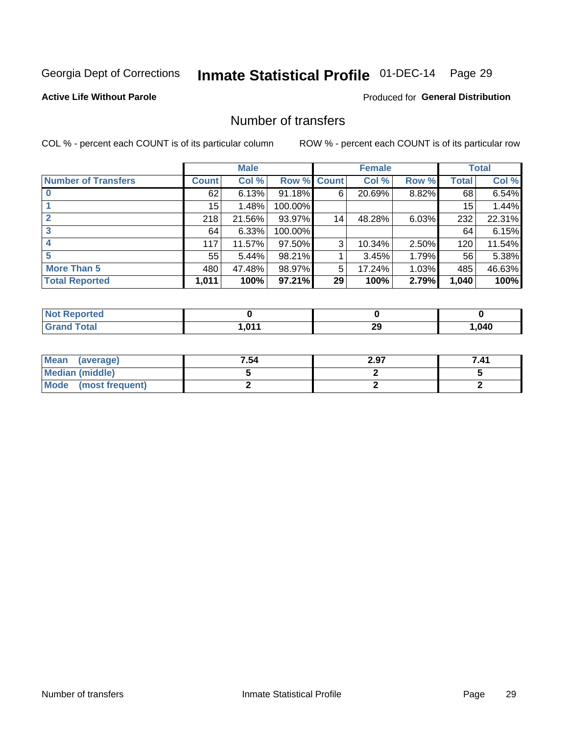Georgia Dept of Corrections **Inmate Statistical Profile** 01-DEC-14

**Active Life Without Parole**

Produced for **General Distribution**

## Number of transfers

COL % - percent each COUNT is of its particular column ROW % - percent each COUNT is of its particular row

| | Male | | | Female | | | Total | |
|---|---|---|---|---|---|---|---|---|
| **Number of Transfers** | **Count** | **Col %** | **Row %** | **Count** | **Col %** | **Row %** | **Total** | **Col %** |
| **0** | 62 | 6.13% | 91.18% | 6 | 20.69% | 8.82% | 68 | 6.54% |
| **1** | 15 | 1.48% | 100.00% | | | | 15 | 1.44% |
| **2** | 218 | 21.56% | 93.97% | 14 | 48.28% | 6.03% | 232 | 22.31% |
| **3** | 64 | 6.33% | 100.00% | | | | 64 | 6.15% |
| **4** | 117 | 11.57% | 97.50% | 3 | 10.34% | 2.50% | 120 | 11.54% |
| **5** | 55 | 5.44% | 98.21% | 1 | 3.45% | 1.79% | 56 | 5.38% |
| **More Than 5** | 480 | 47.48% | 98.97% | 5 | 17.24% | 1.03% | 485 | 46.63% |
| **Total Reported** | **1,011** | **100%** | **97.21%** | **29** | **100%** | **2.79%** | **1,040** | **100%** |

| | Male | Female | Total |
|---|---|---|---|
| **Not Reported** | **0** | **0** | **0** |
| **Grand Total** | **1,011** | **29** | **1,040** |

| | Male | Female | Total |
|---|---|---|---|
| **Mean (average)** | **7.54** | **2.97** | **7.41** |
| **Median (middle)** | **5** | **2** | **5** |
| **Mode (most frequent)** | **2** | **2** | **2** |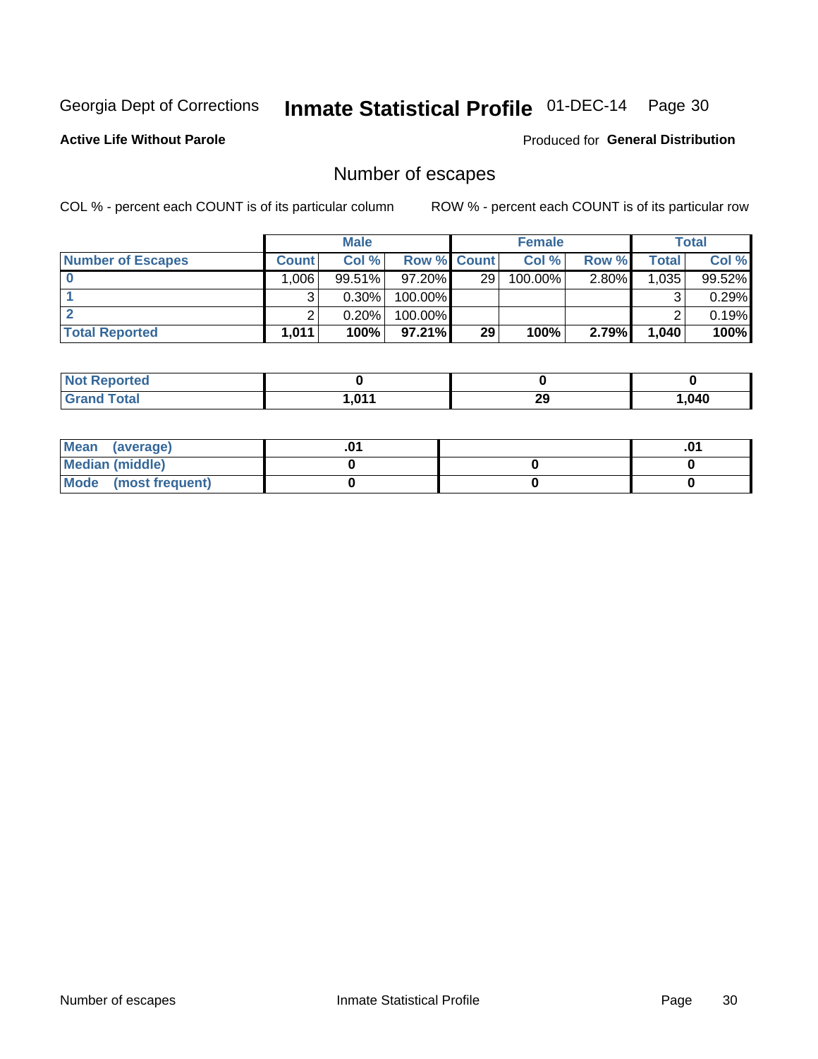Georgia Dept of Corrections **Inmate Statistical Profile** 01-DEC-14

**Active Life Without Parole**

Produced for **General Distribution**

## Number of escapes

COL % - percent each COUNT is of its particular column    ROW % - percent each COUNT is of its particular row

| | Male | | | Female | | | Total | |
|---|---|---|---|---|---|---|---|---|
| **Number of Escapes** | **Count** | **Col %** | **Row %** | **Count** | **Col %** | **Row %** | **Total** | **Col %** |
| **0** | 1,006 | 99.51% | 97.20% | 29 | 100.00% | 2.80% | 1,035 | 99.52% |
| **1** | 3 | 0.30% | 100.00% | | | | 3 | 0.29% |
| **2** | 2 | 0.20% | 100.00% | | | | 2 | 0.19% |
| **Total Reported** | **1,011** | **100%** | **97.21%** | **29** | **100%** | **2.79%** | **1,040** | **100%** |

| | Male | Female | Total |
|---|---|---|---|
| **Not Reported** | **0** | **0** | **0** |
| **Grand Total** | **1,011** | **29** | **1,040** |

| | Male | Female | Total |
|---|---|---|---|
| **Mean (average)** | **.01** | | **.01** |
| **Median (middle)** | **0** | **0** | **0** |
| **Mode (most frequent)** | **0** | **0** | **0** |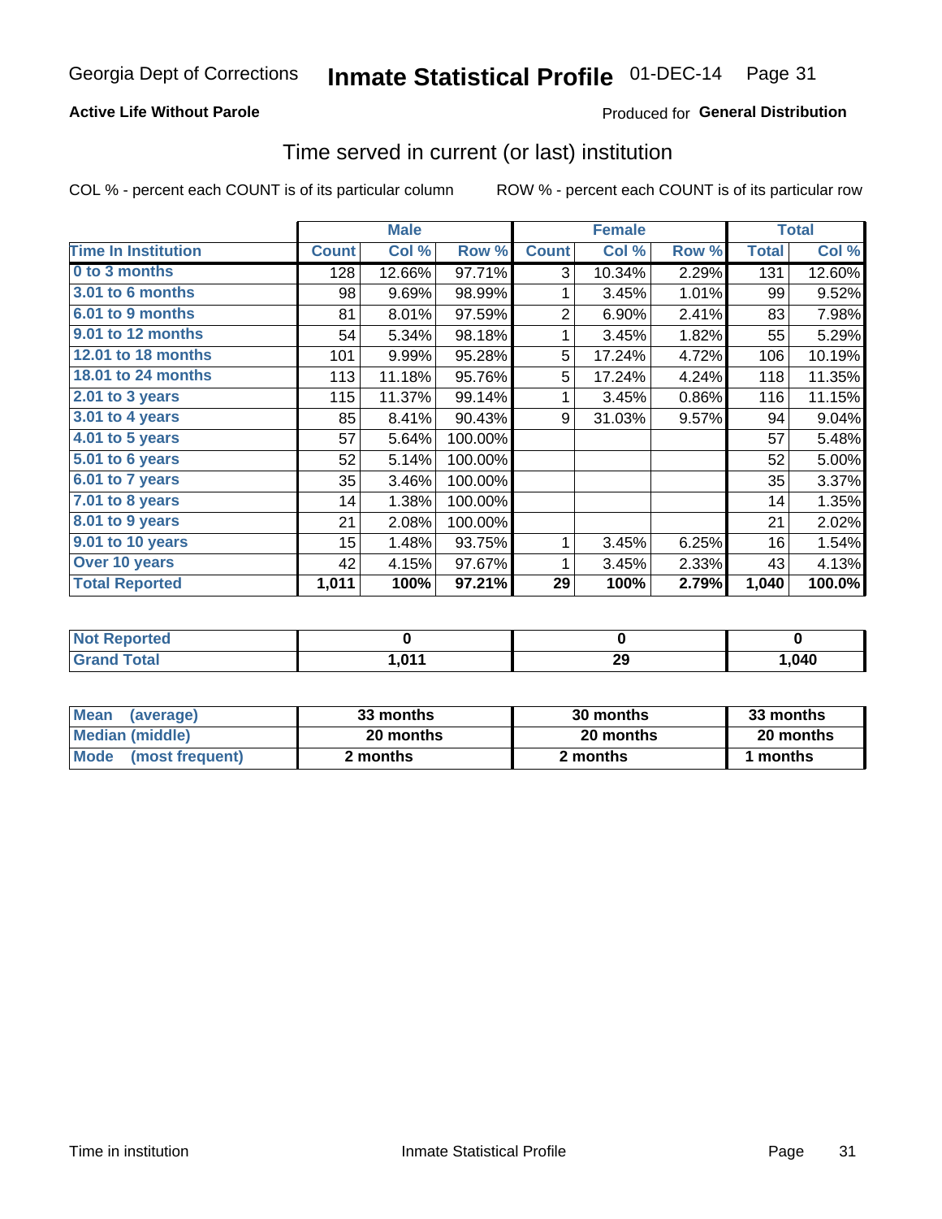Georgia Dept of Corrections **Inmate Statistical Profile** 01-DEC-14

**Active Life Without Parole**

Produced for **General Distribution**

## Time served in current (or last) institution

COL % - percent each COUNT is of its particular column ROW % - percent each COUNT is of its particular row

| | Male | | | Female | | | Total | |
|---|---|---|---|---|---|---|---|---|
| **Time In Institution** | **Count** | **Col %** | **Row %** | **Count** | **Col %** | **Row %** | **Total** | **Col %** |
| **0 to 3 months** | 128 | 12.66% | 97.71% | 3 | 10.34% | 2.29% | 131 | 12.60% |
| **3.01 to 6 months** | 98 | 9.69% | 98.99% | 1 | 3.45% | 1.01% | 99 | 9.52% |
| **6.01 to 9 months** | 81 | 8.01% | 97.59% | 2 | 6.90% | 2.41% | 83 | 7.98% |
| **9.01 to 12 months** | 54 | 5.34% | 98.18% | 1 | 3.45% | 1.82% | 55 | 5.29% |
| **12.01 to 18 months** | 101 | 9.99% | 95.28% | 5 | 17.24% | 4.72% | 106 | 10.19% |
| **18.01 to 24 months** | 113 | 11.18% | 95.76% | 5 | 17.24% | 4.24% | 118 | 11.35% |
| **2.01 to 3 years** | 115 | 11.37% | 99.14% | 1 | 3.45% | 0.86% | 116 | 11.15% |
| **3.01 to 4 years** | 85 | 8.41% | 90.43% | 9 | 31.03% | 9.57% | 94 | 9.04% |
| **4.01 to 5 years** | 57 | 5.64% | 100.00% | | | | 57 | 5.48% |
| **5.01 to 6 years** | 52 | 5.14% | 100.00% | | | | 52 | 5.00% |
| **6.01 to 7 years** | 35 | 3.46% | 100.00% | | | | 35 | 3.37% |
| **7.01 to 8 years** | 14 | 1.38% | 100.00% | | | | 14 | 1.35% |
| **8.01 to 9 years** | 21 | 2.08% | 100.00% | | | | 21 | 2.02% |
| **9.01 to 10 years** | 15 | 1.48% | 93.75% | 1 | 3.45% | 6.25% | 16 | 1.54% |
| **Over 10 years** | 42 | 4.15% | 97.67% | 1 | 3.45% | 2.33% | 43 | 4.13% |
| **Total Reported** | **1,011** | **100%** | **97.21%** | **29** | **100%** | **2.79%** | **1,040** | **100.0%** |

| | Male | Female | Total |
|---|---|---|---|
| **Not Reported** | **0** | **0** | **0** |
| **Grand Total** | **1,011** | **29** | **1,040** |

| | Male | Female | Total |
|---|---|---|---|
| **Mean (average)** | **33 months** | **30 months** | **33 months** |
| **Median (middle)** | **20 months** | **20 months** | **20 months** |
| **Mode (most frequent)** | **2 months** | **2 months** | **1 months** |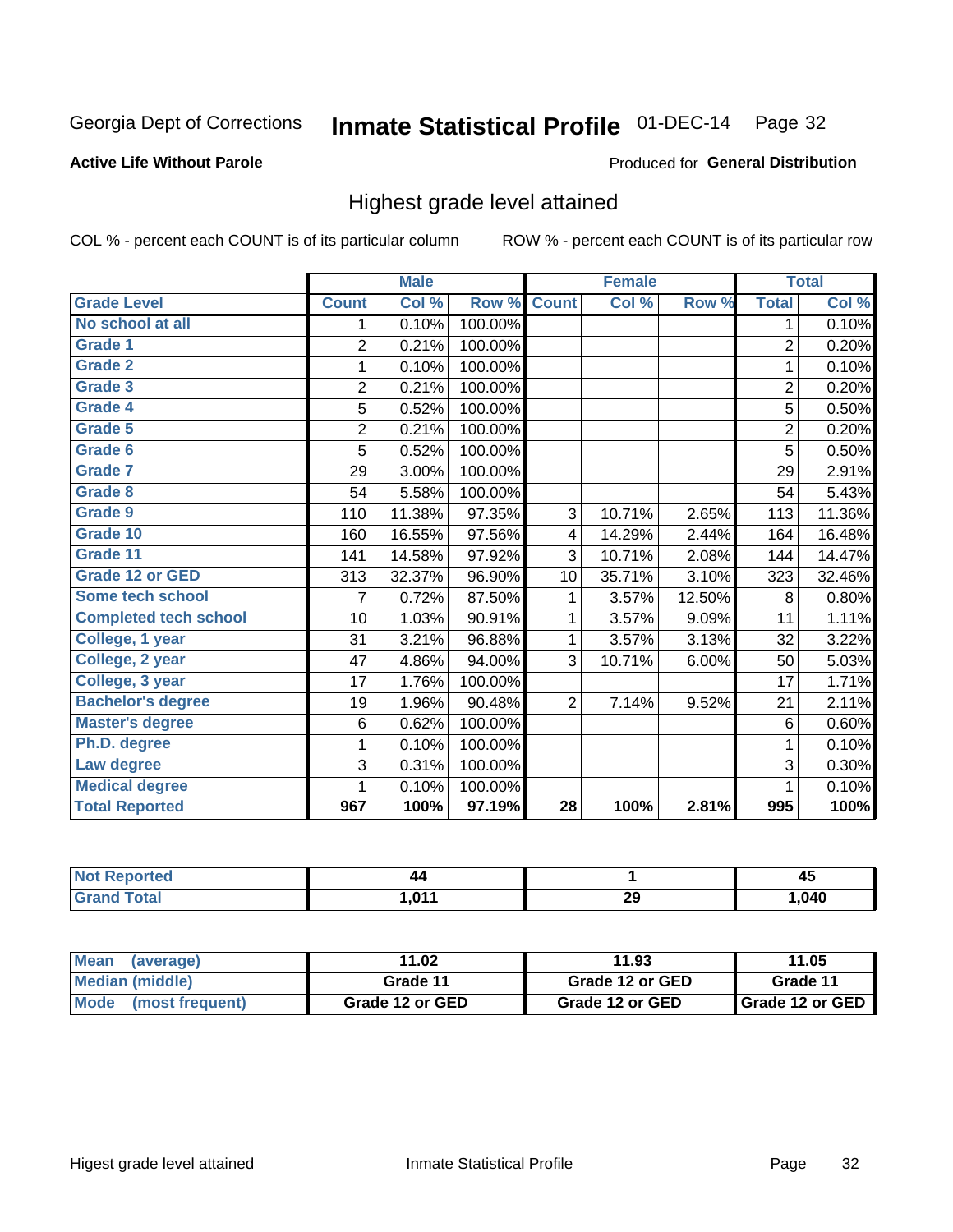Georgia Dept of Corrections **Inmate Statistical Profile** 01-DEC-14

**Active Life Without Parole**

Produced for **General Distribution**

## Highest grade level attained

COL % - percent each COUNT is of its particular column

ROW % - percent each COUNT is of its particular row

| | Male | | | Female | | | Total | |
|---|---|---|---|---|---|---|---|---|
| Grade Level | Count | Col % | Row % | Count | Col % | Row % | Total | Col % |
| No school at all | 1 | 0.10% | 100.00% | | | | 1 | 0.10% |
| Grade 1 | 2 | 0.21% | 100.00% | | | | 2 | 0.20% |
| Grade 2 | 1 | 0.10% | 100.00% | | | | 1 | 0.10% |
| Grade 3 | 2 | 0.21% | 100.00% | | | | 2 | 0.20% |
| Grade 4 | 5 | 0.52% | 100.00% | | | | 5 | 0.50% |
| Grade 5 | 2 | 0.21% | 100.00% | | | | 2 | 0.20% |
| Grade 6 | 5 | 0.52% | 100.00% | | | | 5 | 0.50% |
| Grade 7 | 29 | 3.00% | 100.00% | | | | 29 | 2.91% |
| Grade 8 | 54 | 5.58% | 100.00% | | | | 54 | 5.43% |
| Grade 9 | 110 | 11.38% | 97.35% | 3 | 10.71% | 2.65% | 113 | 11.36% |
| Grade 10 | 160 | 16.55% | 97.56% | 4 | 14.29% | 2.44% | 164 | 16.48% |
| Grade 11 | 141 | 14.58% | 97.92% | 3 | 10.71% | 2.08% | 144 | 14.47% |
| Grade 12 or GED | 313 | 32.37% | 96.90% | 10 | 35.71% | 3.10% | 323 | 32.46% |
| Some tech school | 7 | 0.72% | 87.50% | 1 | 3.57% | 12.50% | 8 | 0.80% |
| Completed tech school | 10 | 1.03% | 90.91% | 1 | 3.57% | 9.09% | 11 | 1.11% |
| College, 1 year | 31 | 3.21% | 96.88% | 1 | 3.57% | 3.13% | 32 | 3.22% |
| College, 2 year | 47 | 4.86% | 94.00% | 3 | 10.71% | 6.00% | 50 | 5.03% |
| College, 3 year | 17 | 1.76% | 100.00% | | | | 17 | 1.71% |
| Bachelor's degree | 19 | 1.96% | 90.48% | 2 | 7.14% | 9.52% | 21 | 2.11% |
| Master's degree | 6 | 0.62% | 100.00% | | | | 6 | 0.60% |
| Ph.D. degree | 1 | 0.10% | 100.00% | | | | 1 | 0.10% |
| Law degree | 3 | 0.31% | 100.00% | | | | 3 | 0.30% |
| Medical degree | 1 | 0.10% | 100.00% | | | | 1 | 0.10% |
| **Total Reported** | **967** | **100%** | **97.19%** | **28** | **100%** | **2.81%** | **995** | **100%** |

| | Male | Female | Total |
|---|---|---|---|
| Not Reported | 44 | 1 | 45 |
| Grand Total | 1,011 | 29 | 1,040 |

| | Male | Female | Total |
|---|---|---|---|
| Mean (average) | 11.02 | 11.93 | 11.05 |
| Median (middle) | Grade 11 | Grade 12 or GED | Grade 11 |
| Mode (most frequent) | Grade 12 or GED | Grade 12 or GED | Grade 12 or GED |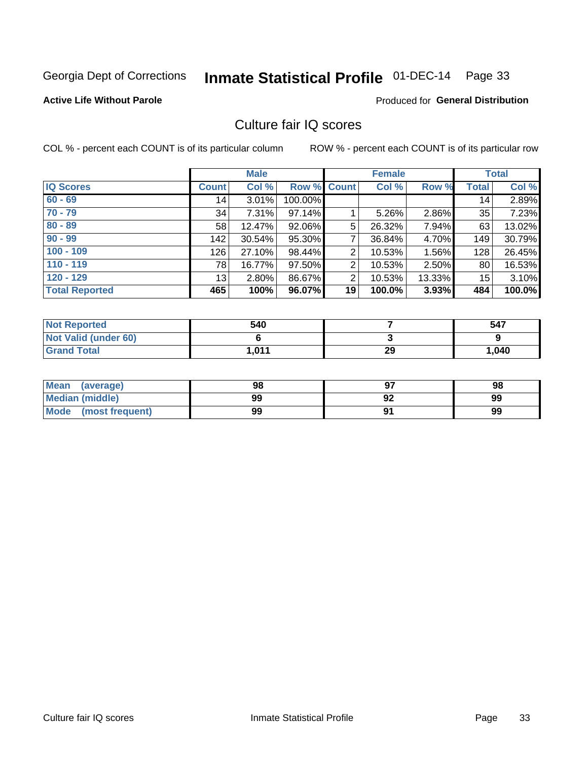Georgia Dept of Corrections **Inmate Statistical Profile** 01-DEC-14

**Active Life Without Parole**

Produced for **General Distribution**

## Culture fair IQ scores

COL % - percent each COUNT is of its particular column

ROW % - percent each COUNT is of its particular row

| | Male | | | Female | | | Total | |
|---|---|---|---|---|---|---|---|---|
| **IQ Scores** | **Count** | **Col %** | **Row %** | **Count** | **Col %** | **Row %** | **Total** | **Col %** |
| 60 - 69 | 14 | 3.01% | 100.00% | | | | 14 | 2.89% |
| 70 - 79 | 34 | 7.31% | 97.14% | 1 | 5.26% | 2.86% | 35 | 7.23% |
| 80 - 89 | 58 | 12.47% | 92.06% | 5 | 26.32% | 7.94% | 63 | 13.02% |
| 90 - 99 | 142 | 30.54% | 95.30% | 7 | 36.84% | 4.70% | 149 | 30.79% |
| 100 - 109 | 126 | 27.10% | 98.44% | 2 | 10.53% | 1.56% | 128 | 26.45% |
| 110 - 119 | 78 | 16.77% | 97.50% | 2 | 10.53% | 2.50% | 80 | 16.53% |
| 120 - 129 | 13 | 2.80% | 86.67% | 2 | 10.53% | 13.33% | 15 | 3.10% |
| **Total Reported** | **465** | **100%** | **96.07%** | **19** | **100.0%** | **3.93%** | **484** | **100.0%** |

| | Male | Female | Total |
|---|---|---|---|
| Not Reported | 540 | 7 | 547 |
| Not Valid (under 60) | 6 | 3 | 9 |
| Grand Total | 1,011 | 29 | 1,040 |

| | Male | Female | Total |
|---|---|---|---|
| Mean (average) | 98 | 97 | 98 |
| Median (middle) | 99 | 92 | 99 |
| Mode (most frequent) | 99 | 91 | 99 |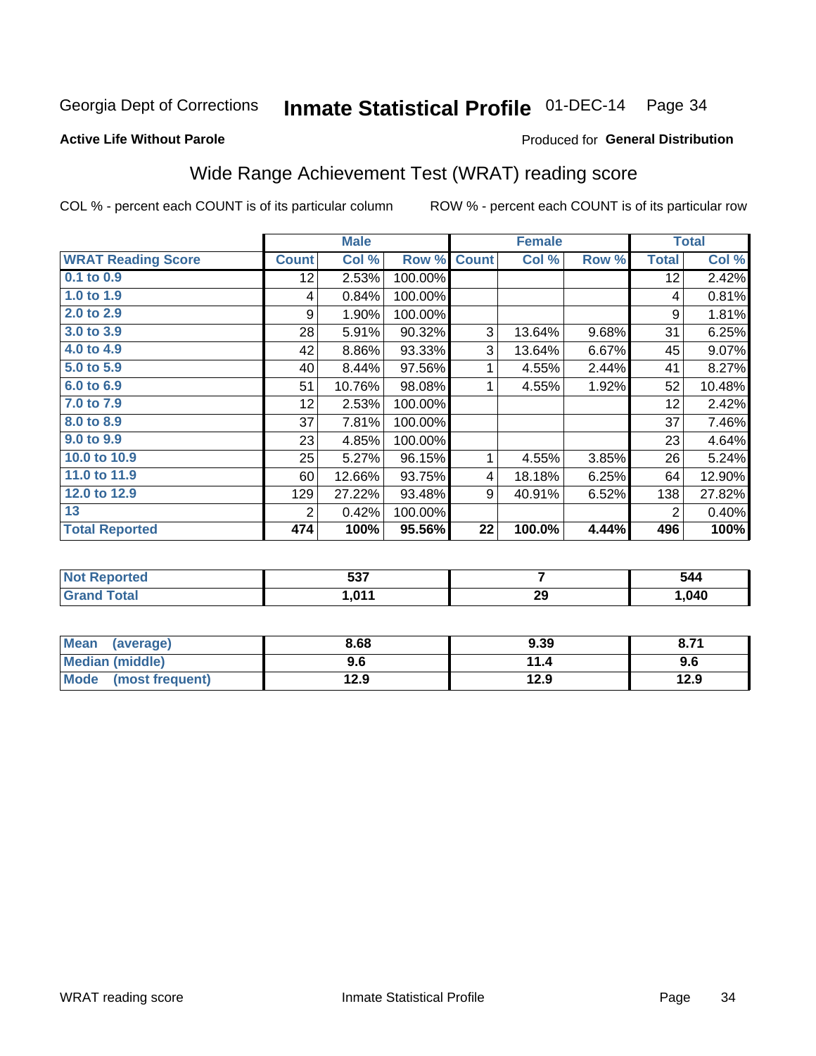Georgia Dept of Corrections **Inmate Statistical Profile** 01-DEC-14

**Active Life Without Parole**

Produced for **General Distribution**

## Wide Range Achievement Test (WRAT) reading score

COL % - percent each COUNT is of its particular column

ROW % - percent each COUNT is of its particular row

| | Male | | | Female | | | Total | |
|---|---|---|---|---|---|---|---|---|
| **WRAT Reading Score** | **Count** | **Col %** | **Row %** | **Count** | **Col %** | **Row %** | **Total** | **Col %** |
| 0.1 to 0.9 | 12 | 2.53% | 100.00% | | | | 12 | 2.42% |
| 1.0 to 1.9 | 4 | 0.84% | 100.00% | | | | 4 | 0.81% |
| 2.0 to 2.9 | 9 | 1.90% | 100.00% | | | | 9 | 1.81% |
| 3.0 to 3.9 | 28 | 5.91% | 90.32% | 3 | 13.64% | 9.68% | 31 | 6.25% |
| 4.0 to 4.9 | 42 | 8.86% | 93.33% | 3 | 13.64% | 6.67% | 45 | 9.07% |
| 5.0 to 5.9 | 40 | 8.44% | 97.56% | 1 | 4.55% | 2.44% | 41 | 8.27% |
| 6.0 to 6.9 | 51 | 10.76% | 98.08% | 1 | 4.55% | 1.92% | 52 | 10.48% |
| 7.0 to 7.9 | 12 | 2.53% | 100.00% | | | | 12 | 2.42% |
| 8.0 to 8.9 | 37 | 7.81% | 100.00% | | | | 37 | 7.46% |
| 9.0 to 9.9 | 23 | 4.85% | 100.00% | | | | 23 | 4.64% |
| 10.0 to 10.9 | 25 | 5.27% | 96.15% | 1 | 4.55% | 3.85% | 26 | 5.24% |
| 11.0 to 11.9 | 60 | 12.66% | 93.75% | 4 | 18.18% | 6.25% | 64 | 12.90% |
| 12.0 to 12.9 | 129 | 27.22% | 93.48% | 9 | 40.91% | 6.52% | 138 | 27.82% |
| 13 | 2 | 0.42% | 100.00% | | | | 2 | 0.40% |
| **Total Reported** | **474** | **100%** | **95.56%** | **22** | **100.0%** | **4.44%** | **496** | **100%** |

| | Male | Female | Total |
|---|---|---|---|
| Not Reported | 537 | 7 | 544 |
| Grand Total | 1,011 | 29 | 1,040 |

| | Male | Female | Total |
|---|---|---|---|
| Mean (average) | 8.68 | 9.39 | 8.71 |
| Median (middle) | 9.6 | 11.4 | 9.6 |
| Mode (most frequent) | 12.9 | 12.9 | 12.9 |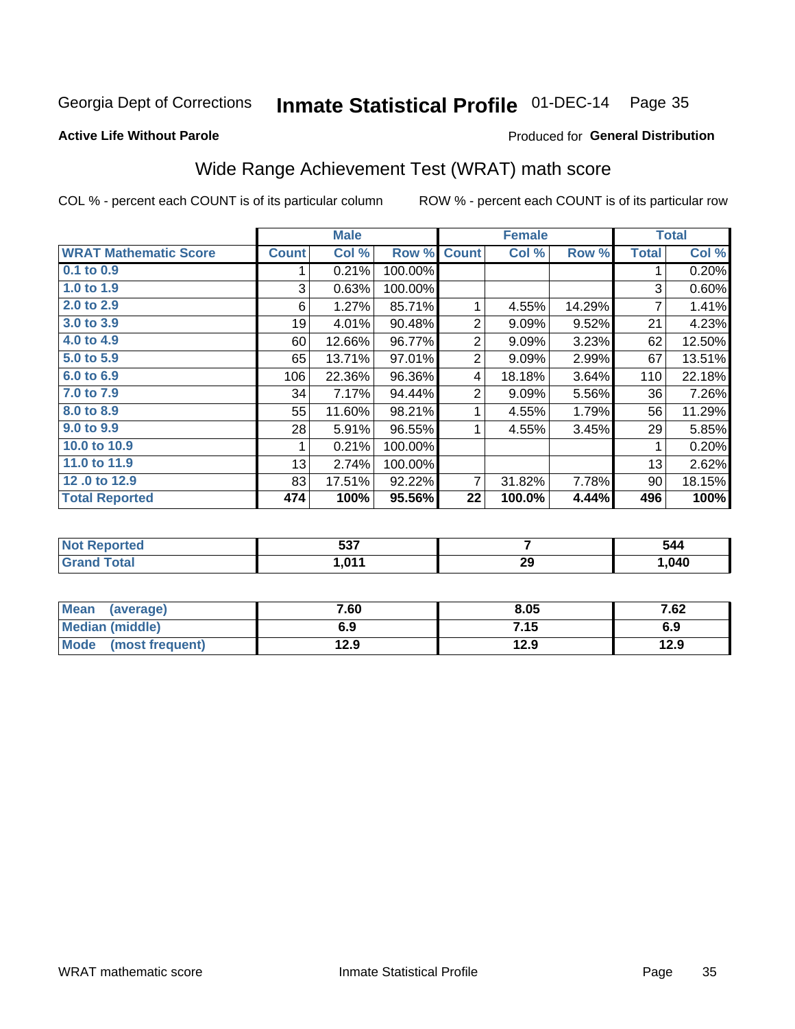Georgia Dept of Corrections **Inmate Statistical Profile** 01-DEC-14 Page 35

**Active Life Without Parole**

Produced for **General Distribution**

## Wide Range Achievement Test (WRAT) math score

COL % - percent each COUNT is of its particular column ROW % - percent each COUNT is of its particular row

| | Male | | | Female | | | Total | |
|---|---|---|---|---|---|---|---|---|
| **WRAT Mathematic Score** | **Count** | **Col %** | **Row %** | **Count** | **Col %** | **Row %** | **Total** | **Col %** |
| 0.1 to 0.9 | 1 | 0.21% | 100.00% | | | | 1 | 0.20% |
| 1.0 to 1.9 | 3 | 0.63% | 100.00% | | | | 3 | 0.60% |
| 2.0 to 2.9 | 6 | 1.27% | 85.71% | 1 | 4.55% | 14.29% | 7 | 1.41% |
| 3.0 to 3.9 | 19 | 4.01% | 90.48% | 2 | 9.09% | 9.52% | 21 | 4.23% |
| 4.0 to 4.9 | 60 | 12.66% | 96.77% | 2 | 9.09% | 3.23% | 62 | 12.50% |
| 5.0 to 5.9 | 65 | 13.71% | 97.01% | 2 | 9.09% | 2.99% | 67 | 13.51% |
| 6.0 to 6.9 | 106 | 22.36% | 96.36% | 4 | 18.18% | 3.64% | 110 | 22.18% |
| 7.0 to 7.9 | 34 | 7.17% | 94.44% | 2 | 9.09% | 5.56% | 36 | 7.26% |
| 8.0 to 8.9 | 55 | 11.60% | 98.21% | 1 | 4.55% | 1.79% | 56 | 11.29% |
| 9.0 to 9.9 | 28 | 5.91% | 96.55% | 1 | 4.55% | 3.45% | 29 | 5.85% |
| 10.0 to 10.9 | 1 | 0.21% | 100.00% | | | | 1 | 0.20% |
| 11.0 to 11.9 | 13 | 2.74% | 100.00% | | | | 13 | 2.62% |
| 12 .0 to 12.9 | 83 | 17.51% | 92.22% | 7 | 31.82% | 7.78% | 90 | 18.15% |
| **Total Reported** | **474** | **100%** | **95.56%** | **22** | **100.0%** | **4.44%** | **496** | **100%** |

| | Male | Female | Total |
|---|---|---|---|
| Not Reported | 537 | 7 | 544 |
| Grand Total | 1,011 | 29 | 1,040 |

| | Male | Female | Total |
|---|---|---|---|
| Mean (average) | 7.60 | 8.05 | 7.62 |
| Median (middle) | 6.9 | 7.15 | 6.9 |
| Mode (most frequent) | 12.9 | 12.9 | 12.9 |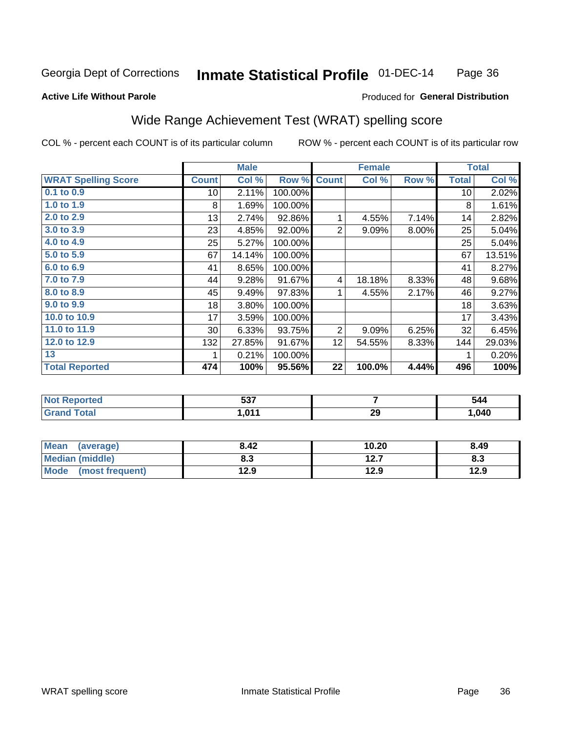Georgia Dept of Corrections **Inmate Statistical Profile** 01-DEC-14

**Active Life Without Parole**

Produced for **General Distribution**

## Wide Range Achievement Test (WRAT) spelling score

COL % - percent each COUNT is of its particular column

ROW % - percent each COUNT is of its particular row

| | Male | | | Female | | | Total | |
|---|---|---|---|---|---|---|---|---|
| **WRAT Spelling Score** | **Count** | **Col %** | **Row %** | **Count** | **Col %** | **Row %** | **Total** | **Col %** |
| 0.1 to 0.9 | 10 | 2.11% | 100.00% | | | | 10 | 2.02% |
| 1.0 to 1.9 | 8 | 1.69% | 100.00% | | | | 8 | 1.61% |
| 2.0 to 2.9 | 13 | 2.74% | 92.86% | 1 | 4.55% | 7.14% | 14 | 2.82% |
| 3.0 to 3.9 | 23 | 4.85% | 92.00% | 2 | 9.09% | 8.00% | 25 | 5.04% |
| 4.0 to 4.9 | 25 | 5.27% | 100.00% | | | | 25 | 5.04% |
| 5.0 to 5.9 | 67 | 14.14% | 100.00% | | | | 67 | 13.51% |
| 6.0 to 6.9 | 41 | 8.65% | 100.00% | | | | 41 | 8.27% |
| 7.0 to 7.9 | 44 | 9.28% | 91.67% | 4 | 18.18% | 8.33% | 48 | 9.68% |
| 8.0 to 8.9 | 45 | 9.49% | 97.83% | 1 | 4.55% | 2.17% | 46 | 9.27% |
| 9.0 to 9.9 | 18 | 3.80% | 100.00% | | | | 18 | 3.63% |
| 10.0 to 10.9 | 17 | 3.59% | 100.00% | | | | 17 | 3.43% |
| 11.0 to 11.9 | 30 | 6.33% | 93.75% | 2 | 9.09% | 6.25% | 32 | 6.45% |
| 12.0 to 12.9 | 132 | 27.85% | 91.67% | 12 | 54.55% | 8.33% | 144 | 29.03% |
| 13 | 1 | 0.21% | 100.00% | | | | 1 | 0.20% |
| **Total Reported** | **474** | **100%** | **95.56%** | **22** | **100.0%** | **4.44%** | **496** | **100%** |

| | Male | Female | Total |
|---|---|---|---|
| Not Reported | 537 | 7 | 544 |
| Grand Total | 1,011 | 29 | 1,040 |

| | Male | Female | Total |
|---|---|---|---|
| Mean (average) | 8.42 | 10.20 | 8.49 |
| Median (middle) | 8.3 | 12.7 | 8.3 |
| Mode (most frequent) | 12.9 | 12.9 | 12.9 |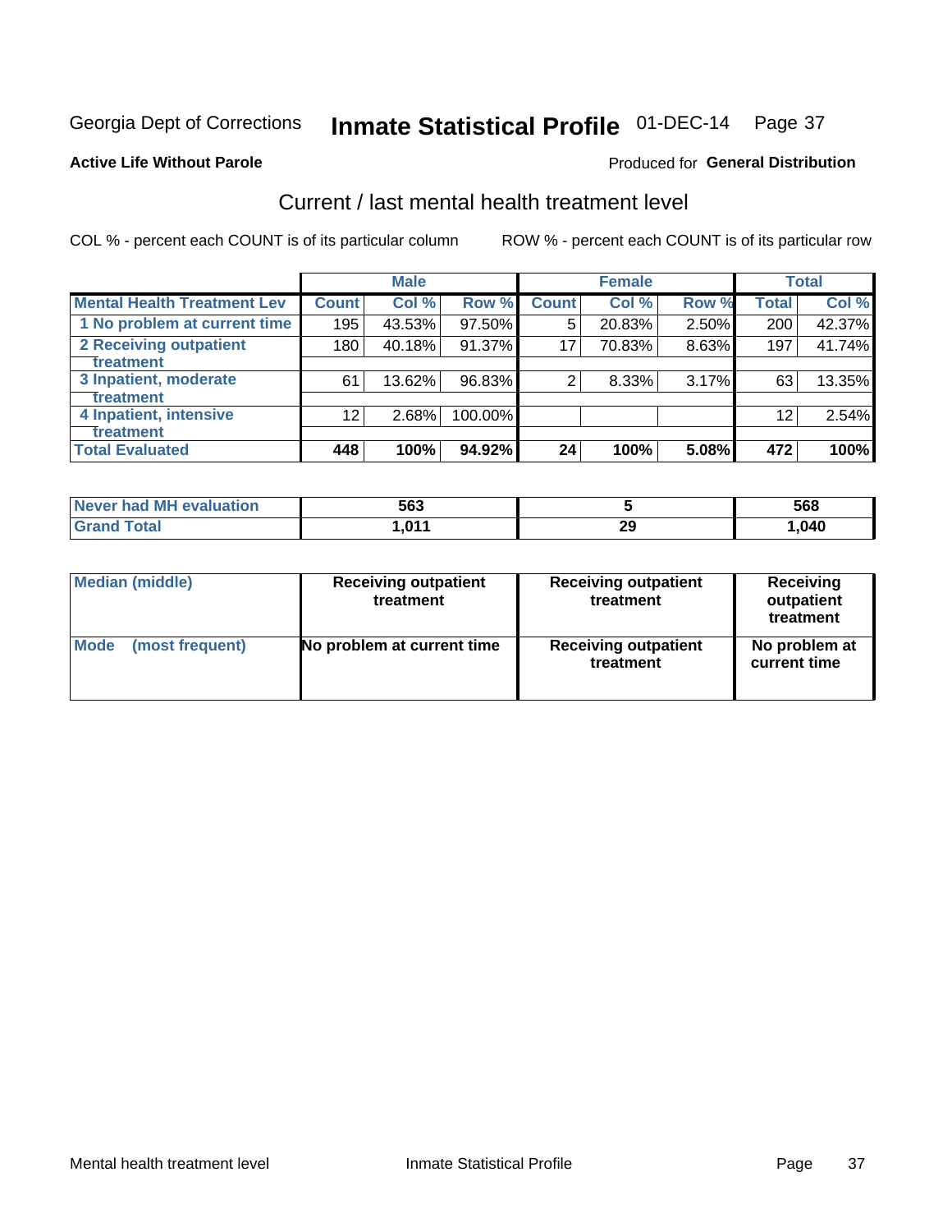Georgia Dept of Corrections **Inmate Statistical Profile** 01-DEC-14

**Active Life Without Parole**

Produced for **General Distribution**

## Current / last mental health treatment level

COL % - percent each COUNT is of its particular column

ROW % - percent each COUNT is of its particular row

| | Male | | | Female | | | Total | |
|---|---|---|---|---|---|---|---|---|
| **Mental Health Treatment Lev** | **Count** | **Col %** | **Row %** | **Count** | **Col %** | **Row %** | **Total** | **Col %** |
| 1 No problem at current time | 195 | 43.53% | 97.50% | 5 | 20.83% | 2.50% | 200 | 42.37% |
| 2 Receiving outpatient treatment | 180 | 40.18% | 91.37% | 17 | 70.83% | 8.63% | 197 | 41.74% |
| 3 Inpatient, moderate treatment | 61 | 13.62% | 96.83% | 2 | 8.33% | 3.17% | 63 | 13.35% |
| 4 Inpatient, intensive treatment | 12 | 2.68% | 100.00% | | | | 12 | 2.54% |
| **Total Evaluated** | **448** | **100%** | **94.92%** | **24** | **100%** | **5.08%** | **472** | **100%** |

| | Male | Female | Total |
|---|---|---|---|
| **Never had MH evaluation** | **563** | **5** | **568** |
| **Grand Total** | **1,011** | **29** | **1,040** |

| | Male | Female | Total |
|---|---|---|---|
| **Median (middle)** | **Receiving outpatient treatment** | **Receiving outpatient treatment** | **Receiving outpatient treatment** |
| **Mode (most frequent)** | **No problem at current time** | **Receiving outpatient treatment** | **No problem at current time** |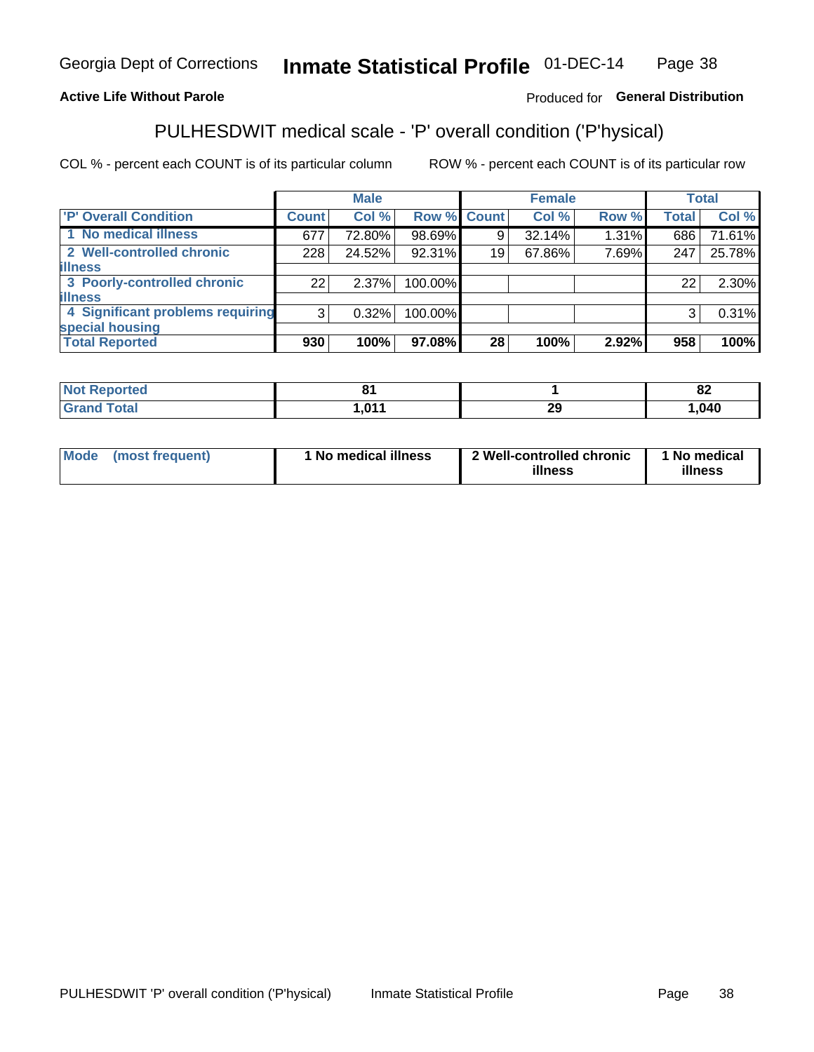**Active Life Without Parole**

Produced for **General Distribution**

## PULHESDWIT medical scale - 'P' overall condition ('P'hysical)

COL % - percent each COUNT is of its particular column

ROW % - percent each COUNT is of its particular row

| | Male | | | Female | | | Total | |
|---|---|---|---|---|---|---|---|---|
| 'P' Overall Condition | Count | Col % | Row % | Count | Col % | Row % | Total | Col % |
| 1 No medical illness | 677 | 72.80% | 98.69% | 9 | 32.14% | 1.31% | 686 | 71.61% |
| 2 Well-controlled chronic illness | 228 | 24.52% | 92.31% | 19 | 67.86% | 7.69% | 247 | 25.78% |
| 3 Poorly-controlled chronic illness | 22 | 2.37% | 100.00% | | | | 22 | 2.30% |
| 4 Significant problems requiring special housing | 3 | 0.32% | 100.00% | | | | 3 | 0.31% |
| **Total Reported** | **930** | **100%** | **97.08%** | **28** | **100%** | **2.92%** | **958** | **100%** |

| | Male | Female | Total |
|---|---|---|---|
| Not Reported | 81 | 1 | 82 |
| Grand Total | 1,011 | 29 | 1,040 |

| | Male | Female | Total |
|---|---|---|---|
| Mode (most frequent) | 1 No medical illness | 2 Well-controlled chronic illness | 1 No medical illness |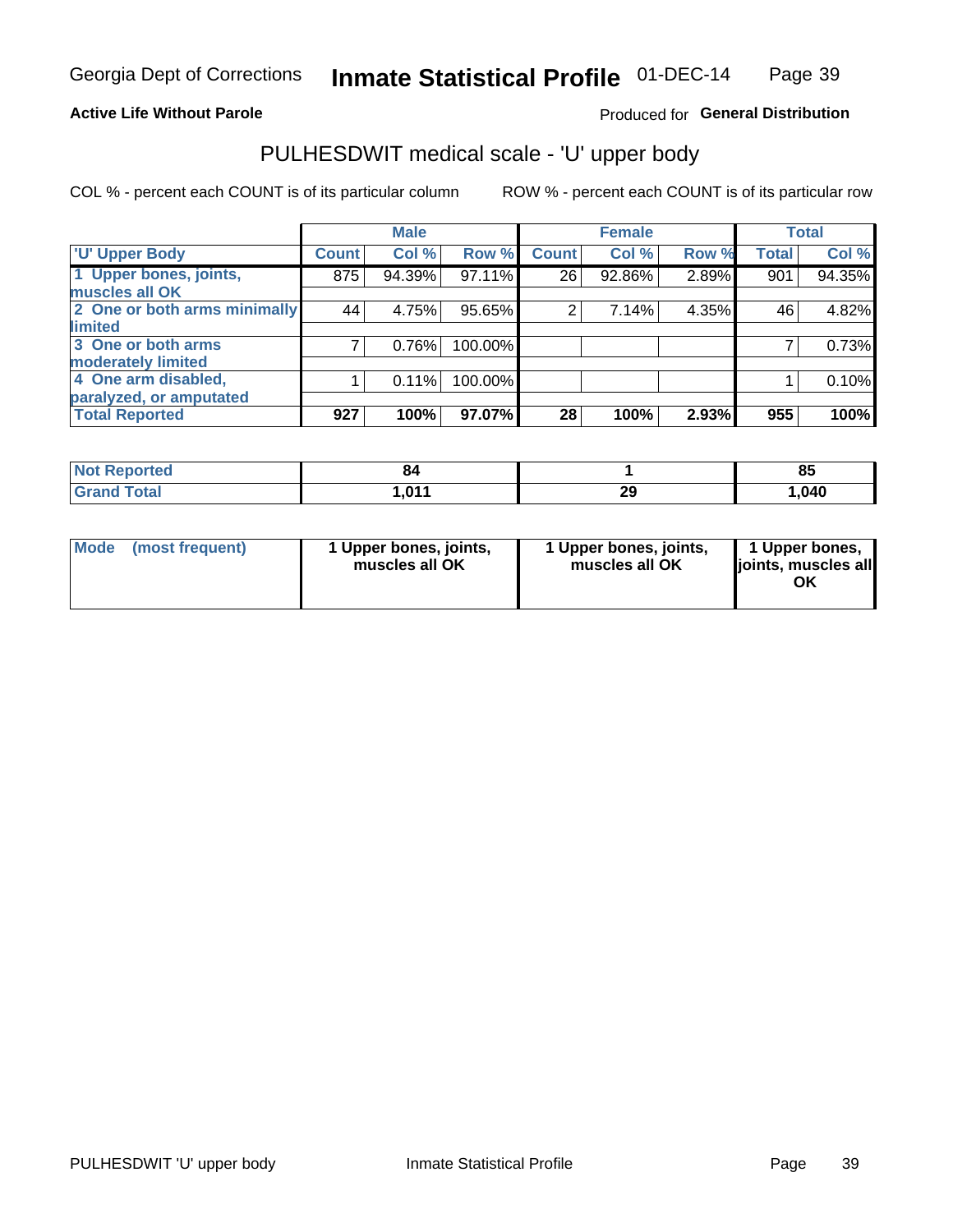Georgia Dept of Corrections **Inmate Statistical Profile** 01-DEC-14

**Active Life Without Parole**

Produced for **General Distribution**

## PULHESDWIT medical scale - 'U' upper body

COL % - percent each COUNT is of its particular column

ROW % - percent each COUNT is of its particular row

| | Male | | | Female | | | Total | |
|---|---|---|---|---|---|---|---|---|
| 'U' Upper Body | Count | Col % | Row % | Count | Col % | Row % | Total | Col % |
| 1 Upper bones, joints, muscles all OK | 875 | 94.39% | 97.11% | 26 | 92.86% | 2.89% | 901 | 94.35% |
| 2 One or both arms minimally limited | 44 | 4.75% | 95.65% | 2 | 7.14% | 4.35% | 46 | 4.82% |
| 3 One or both arms moderately limited | 7 | 0.76% | 100.00% | | | | 7 | 0.73% |
| 4 One arm disabled, paralyzed, or amputated | 1 | 0.11% | 100.00% | | | | 1 | 0.10% |
| **Total Reported** | **927** | **100%** | **97.07%** | **28** | **100%** | **2.93%** | **955** | **100%** |

| | Male | Female | Total |
|---|---|---|---|
| Not Reported | 84 | 1 | 85 |
| Grand Total | 1,011 | 29 | 1,040 |

| | Male | Female | Total |
|---|---|---|---|
| Mode (most frequent) | 1 Upper bones, joints, muscles all OK | 1 Upper bones, joints, muscles all OK | 1 Upper bones, joints, muscles all OK |

PULHESDWIT 'U' upper body Inmate Statistical Profile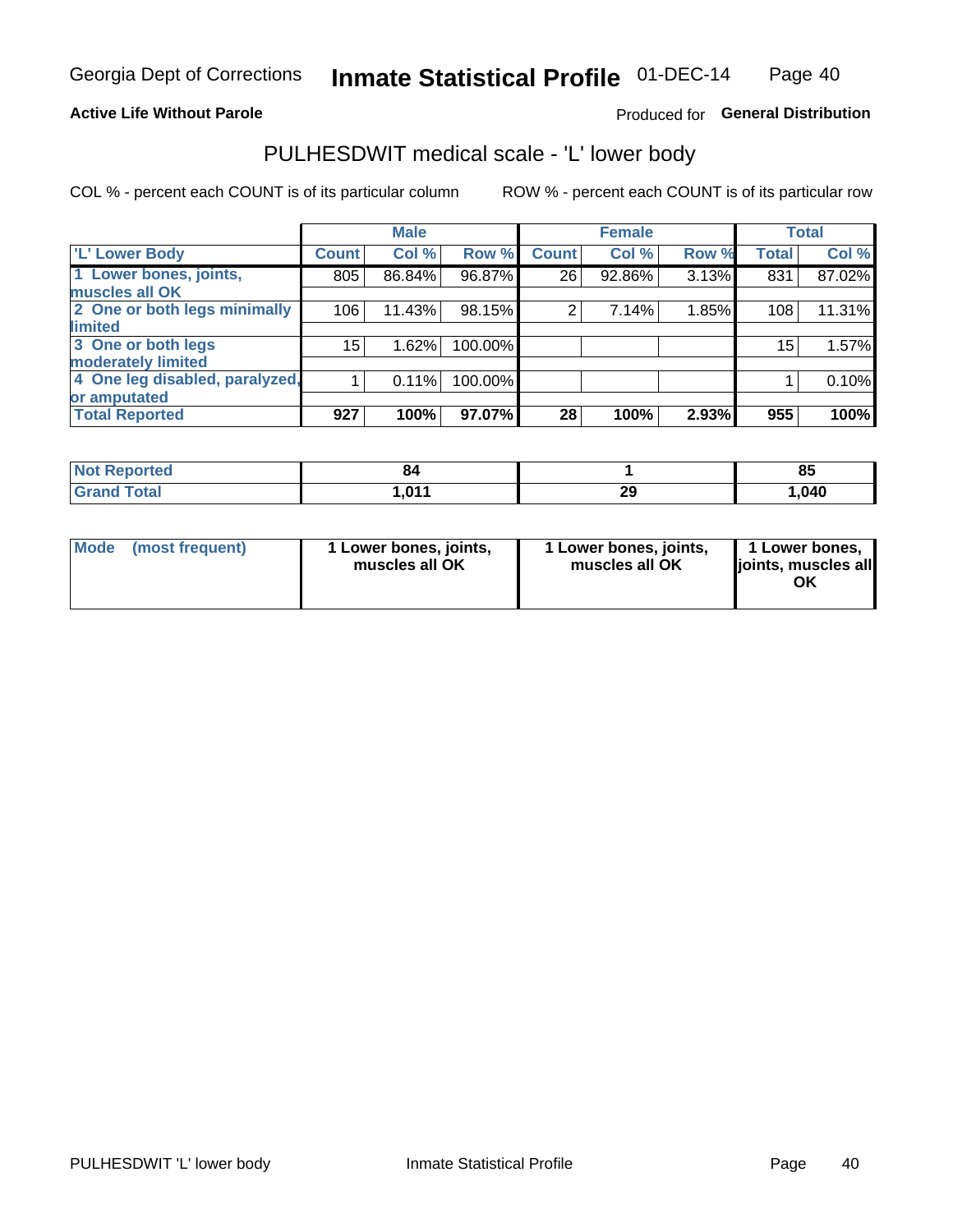Georgia Dept of Corrections **Inmate Statistical Profile** 01-DEC-14

**Active Life Without Parole**

Produced for **General Distribution**

## PULHESDWIT medical scale - 'L' lower body

COL % - percent each COUNT is of its particular column

ROW % - percent each COUNT is of its particular row

| | Male | | | Female | | | Total | |
|---|---|---|---|---|---|---|---|---|
| 'L' Lower Body | Count | Col % | Row % | Count | Col % | Row % | Total | Col % |
| 1 Lower bones, joints, muscles all OK | 805 | 86.84% | 96.87% | 26 | 92.86% | 3.13% | 831 | 87.02% |
| 2 One or both legs minimally limited | 106 | 11.43% | 98.15% | 2 | 7.14% | 1.85% | 108 | 11.31% |
| 3 One or both legs moderately limited | 15 | 1.62% | 100.00% | | | | 15 | 1.57% |
| 4 One leg disabled, paralyzed, or amputated | 1 | 0.11% | 100.00% | | | | 1 | 0.10% |
| **Total Reported** | **927** | **100%** | **97.07%** | **28** | **100%** | **2.93%** | **955** | **100%** |

| | Male | Female | Total |
|---|---|---|---|
| Not Reported | 84 | 1 | 85 |
| Grand Total | 1,011 | 29 | 1,040 |

| | Male | Female | Total |
|---|---|---|---|
| Mode (most frequent) | 1 Lower bones, joints, muscles all OK | 1 Lower bones, joints, muscles all OK | 1 Lower bones, joints, muscles all OK |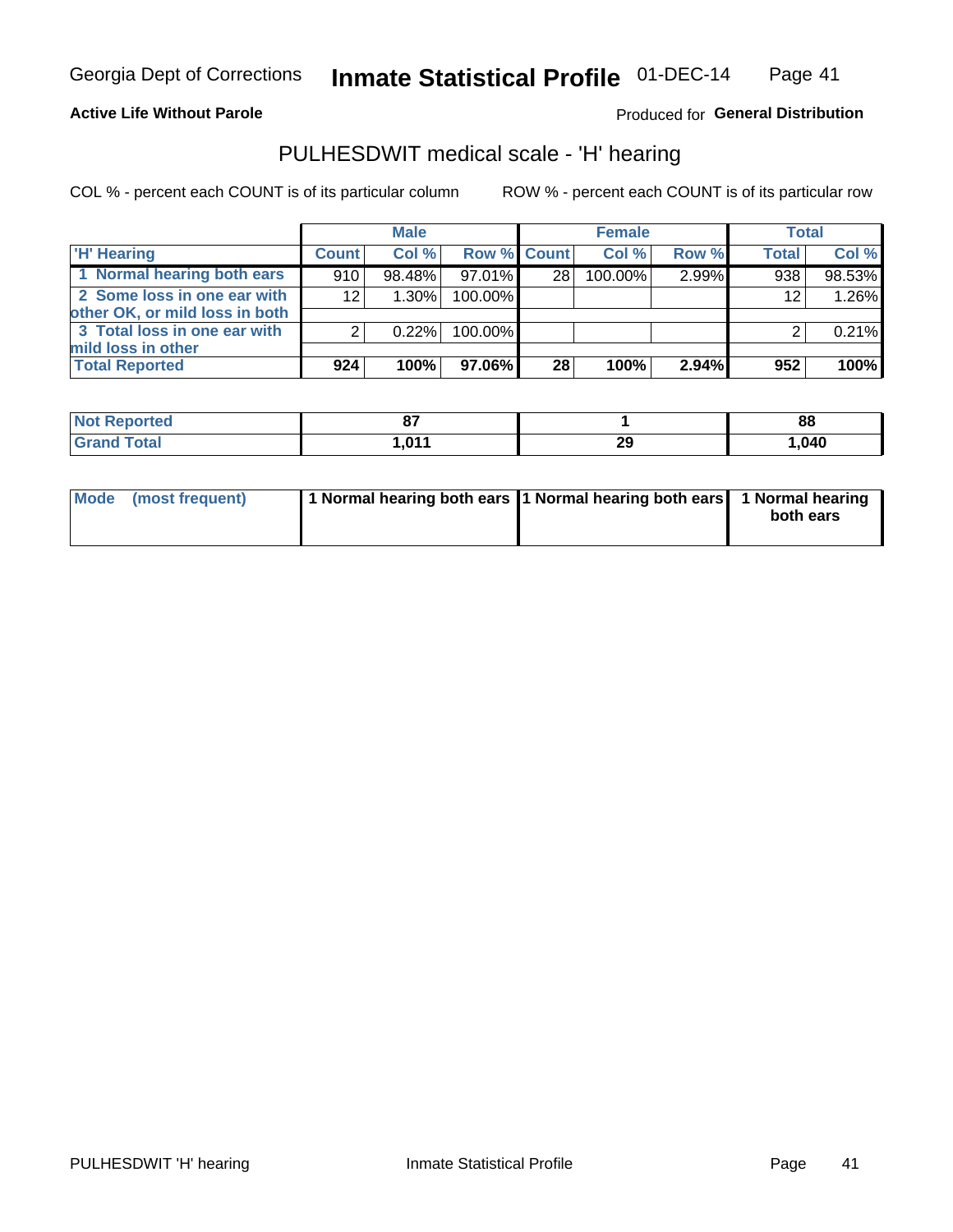**Active Life Without Parole**

Produced for **General Distribution**

## PULHESDWIT medical scale - 'H' hearing

COL % - percent each COUNT is of its particular column

ROW % - percent each COUNT is of its particular row

| | Male | | | Female | | | Total | |
|---|---|---|---|---|---|---|---|---|
| 'H' Hearing | Count | Col % | Row % | Count | Col % | Row % | Total | Col % |
| 1 Normal hearing both ears | 910 | 98.48% | 97.01% | 28 | 100.00% | 2.99% | 938 | 98.53% |
| 2 Some loss in one ear with other OK, or mild loss in both | 12 | 1.30% | 100.00% | | | | 12 | 1.26% |
| 3 Total loss in one ear with mild loss in other | 2 | 0.22% | 100.00% | | | | 2 | 0.21% |
| **Total Reported** | **924** | **100%** | **97.06%** | **28** | **100%** | **2.94%** | **952** | **100%** |

| | Male | Female | Total |
|---|---|---|---|
| Not Reported | 87 | 1 | 88 |
| Grand Total | 1,011 | 29 | 1,040 |

| | Male | Female | Total |
|---|---|---|---|
| Mode (most frequent) | 1 Normal hearing both ears | 1 Normal hearing both ears | 1 Normal hearing both ears |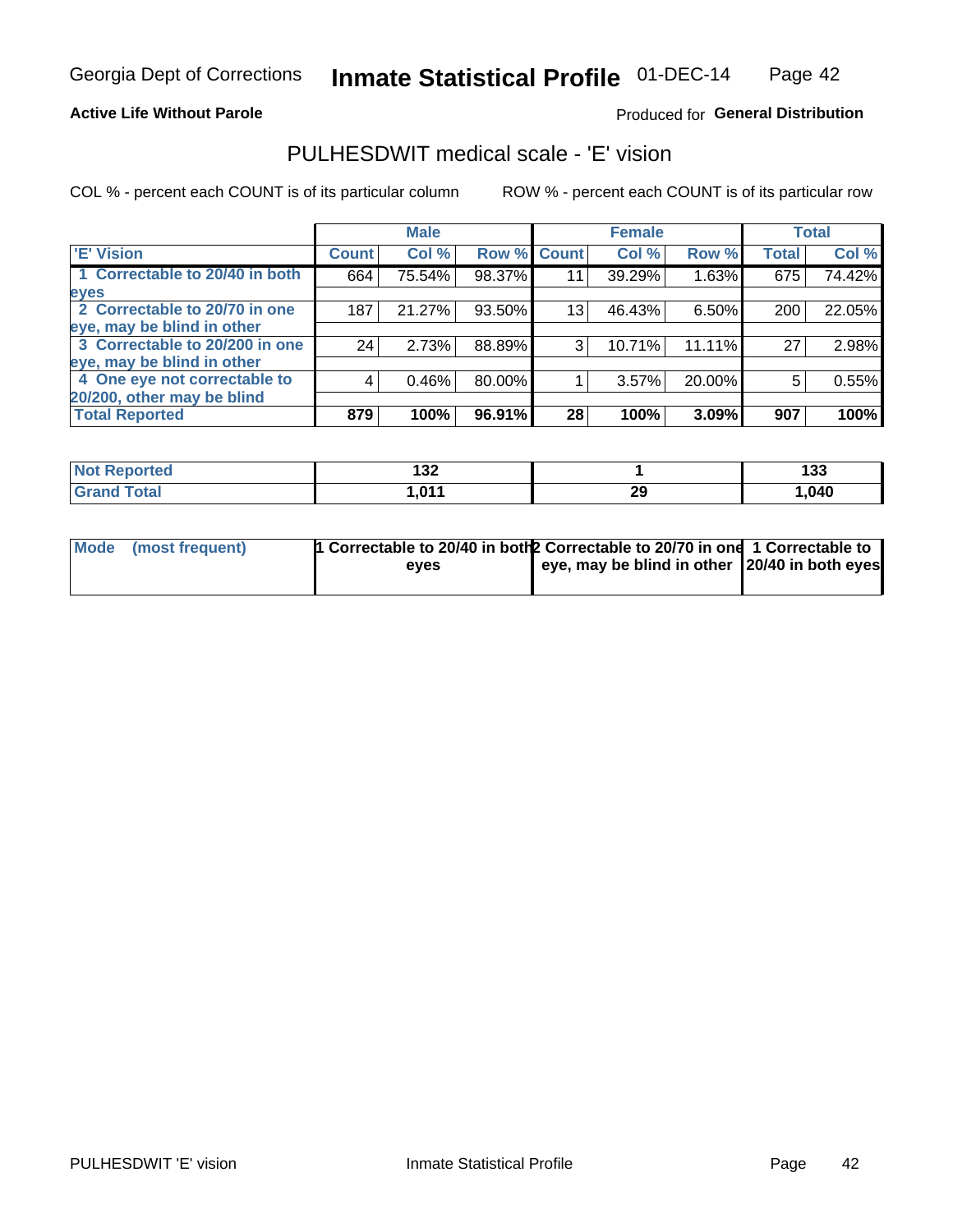Georgia Dept of Corrections **Inmate Statistical Profile** 01-DEC-14

**Active Life Without Parole**

Produced for **General Distribution**

## PULHESDWIT medical scale - 'E' vision

COL % - percent each COUNT is of its particular column

ROW % - percent each COUNT is of its particular row

| | Male | | | Female | | | Total | |
|---|---|---|---|---|---|---|---|---|
| 'E' Vision | Count | Col % | Row % | Count | Col % | Row % | Total | Col % |
| 1 Correctable to 20/40 in both eyes | 664 | 75.54% | 98.37% | 11 | 39.29% | 1.63% | 675 | 74.42% |
| 2 Correctable to 20/70 in one eye, may be blind in other | 187 | 21.27% | 93.50% | 13 | 46.43% | 6.50% | 200 | 22.05% |
| 3 Correctable to 20/200 in one eye, may be blind in other | 24 | 2.73% | 88.89% | 3 | 10.71% | 11.11% | 27 | 2.98% |
| 4 One eye not correctable to 20/200, other may be blind | 4 | 0.46% | 80.00% | 1 | 3.57% | 20.00% | 5 | 0.55% |
| **Total Reported** | **879** | **100%** | **96.91%** | **28** | **100%** | **3.09%** | **907** | **100%** |

| | Male | Female | Total |
|---|---|---|---|
| Not Reported | 132 | 1 | 133 |
| Grand Total | 1,011 | 29 | 1,040 |

| | Male | Female | Total |
|---|---|---|---|
| Mode (most frequent) | 1 Correctable to 20/40 in both eyes | 2 Correctable to 20/70 in one eye, may be blind in other | 1 Correctable to 20/40 in both eyes |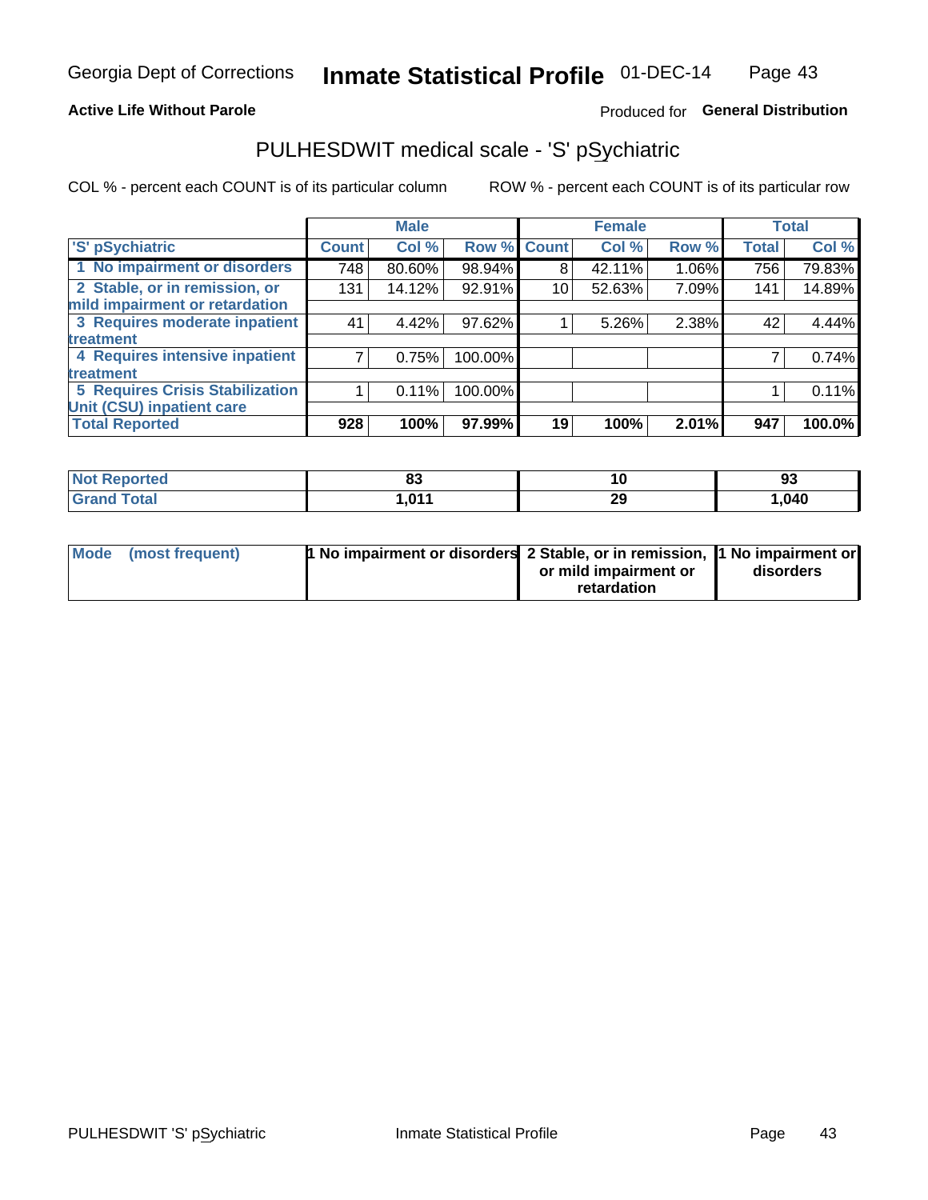Georgia Dept of Corrections **Inmate Statistical Profile** 01-DEC-14

**Active Life Without Parole**

Produced for **General Distribution**

## PULHESDWIT medical scale - 'S' pSychiatric

COL % - percent each COUNT is of its particular column

ROW % - percent each COUNT is of its particular row

| 'S' pSychiatric | Male | | | Female | | | Total | |
|---|---|---|---|---|---|---|---|---|
| | Count | Col % | Row % | Count | Col % | Row % | Total | Col % |
| 1 No impairment or disorders | 748 | 80.60% | 98.94% | 8 | 42.11% | 1.06% | 756 | 79.83% |
| 2 Stable, or in remission, or mild impairment or retardation | 131 | 14.12% | 92.91% | 10 | 52.63% | 7.09% | 141 | 14.89% |
| 3 Requires moderate inpatient treatment | 41 | 4.42% | 97.62% | 1 | 5.26% | 2.38% | 42 | 4.44% |
| 4 Requires intensive inpatient treatment | 7 | 0.75% | 100.00% | | | | 7 | 0.74% |
| 5 Requires Crisis Stabilization Unit (CSU) inpatient care | 1 | 0.11% | 100.00% | | | | 1 | 0.11% |
| **Total Reported** | **928** | **100%** | **97.99%** | **19** | **100%** | **2.01%** | **947** | **100.0%** |

| | Male | Female | Total |
|---|---|---|---|
| Not Reported | 83 | 10 | 93 |
| Grand Total | 1,011 | 29 | 1,040 |

| | Male | Female | Total |
|---|---|---|---|
| Mode (most frequent) | 1 No impairment or disorders | 2 Stable, or in remission, or mild impairment or retardation | 1 No impairment or disorders |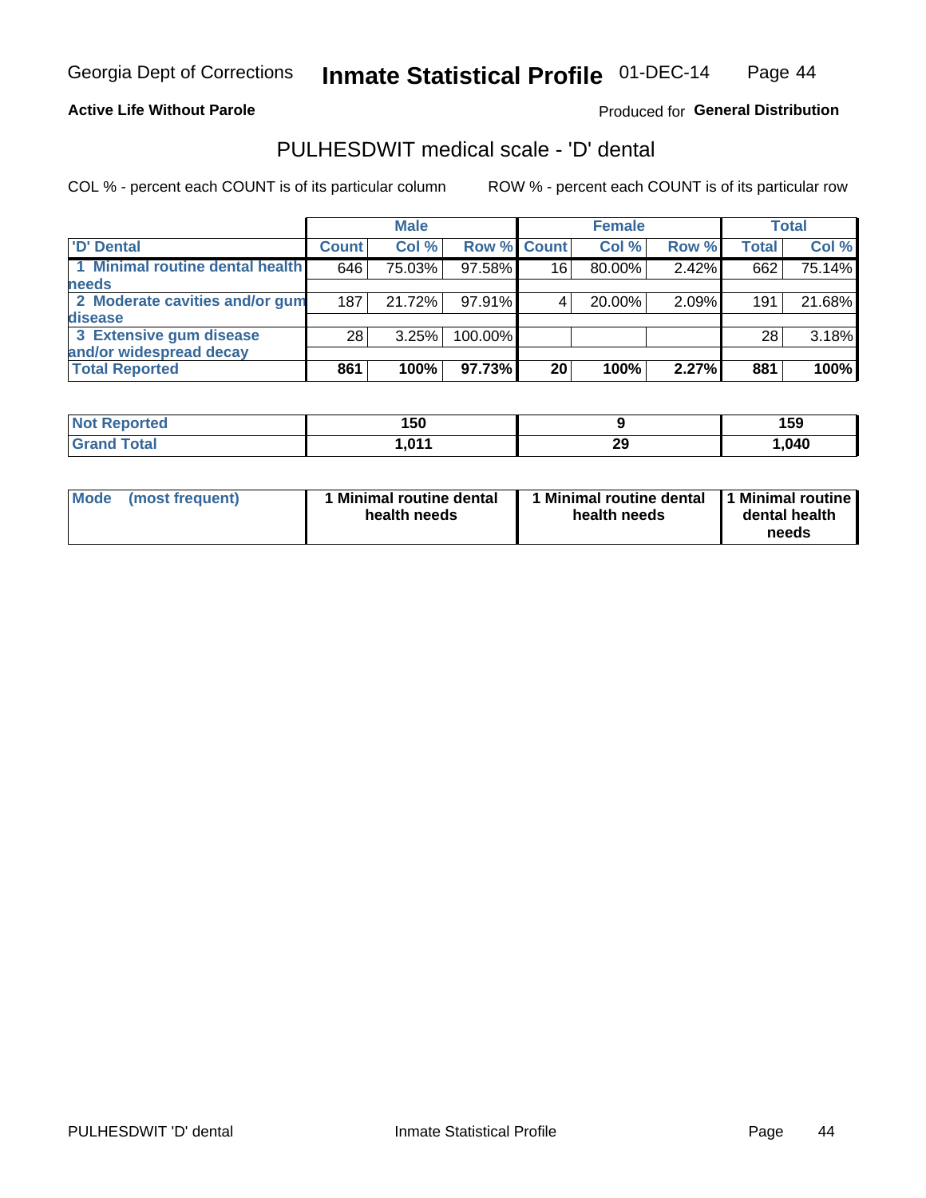Georgia Dept of Corrections **Inmate Statistical Profile** 01-DEC-14

**Active Life Without Parole**

Produced for **General Distribution**

## PULHESDWIT medical scale - 'D' dental

COL % - percent each COUNT is of its particular column ROW % - percent each COUNT is of its particular row

| | Male | | | Female | | | Total | |
|---|---|---|---|---|---|---|---|---|
| 'D' Dental | Count | Col % | Row % | Count | Col % | Row % | Total | Col % |
| 1 Minimal routine dental health needs | 646 | 75.03% | 97.58% | 16 | 80.00% | 2.42% | 662 | 75.14% |
| 2 Moderate cavities and/or gum disease | 187 | 21.72% | 97.91% | 4 | 20.00% | 2.09% | 191 | 21.68% |
| 3 Extensive gum disease and/or widespread decay | 28 | 3.25% | 100.00% | | | | 28 | 3.18% |
| **Total Reported** | **861** | **100%** | **97.73%** | **20** | **100%** | **2.27%** | **881** | **100%** |

| | Male | Female | Total |
|---|---|---|---|
| **Not Reported** | **150** | **9** | **159** |
| **Grand Total** | **1,011** | **29** | **1,040** |

| | Male | Female | Total |
|---|---|---|---|
| **Mode (most frequent)** | **1 Minimal routine dental health needs** | **1 Minimal routine dental health needs** | **1 Minimal routine dental health needs** |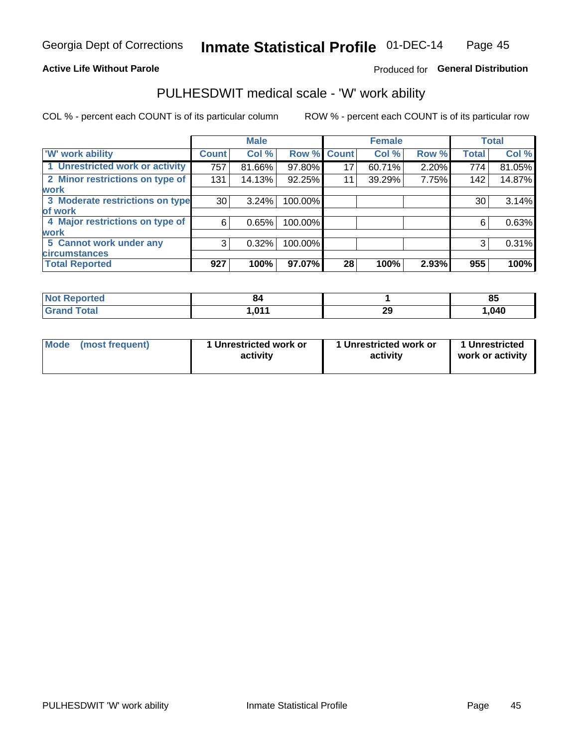Georgia Dept of Corrections **Inmate Statistical Profile** 01-DEC-14

**Active Life Without Parole**

Produced for **General Distribution**

## PULHESDWIT medical scale - 'W' work ability

COL % - percent each COUNT is of its particular column ROW % - percent each COUNT is of its particular row

| | Male | | | Female | | | Total | |
|---|---|---|---|---|---|---|---|---|
| 'W' work ability | Count | Col % | Row % | Count | Col % | Row % | Total | Col % |
| 1 Unrestricted work or activity | 757 | 81.66% | 97.80% | 17 | 60.71% | 2.20% | 774 | 81.05% |
| 2 Minor restrictions on type of work | 131 | 14.13% | 92.25% | 11 | 39.29% | 7.75% | 142 | 14.87% |
| 3 Moderate restrictions on type of work | 30 | 3.24% | 100.00% | | | | 30 | 3.14% |
| 4 Major restrictions on type of work | 6 | 0.65% | 100.00% | | | | 6 | 0.63% |
| 5 Cannot work under any circumstances | 3 | 0.32% | 100.00% | | | | 3 | 0.31% |
| **Total Reported** | **927** | **100%** | **97.07%** | **28** | **100%** | **2.93%** | **955** | **100%** |

| | Male | Female | Total |
|---|---|---|---|
| Not Reported | 84 | 1 | 85 |
| Grand Total | 1,011 | 29 | 1,040 |

| | Male | Female | Total |
|---|---|---|---|
| Mode (most frequent) | 1 Unrestricted work or activity | 1 Unrestricted work or activity | 1 Unrestricted work or activity |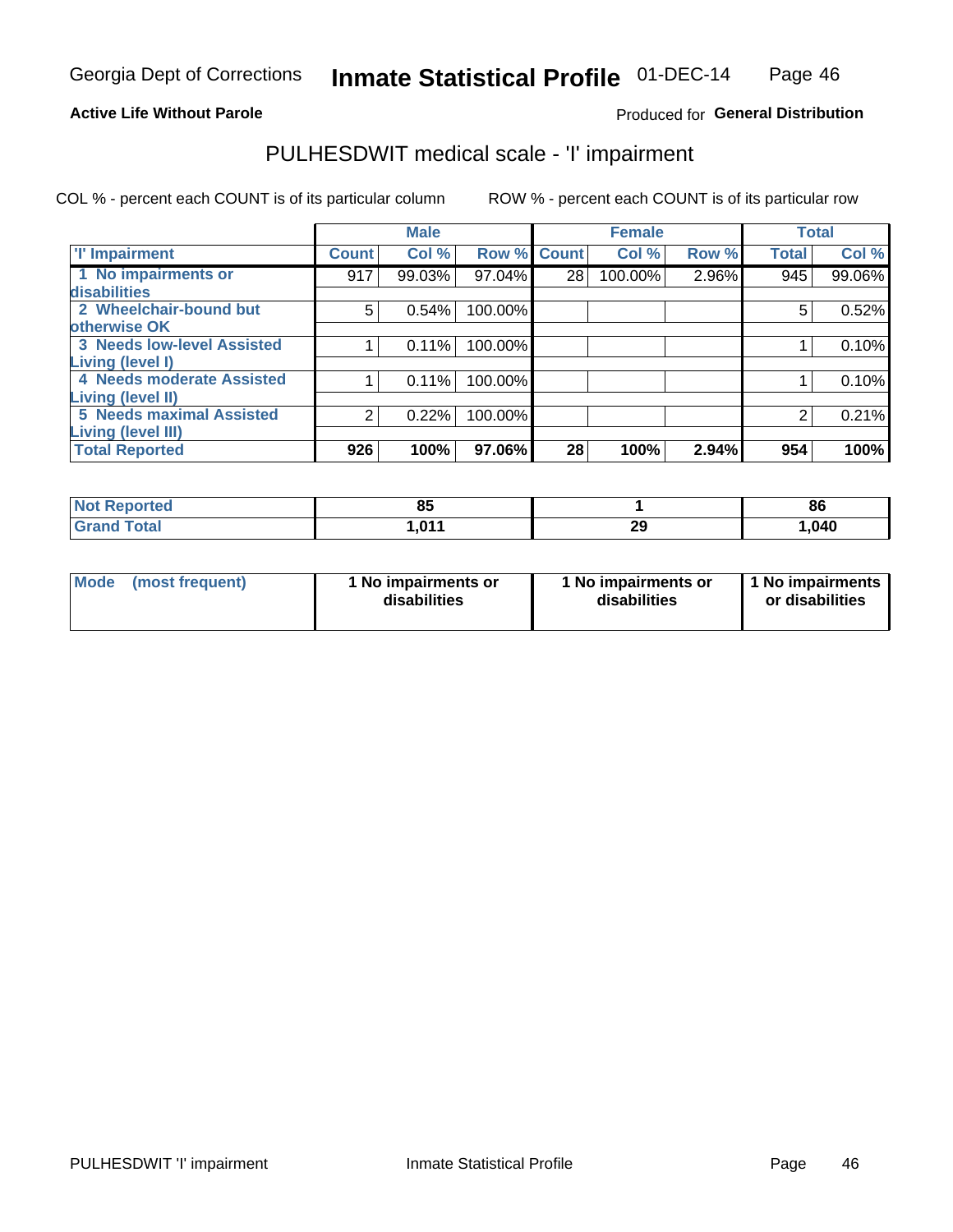Georgia Dept of Corrections **Inmate Statistical Profile** 01-DEC-14

**Active Life Without Parole**

Produced for **General Distribution**

## PULHESDWIT medical scale - 'I' impairment

COL % - percent each COUNT is of its particular column ROW % - percent each COUNT is of its particular row

| | Male | | | Female | | | Total | |
|---|---|---|---|---|---|---|---|---|
| 'I' Impairment | Count | Col % | Row % | Count | Col % | Row % | Total | Col % |
| 1 No impairments or disabilities | 917 | 99.03% | 97.04% | 28 | 100.00% | 2.96% | 945 | 99.06% |
| 2 Wheelchair-bound but otherwise OK | 5 | 0.54% | 100.00% | | | | 5 | 0.52% |
| 3 Needs low-level Assisted Living (level I) | 1 | 0.11% | 100.00% | | | | 1 | 0.10% |
| 4 Needs moderate Assisted Living (level II) | 1 | 0.11% | 100.00% | | | | 1 | 0.10% |
| 5 Needs maximal Assisted Living (level III) | 2 | 0.22% | 100.00% | | | | 2 | 0.21% |
| **Total Reported** | **926** | **100%** | **97.06%** | **28** | **100%** | **2.94%** | **954** | **100%** |

| | Male | Female | Total |
|---|---|---|---|
| Not Reported | 85 | 1 | 86 |
| Grand Total | 1,011 | 29 | 1,040 |

| | Male | Female | Total |
|---|---|---|---|
| Mode (most frequent) | 1 No impairments or disabilities | 1 No impairments or disabilities | 1 No impairments or disabilities |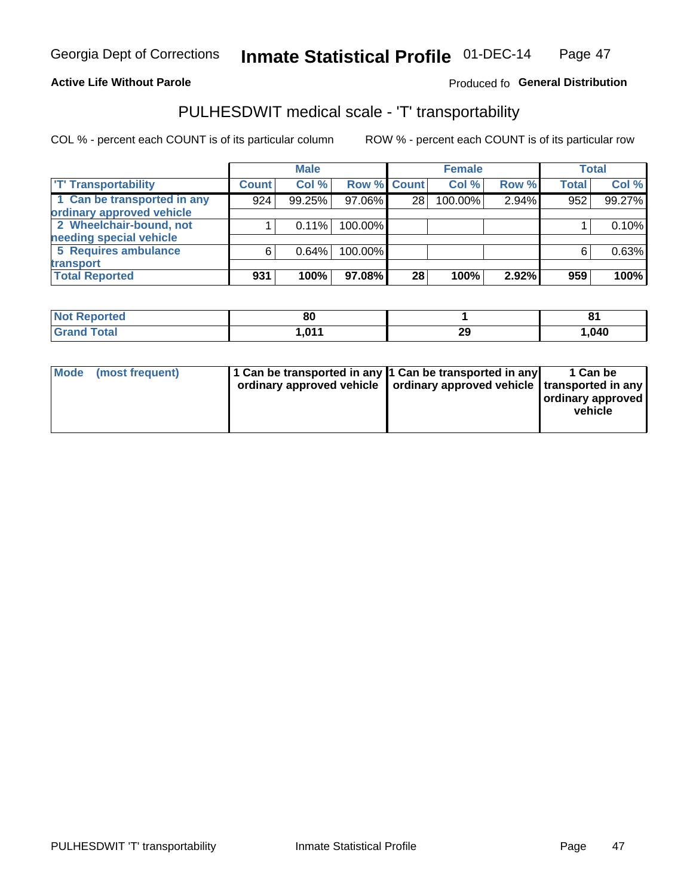Georgia Dept of Corrections **Inmate Statistical Profile** 01-DEC-14

**Active Life Without Parole**

Produced fo **General Distribution**

## PULHESDWIT medical scale - 'T' transportability

COL % - percent each COUNT is of its particular column ROW % - percent each COUNT is of its particular row

| | Male | | | Female | | | Total | |
|---|---|---|---|---|---|---|---|---|
| 'T' Transportability | Count | Col % | Row % | Count | Col % | Row % | Total | Col % |
| 1 Can be transported in any ordinary approved vehicle | 924 | 99.25% | 97.06% | 28 | 100.00% | 2.94% | 952 | 99.27% |
| 2 Wheelchair-bound, not needing special vehicle | 1 | 0.11% | 100.00% | | | | 1 | 0.10% |
| 5 Requires ambulance transport | 6 | 0.64% | 100.00% | | | | 6 | 0.63% |
| **Total Reported** | **931** | **100%** | **97.08%** | **28** | **100%** | **2.92%** | **959** | **100%** |

| | Male | Female | Total |
|---|---|---|---|
| Not Reported | 80 | 1 | 81 |
| Grand Total | 1,011 | 29 | 1,040 |

| | Male | Female | Total |
|---|---|---|---|
| Mode (most frequent) | 1 Can be transported in any ordinary approved vehicle | 1 Can be transported in any ordinary approved vehicle | 1 Can be transported in any ordinary approved vehicle |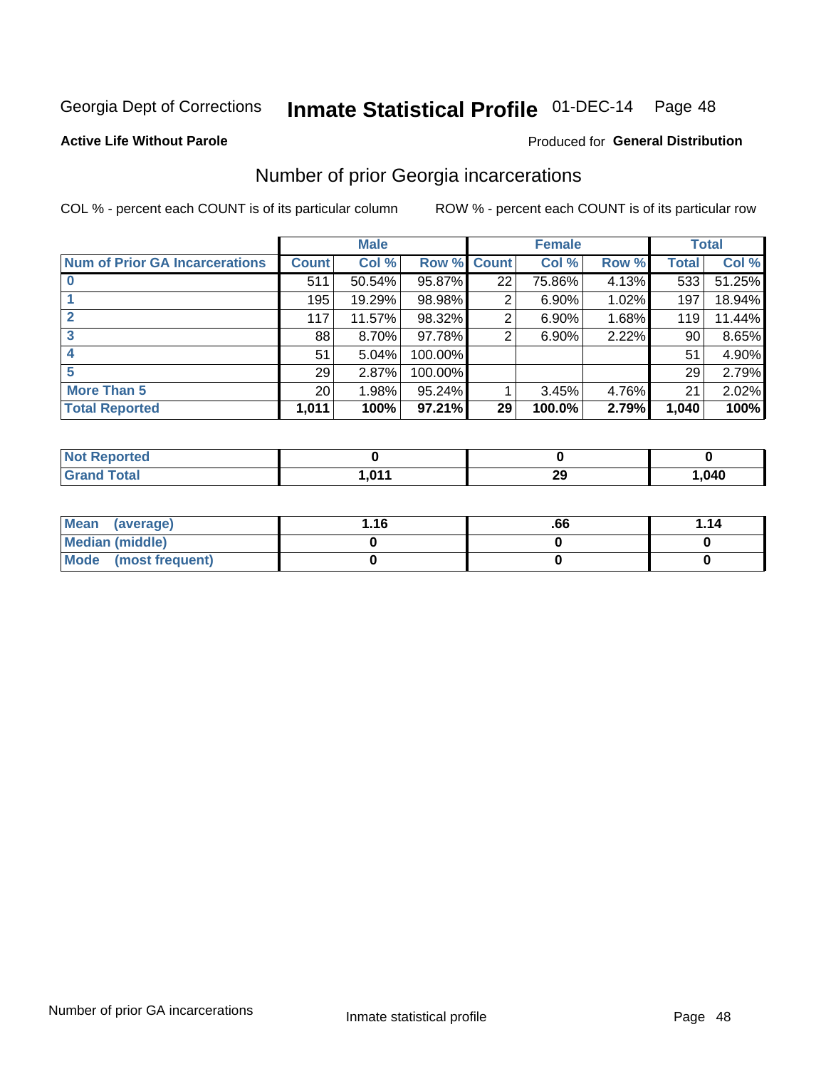Georgia Dept of Corrections **Inmate Statistical Profile** 01-DEC-14 Page 48

**Active Life Without Parole**

Produced for **General Distribution**

## Number of prior Georgia incarcerations

COL % - percent each COUNT is of its particular column ROW % - percent each COUNT is of its particular row

| | Male | | | Female | | | Total | |
|---|---|---|---|---|---|---|---|---|
| **Num of Prior GA Incarcerations** | **Count** | **Col %** | **Row %** | **Count** | **Col %** | **Row %** | **Total** | **Col %** |
| **0** | 511 | 50.54% | 95.87% | 22 | 75.86% | 4.13% | 533 | 51.25% |
| **1** | 195 | 19.29% | 98.98% | 2 | 6.90% | 1.02% | 197 | 18.94% |
| **2** | 117 | 11.57% | 98.32% | 2 | 6.90% | 1.68% | 119 | 11.44% |
| **3** | 88 | 8.70% | 97.78% | 2 | 6.90% | 2.22% | 90 | 8.65% |
| **4** | 51 | 5.04% | 100.00% | | | | 51 | 4.90% |
| **5** | 29 | 2.87% | 100.00% | | | | 29 | 2.79% |
| **More Than 5** | 20 | 1.98% | 95.24% | 1 | 3.45% | 4.76% | 21 | 2.02% |
| **Total Reported** | **1,011** | **100%** | **97.21%** | **29** | **100.0%** | **2.79%** | **1,040** | **100%** |

| | Male | Female | Total |
|---|---|---|---|
| **Not Reported** | **0** | **0** | **0** |
| **Grand Total** | **1,011** | **29** | **1,040** |

| | Male | Female | Total |
|---|---|---|---|
| **Mean (average)** | **1.16** | **.66** | **1.14** |
| **Median (middle)** | **0** | **0** | **0** |
| **Mode (most frequent)** | **0** | **0** | **0** |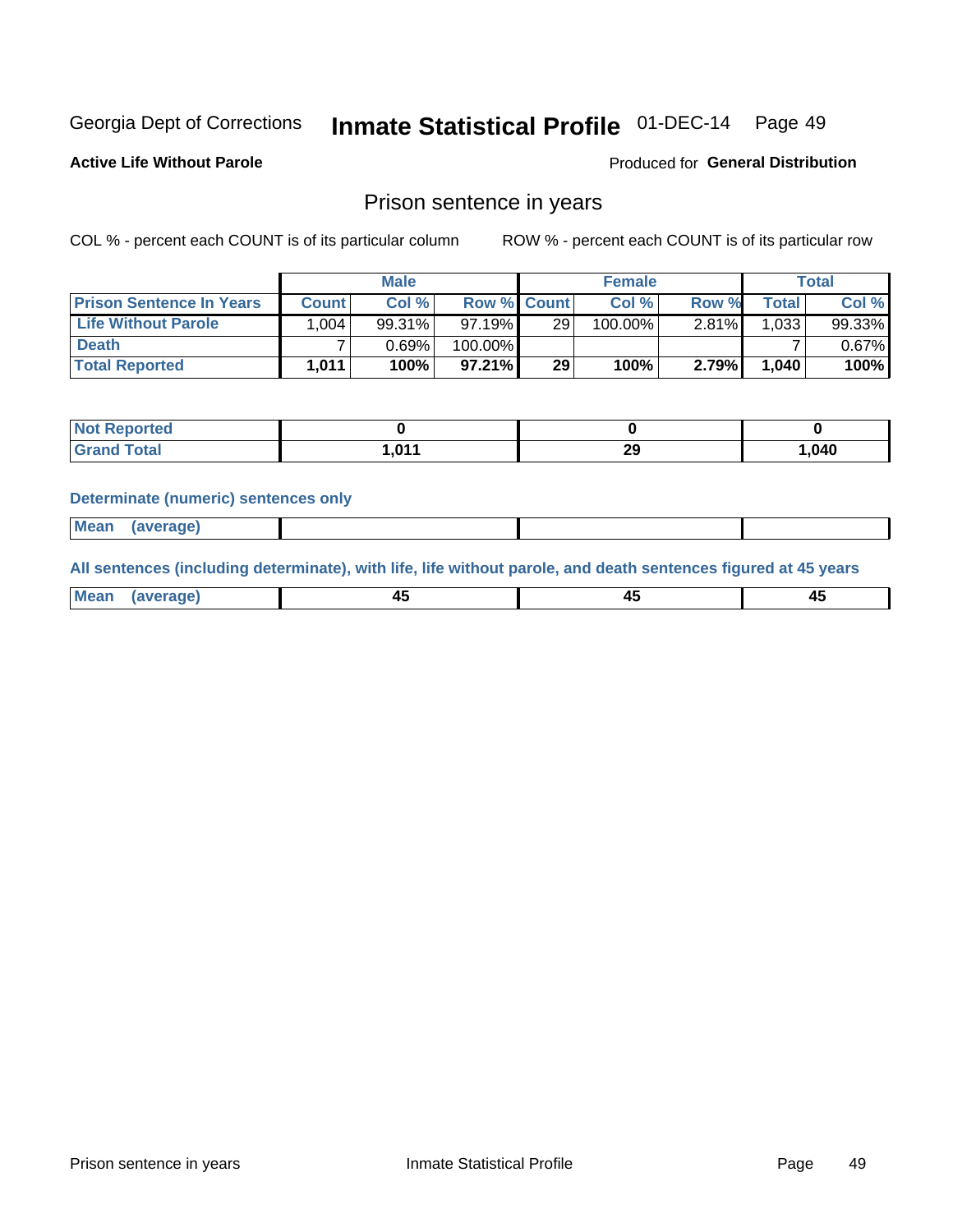Georgia Dept of Corrections **Inmate Statistical Profile** 01-DEC-14

**Active Life Without Parole**

Produced for **General Distribution**

## Prison sentence in years

COL % - percent each COUNT is of its particular column

ROW % - percent each COUNT is of its particular row

| | Male | | | Female | | | Total | |
|---|---|---|---|---|---|---|---|---|
| **Prison Sentence In Years** | **Count** | **Col %** | **Row %** | **Count** | **Col %** | **Row %** | **Total** | **Col %** |
| **Life Without Parole** | 1,004 | 99.31% | 97.19% | 29 | 100.00% | 2.81% | 1,033 | 99.33% |
| **Death** | 7 | 0.69% | 100.00% | | | | 7 | 0.67% |
| **Total Reported** | **1,011** | **100%** | **97.21%** | **29** | **100%** | **2.79%** | **1,040** | **100%** |

| | Male | Female | Total |
|---|---|---|---|
| **Not Reported** | **0** | **0** | **0** |
| **Grand Total** | **1,011** | **29** | **1,040** |

**Determinate (numeric) sentences only**

| | Male | Female | Total |
|---|---|---|---|
| **Mean (average)** | | | |

**All sentences (including determinate), with life, life without parole, and death sentences figured at 45 years**

| | Male | Female | Total |
|---|---|---|---|
| **Mean (average)** | **45** | **45** | **45** |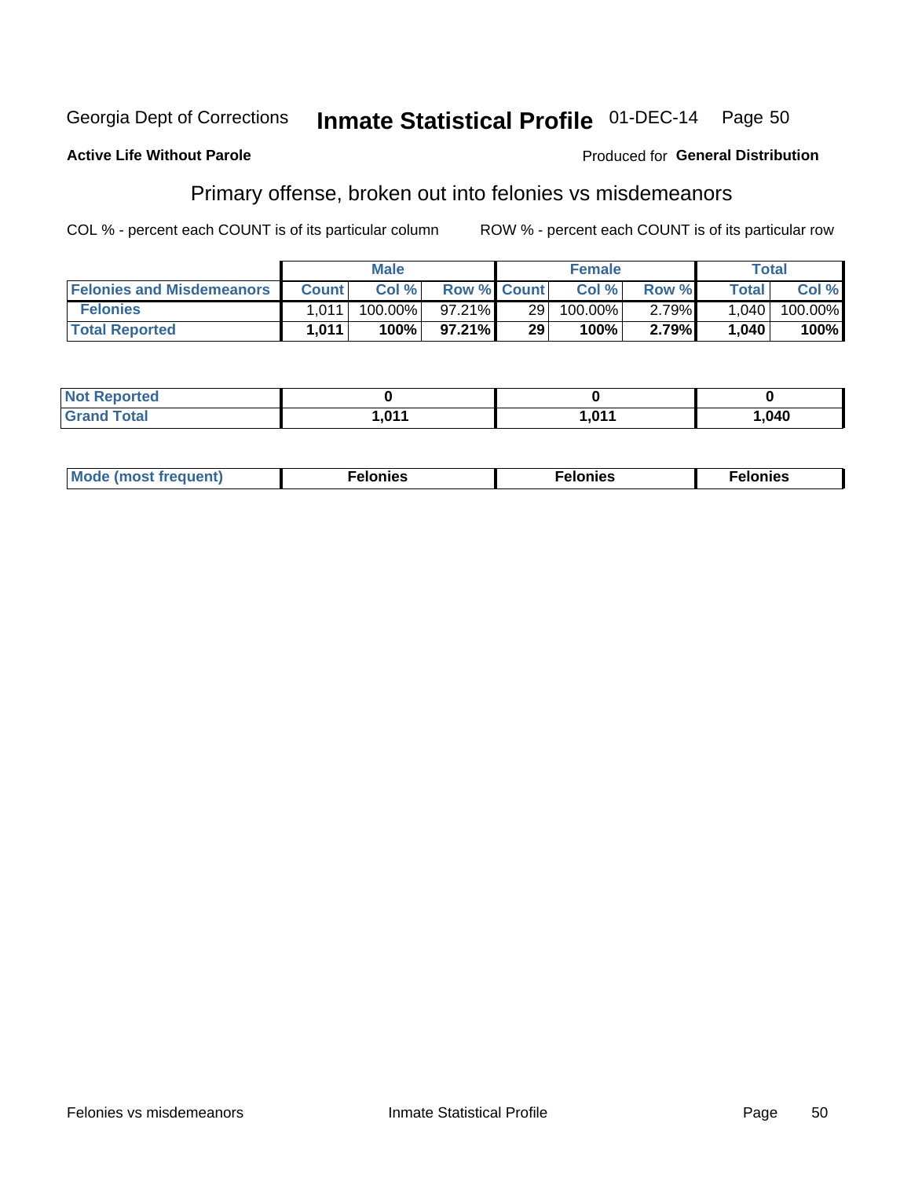Georgia Dept of Corrections **Inmate Statistical Profile** 01-DEC-14

**Active Life Without Parole**

Produced for **General Distribution**

## Primary offense, broken out into felonies vs misdemeanors

COL % - percent each COUNT is of its particular column    ROW % - percent each COUNT is of its particular row

| | Male | | | Female | | | Total | |
|---|---|---|---|---|---|---|---|---|
| **Felonies and Misdemeanors** | **Count** | **Col %** | **Row %** | **Count** | **Col %** | **Row %** | **Total** | **Col %** |
| **Felonies** | 1,011 | 100.00% | 97.21% | 29 | 100.00% | 2.79% | 1,040 | 100.00% |
| **Total Reported** | **1,011** | **100%** | **97.21%** | **29** | **100%** | **2.79%** | **1,040** | **100%** |

| | Male | Female | Total |
|---|---|---|---|
| **Not Reported** | **0** | **0** | **0** |
| **Grand Total** | **1,011** | **1,011** | **1,040** |

| | Male | Female | Total |
|---|---|---|---|
| **Mode (most frequent)** | **Felonies** | **Felonies** | **Felonies** |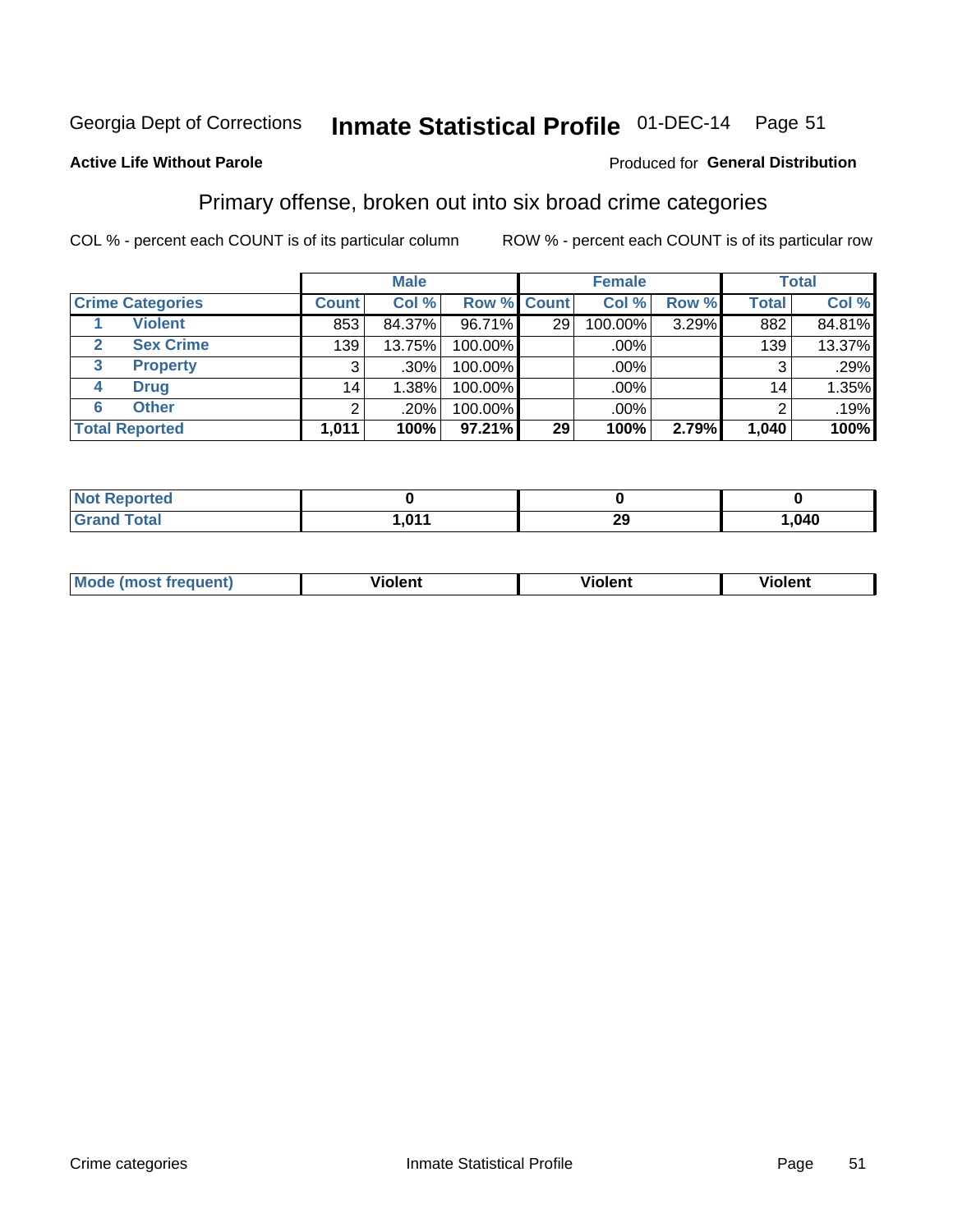Georgia Dept of Corrections **Inmate Statistical Profile** 01-DEC-14 Page 51

**Active Life Without Parole**

Produced for **General Distribution**

## Primary offense, broken out into six broad crime categories

COL % - percent each COUNT is of its particular column ROW % - percent each COUNT is of its particular row

| | | Male | | | Female | | | Total | |
|---|---|---|---|---|---|---|---|---|---|
| **Crime Categories** | | **Count** | **Col %** | **Row %** | **Count** | **Col %** | **Row %** | **Total** | **Col %** |
| 1 | **Violent** | 853 | 84.37% | 96.71% | 29 | 100.00% | 3.29% | 882 | 84.81% |
| 2 | **Sex Crime** | 139 | 13.75% | 100.00% | | .00% | | 139 | 13.37% |
| 3 | **Property** | 3 | .30% | 100.00% | | .00% | | 3 | .29% |
| 4 | **Drug** | 14 | 1.38% | 100.00% | | .00% | | 14 | 1.35% |
| 6 | **Other** | 2 | .20% | 100.00% | | .00% | | 2 | .19% |
| **Total Reported** | | **1,011** | **100%** | **97.21%** | **29** | **100%** | **2.79%** | **1,040** | **100%** |

| | Male | Female | Total |
|---|---|---|---|
| **Not Reported** | **0** | **0** | **0** |
| **Grand Total** | **1,011** | **29** | **1,040** |

| | Male | Female | Total |
|---|---|---|---|
| **Mode (most frequent)** | **Violent** | **Violent** | **Violent** |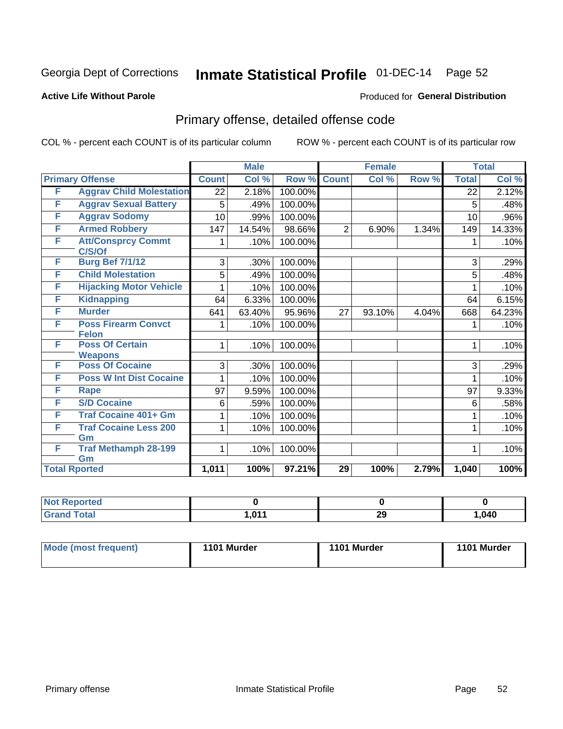Georgia Dept of Corrections **Inmate Statistical Profile** 01-DEC-14

**Active Life Without Parole**

Produced for **General Distribution**

## Primary offense, detailed offense code

COL % - percent each COUNT is of its particular column ROW % - percent each COUNT is of its particular row

| Primary Offense | | Male | | | Female | | | Total | |
|---|---|---|---|---|---|---|---|---|---|
| | | Count | Col % | Row % | Count | Col % | Row % | Total | Col % |
| F | Aggrav Child Molestation | 22 | 2.18% | 100.00% | | | | 22 | 2.12% |
| F | Aggrav Sexual Battery | 5 | .49% | 100.00% | | | | 5 | .48% |
| F | Aggrav Sodomy | 10 | .99% | 100.00% | | | | 10 | .96% |
| F | Armed Robbery | 147 | 14.54% | 98.66% | 2 | 6.90% | 1.34% | 149 | 14.33% |
| F | Att/Consprcy Commt C/S/Of | 1 | .10% | 100.00% | | | | 1 | .10% |
| F | Burg Bef 7/1/12 | 3 | .30% | 100.00% | | | | 3 | .29% |
| F | Child Molestation | 5 | .49% | 100.00% | | | | 5 | .48% |
| F | Hijacking Motor Vehicle | 1 | .10% | 100.00% | | | | 1 | .10% |
| F | Kidnapping | 64 | 6.33% | 100.00% | | | | 64 | 6.15% |
| F | Murder | 641 | 63.40% | 95.96% | 27 | 93.10% | 4.04% | 668 | 64.23% |
| F | Poss Firearm Convct Felon | 1 | .10% | 100.00% | | | | 1 | .10% |
| F | Poss Of Certain Weapons | 1 | .10% | 100.00% | | | | 1 | .10% |
| F | Poss Of Cocaine | 3 | .30% | 100.00% | | | | 3 | .29% |
| F | Poss W Int Dist Cocaine | 1 | .10% | 100.00% | | | | 1 | .10% |
| F | Rape | 97 | 9.59% | 100.00% | | | | 97 | 9.33% |
| F | S/D Cocaine | 6 | .59% | 100.00% | | | | 6 | .58% |
| F | Traf Cocaine 401+ Gm | 1 | .10% | 100.00% | | | | 1 | .10% |
| F | Traf Cocaine Less 200 Gm | 1 | .10% | 100.00% | | | | 1 | .10% |
| F | Traf Methamph 28-199 Gm | 1 | .10% | 100.00% | | | | 1 | .10% |
| **Total Rported** | | **1,011** | **100%** | **97.21%** | **29** | **100%** | **2.79%** | **1,040** | **100%** |

| | Male | Female | Total |
|---|---|---|---|
| Not Reported | 0 | 0 | 0 |
| Grand Total | 1,011 | 29 | 1,040 |

| | Male | Female | Total |
|---|---|---|---|
| Mode (most frequent) | 1101 Murder | 1101 Murder | 1101 Murder |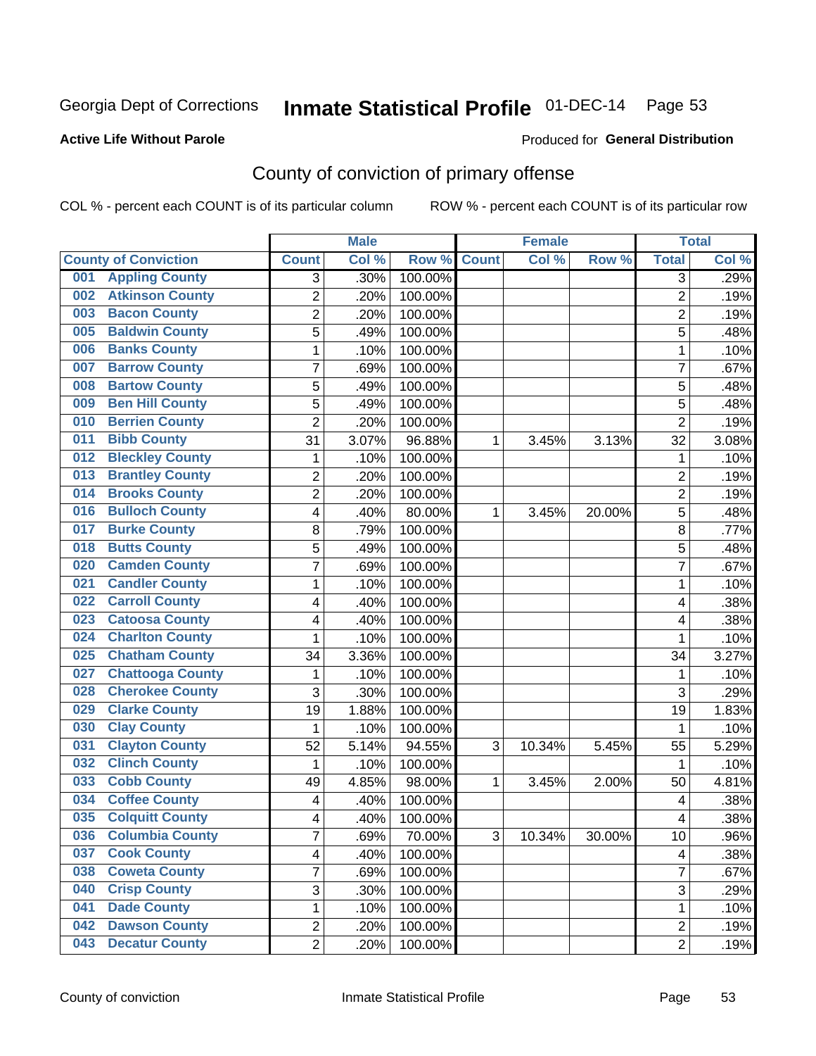Georgia Dept of Corrections **Inmate Statistical Profile** 01-DEC-14 Page 53

**Active Life Without Parole**

Produced for **General Distribution**

## County of conviction of primary offense

COL % - percent each COUNT is of its particular column ROW % - percent each COUNT is of its particular row

| County of Conviction | Male | | | Female | | | Total | |
|---|---|---|---|---|---|---|---|---|
| | Count | Col % | Row % | Count | Col % | Row % | Total | Col % |
| 001 Appling County | 3 | .30% | 100.00% | | | | 3 | .29% |
| 002 Atkinson County | 2 | .20% | 100.00% | | | | 2 | .19% |
| 003 Bacon County | 2 | .20% | 100.00% | | | | 2 | .19% |
| 005 Baldwin County | 5 | .49% | 100.00% | | | | 5 | .48% |
| 006 Banks County | 1 | .10% | 100.00% | | | | 1 | .10% |
| 007 Barrow County | 7 | .69% | 100.00% | | | | 7 | .67% |
| 008 Bartow County | 5 | .49% | 100.00% | | | | 5 | .48% |
| 009 Ben Hill County | 5 | .49% | 100.00% | | | | 5 | .48% |
| 010 Berrien County | 2 | .20% | 100.00% | | | | 2 | .19% |
| 011 Bibb County | 31 | 3.07% | 96.88% | 1 | 3.45% | 3.13% | 32 | 3.08% |
| 012 Bleckley County | 1 | .10% | 100.00% | | | | 1 | .10% |
| 013 Brantley County | 2 | .20% | 100.00% | | | | 2 | .19% |
| 014 Brooks County | 2 | .20% | 100.00% | | | | 2 | .19% |
| 016 Bulloch County | 4 | .40% | 80.00% | 1 | 3.45% | 20.00% | 5 | .48% |
| 017 Burke County | 8 | .79% | 100.00% | | | | 8 | .77% |
| 018 Butts County | 5 | .49% | 100.00% | | | | 5 | .48% |
| 020 Camden County | 7 | .69% | 100.00% | | | | 7 | .67% |
| 021 Candler County | 1 | .10% | 100.00% | | | | 1 | .10% |
| 022 Carroll County | 4 | .40% | 100.00% | | | | 4 | .38% |
| 023 Catoosa County | 4 | .40% | 100.00% | | | | 4 | .38% |
| 024 Charlton County | 1 | .10% | 100.00% | | | | 1 | .10% |
| 025 Chatham County | 34 | 3.36% | 100.00% | | | | 34 | 3.27% |
| 027 Chattooga County | 1 | .10% | 100.00% | | | | 1 | .10% |
| 028 Cherokee County | 3 | .30% | 100.00% | | | | 3 | .29% |
| 029 Clarke County | 19 | 1.88% | 100.00% | | | | 19 | 1.83% |
| 030 Clay County | 1 | .10% | 100.00% | | | | 1 | .10% |
| 031 Clayton County | 52 | 5.14% | 94.55% | 3 | 10.34% | 5.45% | 55 | 5.29% |
| 032 Clinch County | 1 | .10% | 100.00% | | | | 1 | .10% |
| 033 Cobb County | 49 | 4.85% | 98.00% | 1 | 3.45% | 2.00% | 50 | 4.81% |
| 034 Coffee County | 4 | .40% | 100.00% | | | | 4 | .38% |
| 035 Colquitt County | 4 | .40% | 100.00% | | | | 4 | .38% |
| 036 Columbia County | 7 | .69% | 70.00% | 3 | 10.34% | 30.00% | 10 | .96% |
| 037 Cook County | 4 | .40% | 100.00% | | | | 4 | .38% |
| 038 Coweta County | 7 | .69% | 100.00% | | | | 7 | .67% |
| 040 Crisp County | 3 | .30% | 100.00% | | | | 3 | .29% |
| 041 Dade County | 1 | .10% | 100.00% | | | | 1 | .10% |
| 042 Dawson County | 2 | .20% | 100.00% | | | | 2 | .19% |
| 043 Decatur County | 2 | .20% | 100.00% | | | | 2 | .19% |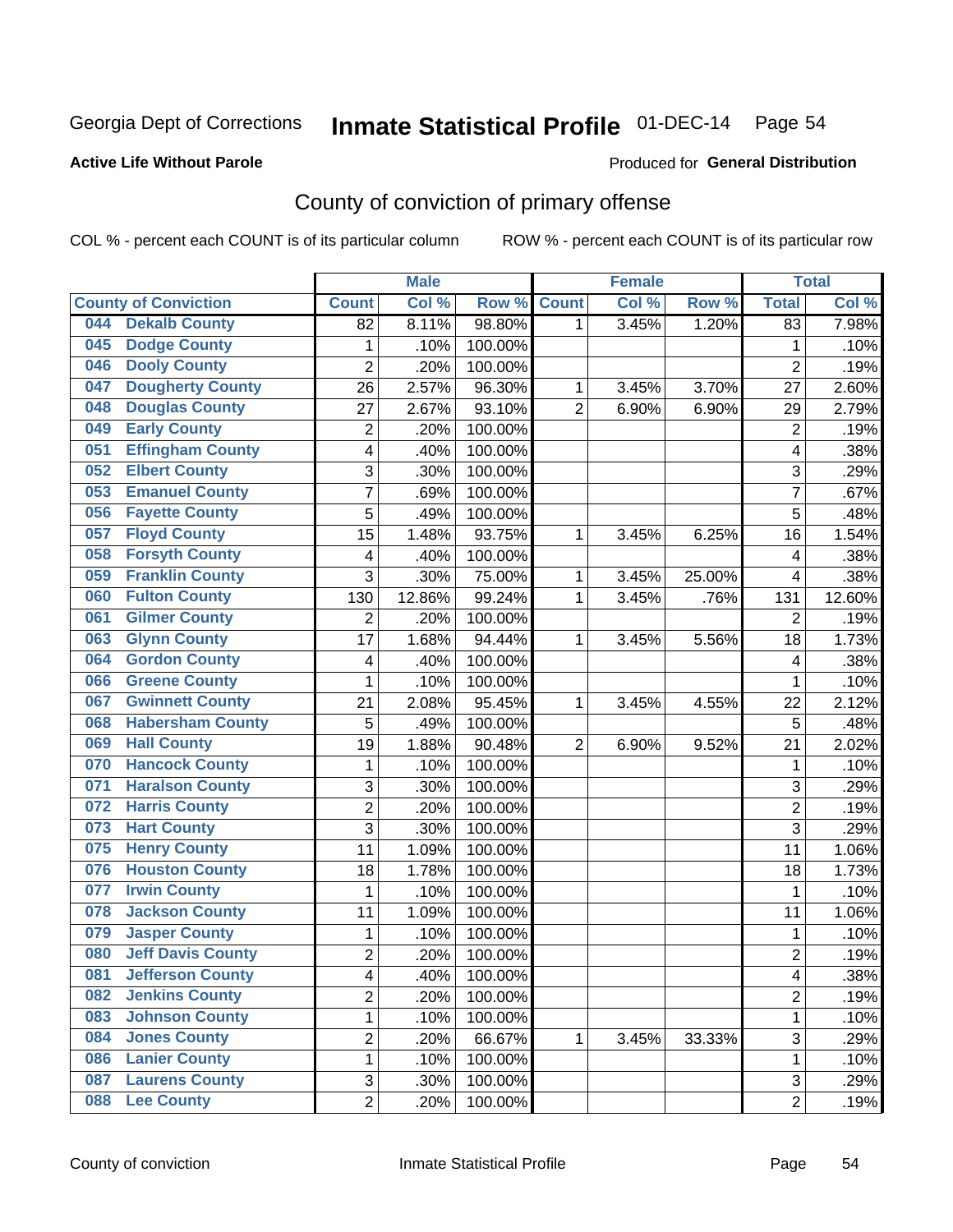Georgia Dept of Corrections **Inmate Statistical Profile** 01-DEC-14 Page 54

**Active Life Without Parole**

Produced for **General Distribution**

## County of conviction of primary offense

COL % - percent each COUNT is of its particular column ROW % - percent each COUNT is of its particular row

| County of Conviction | Male | | | Female | | | Total | |
|---|---|---|---|---|---|---|---|---|
| | Count | Col % | Row % | Count | Col % | Row % | Total | Col % |
| 044 Dekalb County | 82 | 8.11% | 98.80% | 1 | 3.45% | 1.20% | 83 | 7.98% |
| 045 Dodge County | 1 | .10% | 100.00% | | | | 1 | .10% |
| 046 Dooly County | 2 | .20% | 100.00% | | | | 2 | .19% |
| 047 Dougherty County | 26 | 2.57% | 96.30% | 1 | 3.45% | 3.70% | 27 | 2.60% |
| 048 Douglas County | 27 | 2.67% | 93.10% | 2 | 6.90% | 6.90% | 29 | 2.79% |
| 049 Early County | 2 | .20% | 100.00% | | | | 2 | .19% |
| 051 Effingham County | 4 | .40% | 100.00% | | | | 4 | .38% |
| 052 Elbert County | 3 | .30% | 100.00% | | | | 3 | .29% |
| 053 Emanuel County | 7 | .69% | 100.00% | | | | 7 | .67% |
| 056 Fayette County | 5 | .49% | 100.00% | | | | 5 | .48% |
| 057 Floyd County | 15 | 1.48% | 93.75% | 1 | 3.45% | 6.25% | 16 | 1.54% |
| 058 Forsyth County | 4 | .40% | 100.00% | | | | 4 | .38% |
| 059 Franklin County | 3 | .30% | 75.00% | 1 | 3.45% | 25.00% | 4 | .38% |
| 060 Fulton County | 130 | 12.86% | 99.24% | 1 | 3.45% | .76% | 131 | 12.60% |
| 061 Gilmer County | 2 | .20% | 100.00% | | | | 2 | .19% |
| 063 Glynn County | 17 | 1.68% | 94.44% | 1 | 3.45% | 5.56% | 18 | 1.73% |
| 064 Gordon County | 4 | .40% | 100.00% | | | | 4 | .38% |
| 066 Greene County | 1 | .10% | 100.00% | | | | 1 | .10% |
| 067 Gwinnett County | 21 | 2.08% | 95.45% | 1 | 3.45% | 4.55% | 22 | 2.12% |
| 068 Habersham County | 5 | .49% | 100.00% | | | | 5 | .48% |
| 069 Hall County | 19 | 1.88% | 90.48% | 2 | 6.90% | 9.52% | 21 | 2.02% |
| 070 Hancock County | 1 | .10% | 100.00% | | | | 1 | .10% |
| 071 Haralson County | 3 | .30% | 100.00% | | | | 3 | .29% |
| 072 Harris County | 2 | .20% | 100.00% | | | | 2 | .19% |
| 073 Hart County | 3 | .30% | 100.00% | | | | 3 | .29% |
| 075 Henry County | 11 | 1.09% | 100.00% | | | | 11 | 1.06% |
| 076 Houston County | 18 | 1.78% | 100.00% | | | | 18 | 1.73% |
| 077 Irwin County | 1 | .10% | 100.00% | | | | 1 | .10% |
| 078 Jackson County | 11 | 1.09% | 100.00% | | | | 11 | 1.06% |
| 079 Jasper County | 1 | .10% | 100.00% | | | | 1 | .10% |
| 080 Jeff Davis County | 2 | .20% | 100.00% | | | | 2 | .19% |
| 081 Jefferson County | 4 | .40% | 100.00% | | | | 4 | .38% |
| 082 Jenkins County | 2 | .20% | 100.00% | | | | 2 | .19% |
| 083 Johnson County | 1 | .10% | 100.00% | | | | 1 | .10% |
| 084 Jones County | 2 | .20% | 66.67% | 1 | 3.45% | 33.33% | 3 | .29% |
| 086 Lanier County | 1 | .10% | 100.00% | | | | 1 | .10% |
| 087 Laurens County | 3 | .30% | 100.00% | | | | 3 | .29% |
| 088 Lee County | 2 | .20% | 100.00% | | | | 2 | .19% |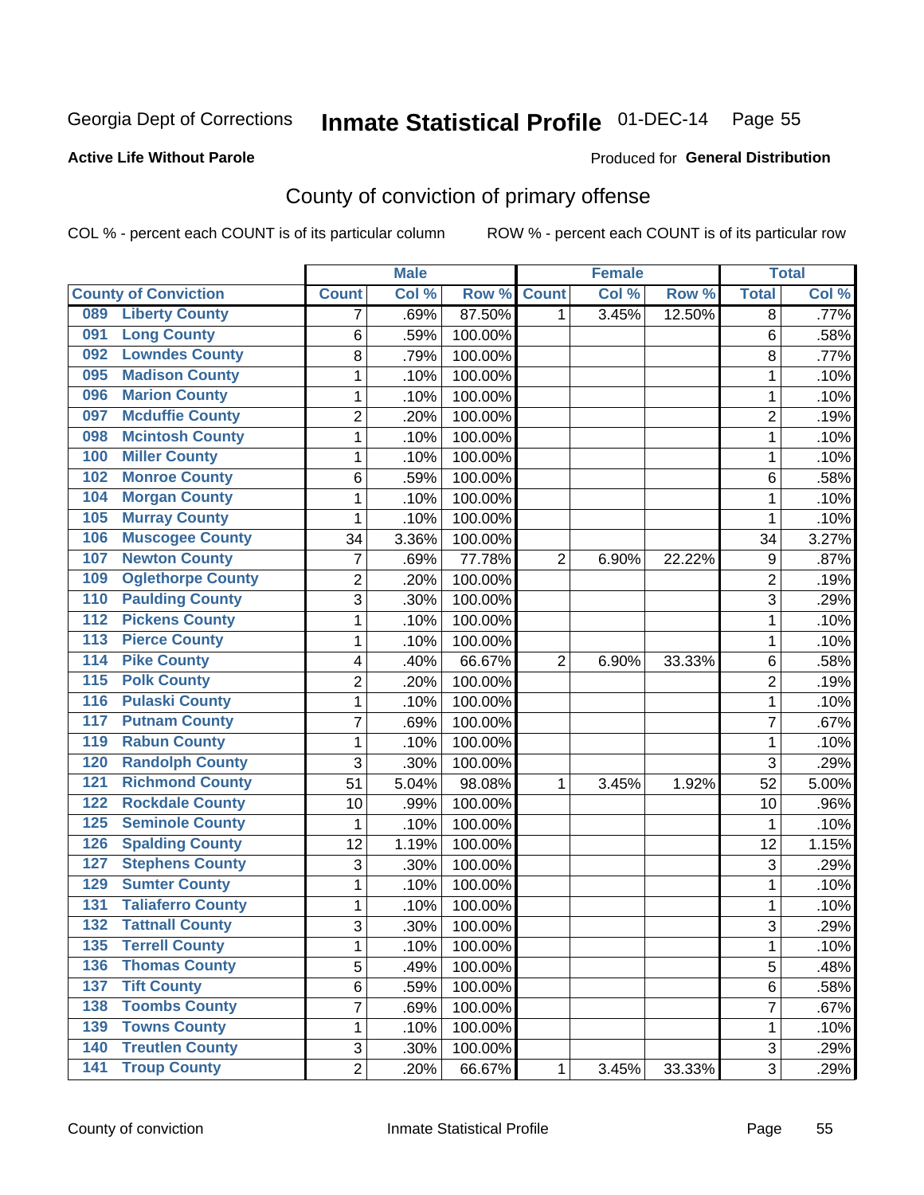Georgia Dept of Corrections **Inmate Statistical Profile** 01-DEC-14

**Active Life Without Parole**

Produced for **General Distribution**

## County of conviction of primary offense

COL % - percent each COUNT is of its particular column

ROW % - percent each COUNT is of its particular row

| County of Conviction | Male | | | Female | | | Total | |
|---|---|---|---|---|---|---|---|---|
| | Count | Col % | Row % | Count | Col % | Row % | Total | Col % |
| 089 Liberty County | 7 | .69% | 87.50% | 1 | 3.45% | 12.50% | 8 | .77% |
| 091 Long County | 6 | .59% | 100.00% | | | | 6 | .58% |
| 092 Lowndes County | 8 | .79% | 100.00% | | | | 8 | .77% |
| 095 Madison County | 1 | .10% | 100.00% | | | | 1 | .10% |
| 096 Marion County | 1 | .10% | 100.00% | | | | 1 | .10% |
| 097 Mcduffie County | 2 | .20% | 100.00% | | | | 2 | .19% |
| 098 Mcintosh County | 1 | .10% | 100.00% | | | | 1 | .10% |
| 100 Miller County | 1 | .10% | 100.00% | | | | 1 | .10% |
| 102 Monroe County | 6 | .59% | 100.00% | | | | 6 | .58% |
| 104 Morgan County | 1 | .10% | 100.00% | | | | 1 | .10% |
| 105 Murray County | 1 | .10% | 100.00% | | | | 1 | .10% |
| 106 Muscogee County | 34 | 3.36% | 100.00% | | | | 34 | 3.27% |
| 107 Newton County | 7 | .69% | 77.78% | 2 | 6.90% | 22.22% | 9 | .87% |
| 109 Oglethorpe County | 2 | .20% | 100.00% | | | | 2 | .19% |
| 110 Paulding County | 3 | .30% | 100.00% | | | | 3 | .29% |
| 112 Pickens County | 1 | .10% | 100.00% | | | | 1 | .10% |
| 113 Pierce County | 1 | .10% | 100.00% | | | | 1 | .10% |
| 114 Pike County | 4 | .40% | 66.67% | 2 | 6.90% | 33.33% | 6 | .58% |
| 115 Polk County | 2 | .20% | 100.00% | | | | 2 | .19% |
| 116 Pulaski County | 1 | .10% | 100.00% | | | | 1 | .10% |
| 117 Putnam County | 7 | .69% | 100.00% | | | | 7 | .67% |
| 119 Rabun County | 1 | .10% | 100.00% | | | | 1 | .10% |
| 120 Randolph County | 3 | .30% | 100.00% | | | | 3 | .29% |
| 121 Richmond County | 51 | 5.04% | 98.08% | 1 | 3.45% | 1.92% | 52 | 5.00% |
| 122 Rockdale County | 10 | .99% | 100.00% | | | | 10 | .96% |
| 125 Seminole County | 1 | .10% | 100.00% | | | | 1 | .10% |
| 126 Spalding County | 12 | 1.19% | 100.00% | | | | 12 | 1.15% |
| 127 Stephens County | 3 | .30% | 100.00% | | | | 3 | .29% |
| 129 Sumter County | 1 | .10% | 100.00% | | | | 1 | .10% |
| 131 Taliaferro County | 1 | .10% | 100.00% | | | | 1 | .10% |
| 132 Tattnall County | 3 | .30% | 100.00% | | | | 3 | .29% |
| 135 Terrell County | 1 | .10% | 100.00% | | | | 1 | .10% |
| 136 Thomas County | 5 | .49% | 100.00% | | | | 5 | .48% |
| 137 Tift County | 6 | .59% | 100.00% | | | | 6 | .58% |
| 138 Toombs County | 7 | .69% | 100.00% | | | | 7 | .67% |
| 139 Towns County | 1 | .10% | 100.00% | | | | 1 | .10% |
| 140 Treutlen County | 3 | .30% | 100.00% | | | | 3 | .29% |
| 141 Troup County | 2 | .20% | 66.67% | 1 | 3.45% | 33.33% | 3 | .29% |

County of conviction Inmate Statistical Profile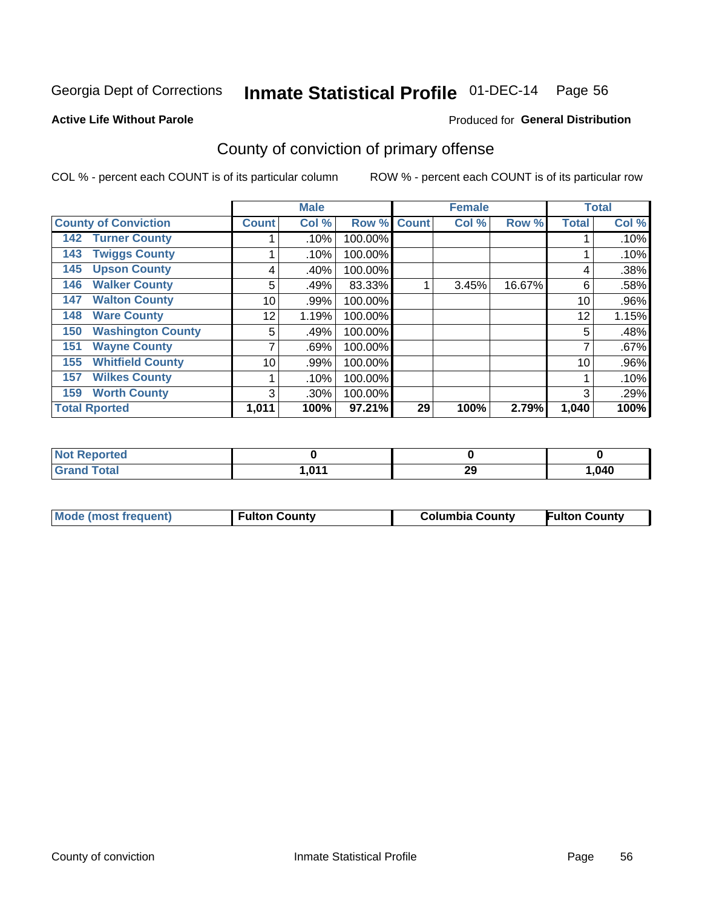Georgia Dept of Corrections **Inmate Statistical Profile** 01-DEC-14 Page 56

**Active Life Without Parole**

Produced for **General Distribution**

## County of conviction of primary offense

COL % - percent each COUNT is of its particular column

ROW % - percent each COUNT is of its particular row

| | Male | | | Female | | | Total | |
|---|---|---|---|---|---|---|---|---|
| **County of Conviction** | **Count** | **Col %** | **Row %** | **Count** | **Col %** | **Row %** | **Total** | **Col %** |
| 142 Turner County | 1 | .10% | 100.00% | | | | 1 | .10% |
| 143 Twiggs County | 1 | .10% | 100.00% | | | | 1 | .10% |
| 145 Upson County | 4 | .40% | 100.00% | | | | 4 | .38% |
| 146 Walker County | 5 | .49% | 83.33% | 1 | 3.45% | 16.67% | 6 | .58% |
| 147 Walton County | 10 | .99% | 100.00% | | | | 10 | .96% |
| 148 Ware County | 12 | 1.19% | 100.00% | | | | 12 | 1.15% |
| 150 Washington County | 5 | .49% | 100.00% | | | | 5 | .48% |
| 151 Wayne County | 7 | .69% | 100.00% | | | | 7 | .67% |
| 155 Whitfield County | 10 | .99% | 100.00% | | | | 10 | .96% |
| 157 Wilkes County | 1 | .10% | 100.00% | | | | 1 | .10% |
| 159 Worth County | 3 | .30% | 100.00% | | | | 3 | .29% |
| **Total Rported** | **1,011** | **100%** | **97.21%** | **29** | **100%** | **2.79%** | **1,040** | **100%** |

| | Male | Female | Total |
|---|---|---|---|
| **Not Reported** | **0** | **0** | **0** |
| **Grand Total** | **1,011** | **29** | **1,040** |

| | Male | Female | Total |
|---|---|---|---|
| **Mode (most frequent)** | **Fulton County** | **Columbia County** | **Fulton County** |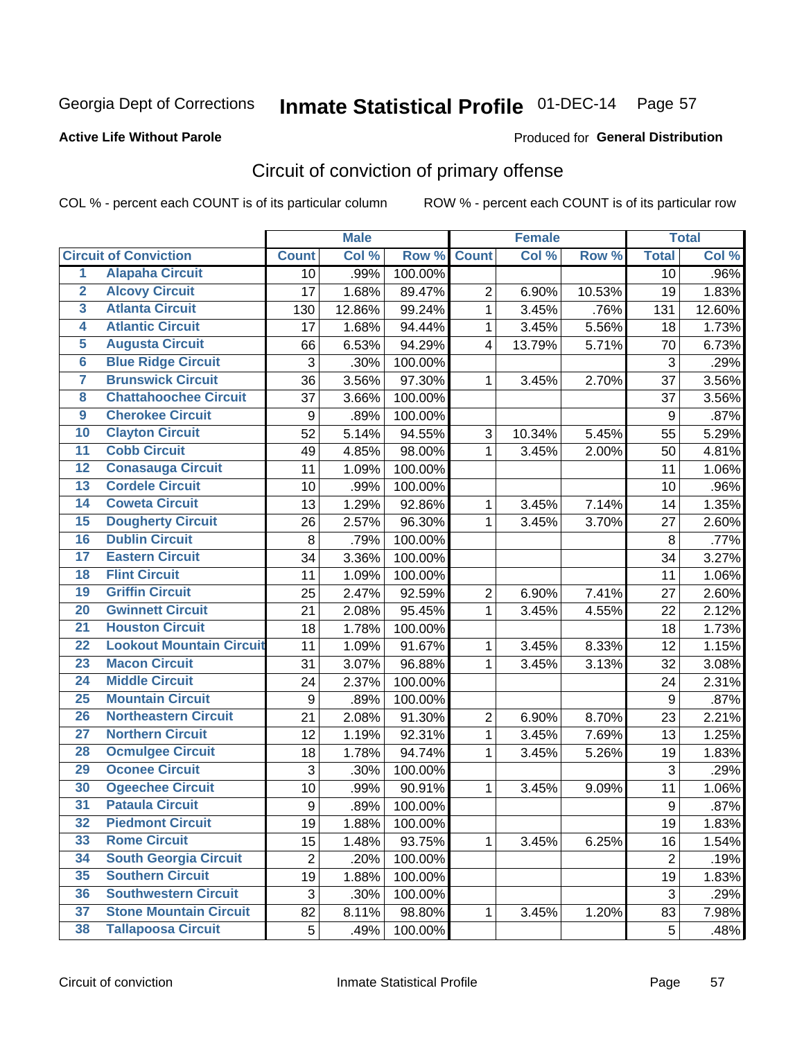# Georgia Dept of Corrections **Inmate Statistical Profile** 01-DEC-14

**Active Life Without Parole**

Produced for **General Distribution**

## Circuit of conviction of primary offense

COL % - percent each COUNT is of its particular column ROW % - percent each COUNT is of its particular row

| | Circuit of Conviction | Male | | | Female | | | Total | |
|---|---|---|---|---|---|---|---|---|---|
| | | Count | Col % | Row % | Count | Col % | Row % | Total | Col % |
| 1 | Alapaha Circuit | 10 | .99% | 100.00% | | | | 10 | .96% |
| 2 | Alcovy Circuit | 17 | 1.68% | 89.47% | 2 | 6.90% | 10.53% | 19 | 1.83% |
| 3 | Atlanta Circuit | 130 | 12.86% | 99.24% | 1 | 3.45% | .76% | 131 | 12.60% |
| 4 | Atlantic Circuit | 17 | 1.68% | 94.44% | 1 | 3.45% | 5.56% | 18 | 1.73% |
| 5 | Augusta Circuit | 66 | 6.53% | 94.29% | 4 | 13.79% | 5.71% | 70 | 6.73% |
| 6 | Blue Ridge Circuit | 3 | .30% | 100.00% | | | | 3 | .29% |
| 7 | Brunswick Circuit | 36 | 3.56% | 97.30% | 1 | 3.45% | 2.70% | 37 | 3.56% |
| 8 | Chattahoochee Circuit | 37 | 3.66% | 100.00% | | | | 37 | 3.56% |
| 9 | Cherokee Circuit | 9 | .89% | 100.00% | | | | 9 | .87% |
| 10 | Clayton Circuit | 52 | 5.14% | 94.55% | 3 | 10.34% | 5.45% | 55 | 5.29% |
| 11 | Cobb Circuit | 49 | 4.85% | 98.00% | 1 | 3.45% | 2.00% | 50 | 4.81% |
| 12 | Conasauga Circuit | 11 | 1.09% | 100.00% | | | | 11 | 1.06% |
| 13 | Cordele Circuit | 10 | .99% | 100.00% | | | | 10 | .96% |
| 14 | Coweta Circuit | 13 | 1.29% | 92.86% | 1 | 3.45% | 7.14% | 14 | 1.35% |
| 15 | Dougherty Circuit | 26 | 2.57% | 96.30% | 1 | 3.45% | 3.70% | 27 | 2.60% |
| 16 | Dublin Circuit | 8 | .79% | 100.00% | | | | 8 | .77% |
| 17 | Eastern Circuit | 34 | 3.36% | 100.00% | | | | 34 | 3.27% |
| 18 | Flint Circuit | 11 | 1.09% | 100.00% | | | | 11 | 1.06% |
| 19 | Griffin Circuit | 25 | 2.47% | 92.59% | 2 | 6.90% | 7.41% | 27 | 2.60% |
| 20 | Gwinnett Circuit | 21 | 2.08% | 95.45% | 1 | 3.45% | 4.55% | 22 | 2.12% |
| 21 | Houston Circuit | 18 | 1.78% | 100.00% | | | | 18 | 1.73% |
| 22 | Lookout Mountain Circuit | 11 | 1.09% | 91.67% | 1 | 3.45% | 8.33% | 12 | 1.15% |
| 23 | Macon Circuit | 31 | 3.07% | 96.88% | 1 | 3.45% | 3.13% | 32 | 3.08% |
| 24 | Middle Circuit | 24 | 2.37% | 100.00% | | | | 24 | 2.31% |
| 25 | Mountain Circuit | 9 | .89% | 100.00% | | | | 9 | .87% |
| 26 | Northeastern Circuit | 21 | 2.08% | 91.30% | 2 | 6.90% | 8.70% | 23 | 2.21% |
| 27 | Northern Circuit | 12 | 1.19% | 92.31% | 1 | 3.45% | 7.69% | 13 | 1.25% |
| 28 | Ocmulgee Circuit | 18 | 1.78% | 94.74% | 1 | 3.45% | 5.26% | 19 | 1.83% |
| 29 | Oconee Circuit | 3 | .30% | 100.00% | | | | 3 | .29% |
| 30 | Ogeechee Circuit | 10 | .99% | 90.91% | 1 | 3.45% | 9.09% | 11 | 1.06% |
| 31 | Pataula Circuit | 9 | .89% | 100.00% | | | | 9 | .87% |
| 32 | Piedmont Circuit | 19 | 1.88% | 100.00% | | | | 19 | 1.83% |
| 33 | Rome Circuit | 15 | 1.48% | 93.75% | 1 | 3.45% | 6.25% | 16 | 1.54% |
| 34 | South Georgia Circuit | 2 | .20% | 100.00% | | | | 2 | .19% |
| 35 | Southern Circuit | 19 | 1.88% | 100.00% | | | | 19 | 1.83% |
| 36 | Southwestern Circuit | 3 | .30% | 100.00% | | | | 3 | .29% |
| 37 | Stone Mountain Circuit | 82 | 8.11% | 98.80% | 1 | 3.45% | 1.20% | 83 | 7.98% |
| 38 | Tallapoosa Circuit | 5 | .49% | 100.00% | | | | 5 | .48% |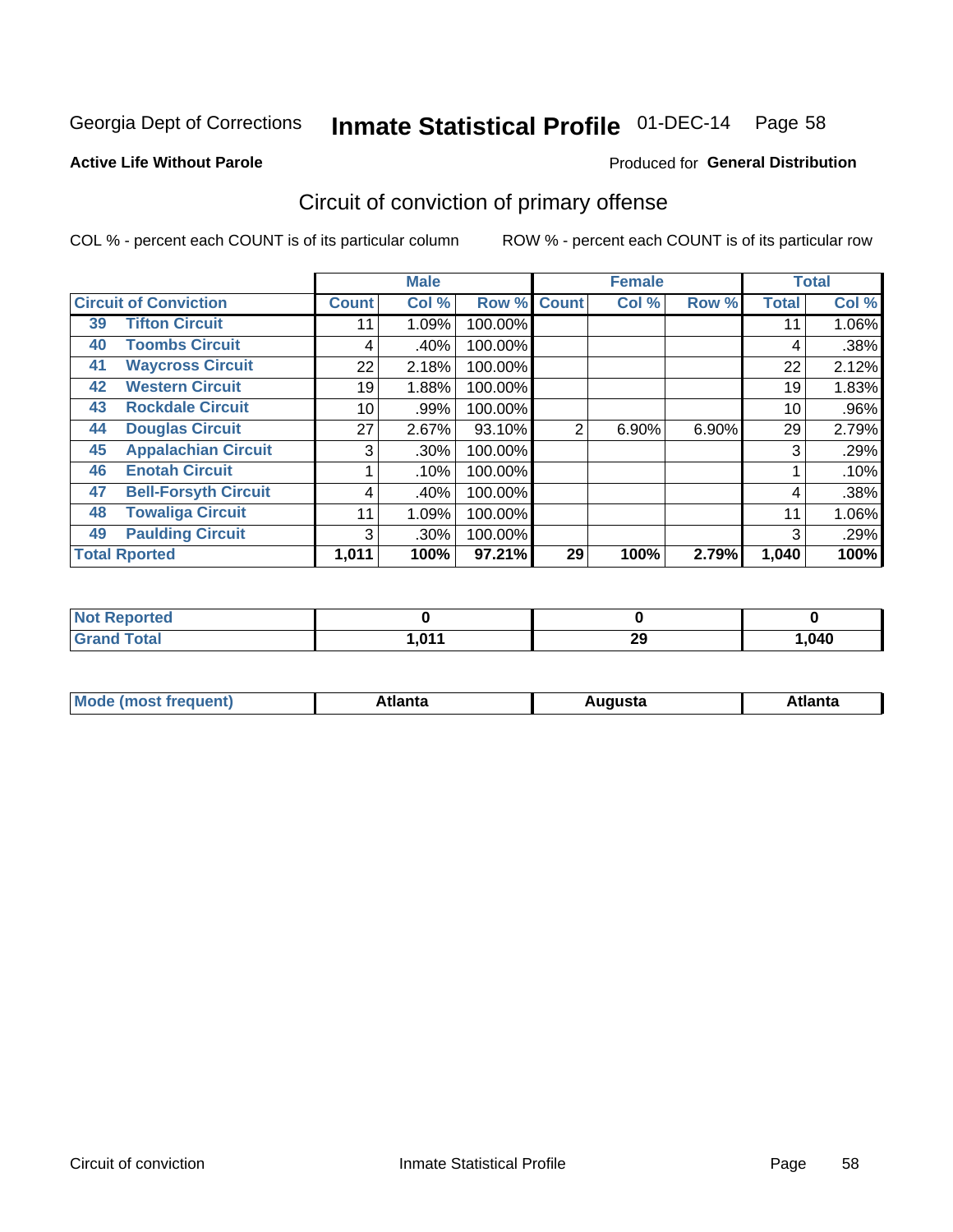Georgia Dept of Corrections **Inmate Statistical Profile** 01-DEC-14

**Active Life Without Parole**

Produced for **General Distribution**

## Circuit of conviction of primary offense

COL % - percent each COUNT is of its particular column     ROW % - percent each COUNT is of its particular row

| | | Male | | | Female | | | Total | |
|---|---|---|---|---|---|---|---|---|---|
| **Circuit of Conviction** | | **Count** | **Col %** | **Row %** | **Count** | **Col %** | **Row %** | **Total** | **Col %** |
| 39 | Tifton Circuit | 11 | 1.09% | 100.00% | | | | 11 | 1.06% |
| 40 | Toombs Circuit | 4 | .40% | 100.00% | | | | 4 | .38% |
| 41 | Waycross Circuit | 22 | 2.18% | 100.00% | | | | 22 | 2.12% |
| 42 | Western Circuit | 19 | 1.88% | 100.00% | | | | 19 | 1.83% |
| 43 | Rockdale Circuit | 10 | .99% | 100.00% | | | | 10 | .96% |
| 44 | Douglas Circuit | 27 | 2.67% | 93.10% | 2 | 6.90% | 6.90% | 29 | 2.79% |
| 45 | Appalachian Circuit | 3 | .30% | 100.00% | | | | 3 | .29% |
| 46 | Enotah Circuit | 1 | .10% | 100.00% | | | | 1 | .10% |
| 47 | Bell-Forsyth Circuit | 4 | .40% | 100.00% | | | | 4 | .38% |
| 48 | Towaliga Circuit | 11 | 1.09% | 100.00% | | | | 11 | 1.06% |
| 49 | Paulding Circuit | 3 | .30% | 100.00% | | | | 3 | .29% |
| **Total Rported** | | **1,011** | **100%** | **97.21%** | **29** | **100%** | **2.79%** | **1,040** | **100%** |

| | Male | Female | Total |
|---|---|---|---|
| **Not Reported** | **0** | **0** | **0** |
| **Grand Total** | **1,011** | **29** | **1,040** |

| | Male | Female | Total |
|---|---|---|---|
| **Mode (most frequent)** | **Atlanta** | **Augusta** | **Atlanta** |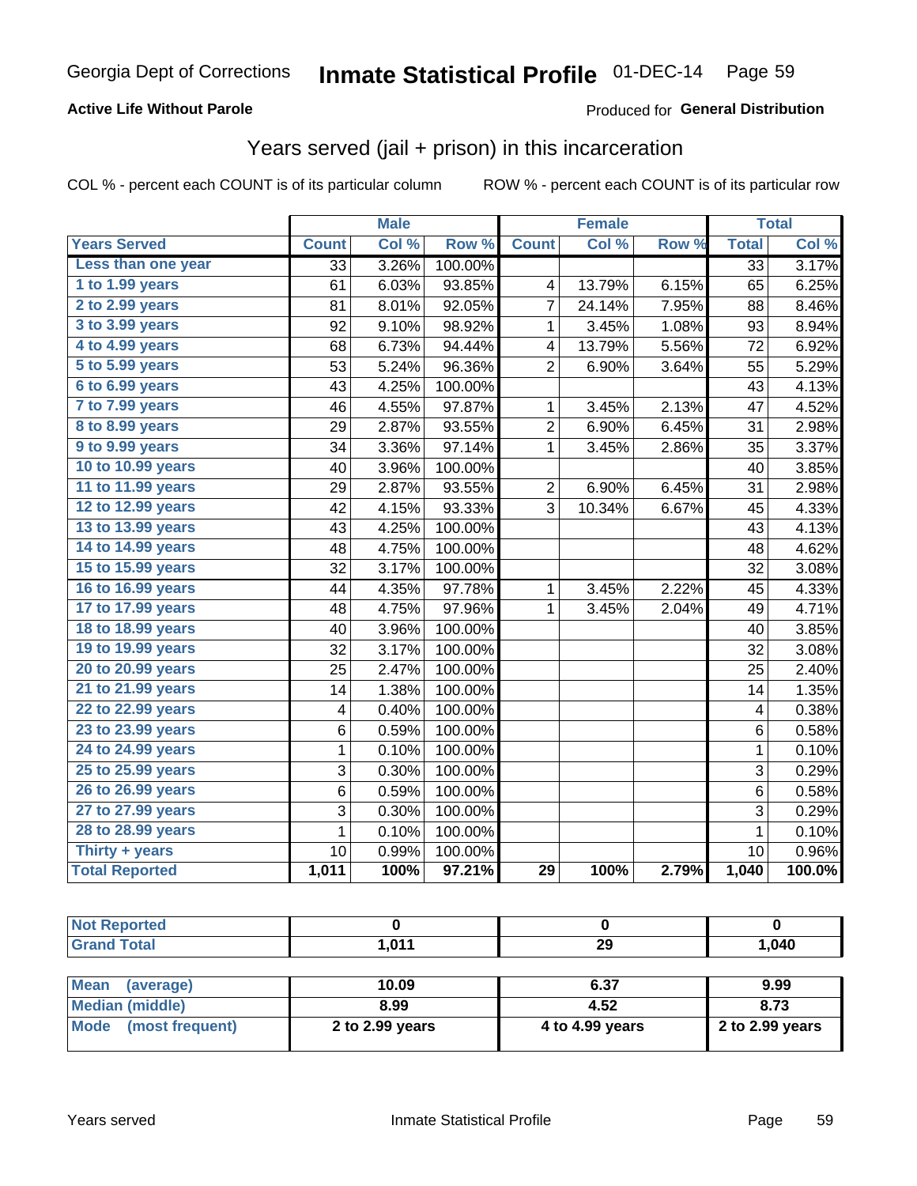Georgia Dept of Corrections **Inmate Statistical Profile** 01-DEC-14

**Active Life Without Parole**

Produced for **General Distribution**

## Years served (jail + prison) in this incarceration

COL % - percent each COUNT is of its particular column ROW % - percent each COUNT is of its particular row

| | Male | | | Female | | | Total | |
|---|---|---|---|---|---|---|---|---|
| **Years Served** | **Count** | **Col %** | **Row %** | **Count** | **Col %** | **Row %** | **Total** | **Col %** |
| Less than one year | 33 | 3.26% | 100.00% | | | | 33 | 3.17% |
| 1 to 1.99 years | 61 | 6.03% | 93.85% | 4 | 13.79% | 6.15% | 65 | 6.25% |
| 2 to 2.99 years | 81 | 8.01% | 92.05% | 7 | 24.14% | 7.95% | 88 | 8.46% |
| 3 to 3.99 years | 92 | 9.10% | 98.92% | 1 | 3.45% | 1.08% | 93 | 8.94% |
| 4 to 4.99 years | 68 | 6.73% | 94.44% | 4 | 13.79% | 5.56% | 72 | 6.92% |
| 5 to 5.99 years | 53 | 5.24% | 96.36% | 2 | 6.90% | 3.64% | 55 | 5.29% |
| 6 to 6.99 years | 43 | 4.25% | 100.00% | | | | 43 | 4.13% |
| 7 to 7.99 years | 46 | 4.55% | 97.87% | 1 | 3.45% | 2.13% | 47 | 4.52% |
| 8 to 8.99 years | 29 | 2.87% | 93.55% | 2 | 6.90% | 6.45% | 31 | 2.98% |
| 9 to 9.99 years | 34 | 3.36% | 97.14% | 1 | 3.45% | 2.86% | 35 | 3.37% |
| 10 to 10.99 years | 40 | 3.96% | 100.00% | | | | 40 | 3.85% |
| 11 to 11.99 years | 29 | 2.87% | 93.55% | 2 | 6.90% | 6.45% | 31 | 2.98% |
| 12 to 12.99 years | 42 | 4.15% | 93.33% | 3 | 10.34% | 6.67% | 45 | 4.33% |
| 13 to 13.99 years | 43 | 4.25% | 100.00% | | | | 43 | 4.13% |
| 14 to 14.99 years | 48 | 4.75% | 100.00% | | | | 48 | 4.62% |
| 15 to 15.99 years | 32 | 3.17% | 100.00% | | | | 32 | 3.08% |
| 16 to 16.99 years | 44 | 4.35% | 97.78% | 1 | 3.45% | 2.22% | 45 | 4.33% |
| 17 to 17.99 years | 48 | 4.75% | 97.96% | 1 | 3.45% | 2.04% | 49 | 4.71% |
| 18 to 18.99 years | 40 | 3.96% | 100.00% | | | | 40 | 3.85% |
| 19 to 19.99 years | 32 | 3.17% | 100.00% | | | | 32 | 3.08% |
| 20 to 20.99 years | 25 | 2.47% | 100.00% | | | | 25 | 2.40% |
| 21 to 21.99 years | 14 | 1.38% | 100.00% | | | | 14 | 1.35% |
| 22 to 22.99 years | 4 | 0.40% | 100.00% | | | | 4 | 0.38% |
| 23 to 23.99 years | 6 | 0.59% | 100.00% | | | | 6 | 0.58% |
| 24 to 24.99 years | 1 | 0.10% | 100.00% | | | | 1 | 0.10% |
| 25 to 25.99 years | 3 | 0.30% | 100.00% | | | | 3 | 0.29% |
| 26 to 26.99 years | 6 | 0.59% | 100.00% | | | | 6 | 0.58% |
| 27 to 27.99 years | 3 | 0.30% | 100.00% | | | | 3 | 0.29% |
| 28 to 28.99 years | 1 | 0.10% | 100.00% | | | | 1 | 0.10% |
| Thirty + years | 10 | 0.99% | 100.00% | | | | 10 | 0.96% |
| **Total Reported** | **1,011** | **100%** | **97.21%** | **29** | **100%** | **2.79%** | **1,040** | **100.0%** |

| | Male | Female | Total |
|---|---|---|---|
| Not Reported | 0 | 0 | 0 |
| Grand Total | 1,011 | 29 | 1,040 |

| | Male | Female | Total |
|---|---|---|---|
| Mean (average) | 10.09 | 6.37 | 9.99 |
| Median (middle) | 8.99 | 4.52 | 8.73 |
| Mode (most frequent) | 2 to 2.99 years | 4 to 4.99 years | 2 to 2.99 years |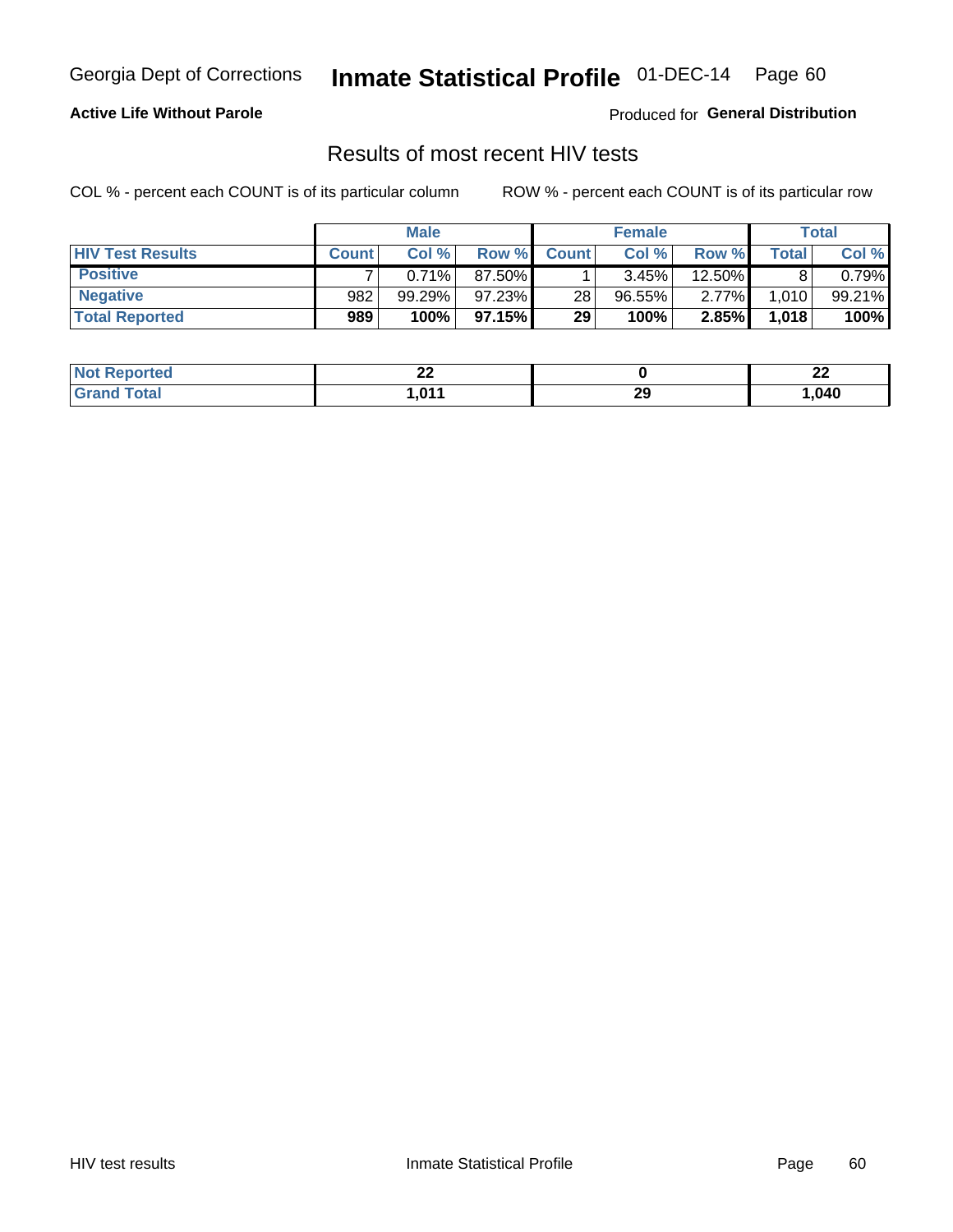# Georgia Dept of Corrections — Inmate Statistical Profile — 01-DEC-14

**Active Life Without Parole**

Produced for **General Distribution**

## Results of most recent HIV tests

COL % - percent each COUNT is of its particular column

ROW % - percent each COUNT is of its particular row

| | Male | | | Female | | | Total | |
|---|---|---|---|---|---|---|---|---|
| **HIV Test Results** | **Count** | **Col %** | **Row %** | **Count** | **Col %** | **Row %** | **Total** | **Col %** |
| **Positive** | 7 | 0.71% | 87.50% | 1 | 3.45% | 12.50% | 8 | 0.79% |
| **Negative** | 982 | 99.29% | 97.23% | 28 | 96.55% | 2.77% | 1,010 | 99.21% |
| **Total Reported** | **989** | **100%** | **97.15%** | **29** | **100%** | **2.85%** | **1,018** | **100%** |

| | Male | Female | Total |
|---|---|---|---|
| **Not Reported** | **22** | **0** | **22** |
| **Grand Total** | **1,011** | **29** | **1,040** |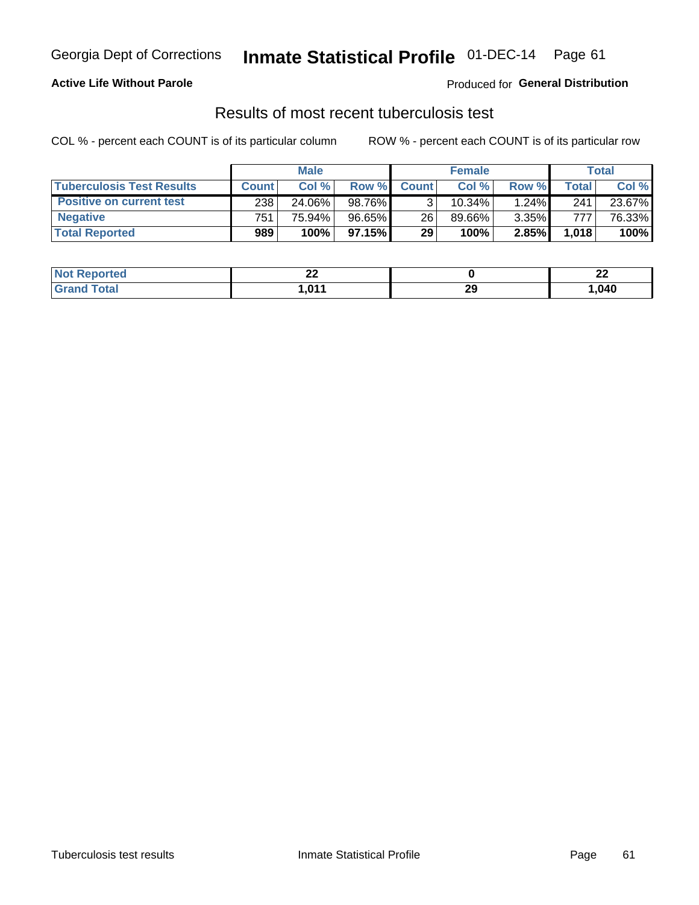**Active Life Without Parole** — Produced for **General Distribution**

## Results of most recent tuberculosis test

COL % - percent each COUNT is of its particular column

ROW % - percent each COUNT is of its particular row

| | Male | | | Female | | | Total | |
|---|---|---|---|---|---|---|---|---|
| **Tuberculosis Test Results** | **Count** | **Col %** | **Row %** | **Count** | **Col %** | **Row %** | **Total** | **Col %** |
| **Positive on current test** | 238 | 24.06% | 98.76% | 3 | 10.34% | 1.24% | 241 | 23.67% |
| **Negative** | 751 | 75.94% | 96.65% | 26 | 89.66% | 3.35% | 777 | 76.33% |
| **Total Reported** | **989** | **100%** | **97.15%** | **29** | **100%** | **2.85%** | **1,018** | **100%** |

| | Male | Female | Total |
|---|---|---|---|
| **Not Reported** | **22** | **0** | **22** |
| **Grand Total** | **1,011** | **29** | **1,040** |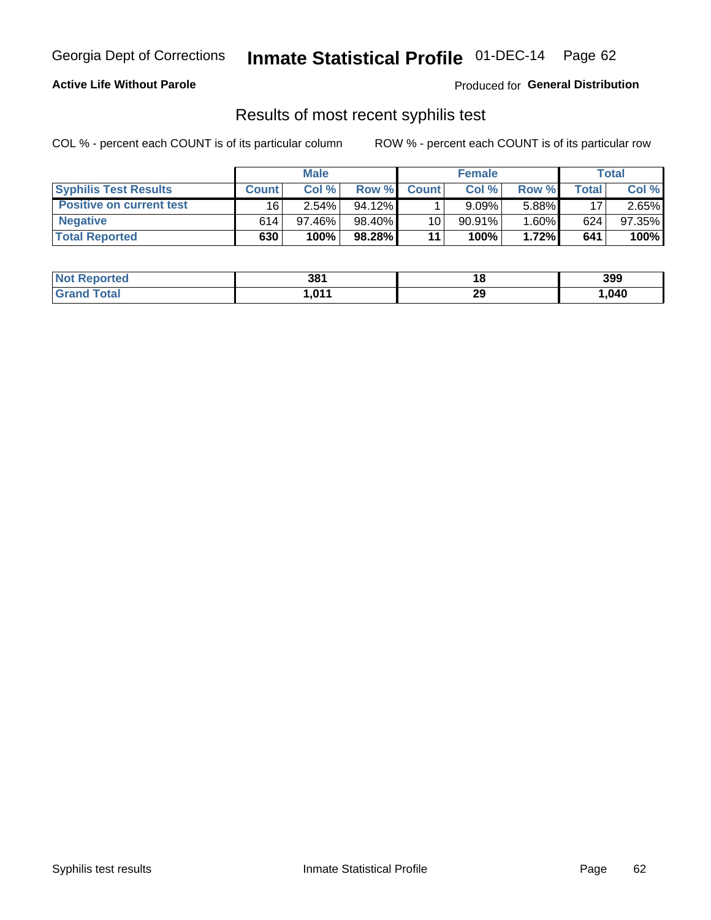Georgia Dept of Corrections **Inmate Statistical Profile** 01-DEC-14

**Active Life Without Parole**

Produced for **General Distribution**

## Results of most recent syphilis test

COL % - percent each COUNT is of its particular column ROW % - percent each COUNT is of its particular row

| | Male | | | Female | | | Total | |
|---|---|---|---|---|---|---|---|---|
| **Syphilis Test Results** | **Count** | **Col %** | **Row %** | **Count** | **Col %** | **Row %** | **Total** | **Col %** |
| **Positive on current test** | 16 | 2.54% | 94.12% | 1 | 9.09% | 5.88% | 17 | 2.65% |
| **Negative** | 614 | 97.46% | 98.40% | 10 | 90.91% | 1.60% | 624 | 97.35% |
| **Total Reported** | **630** | **100%** | **98.28%** | **11** | **100%** | **1.72%** | **641** | **100%** |

| | Male | Female | Total |
|---|---|---|---|
| **Not Reported** | **381** | **18** | **399** |
| **Grand Total** | **1,011** | **29** | **1,040** |

Syphilis test results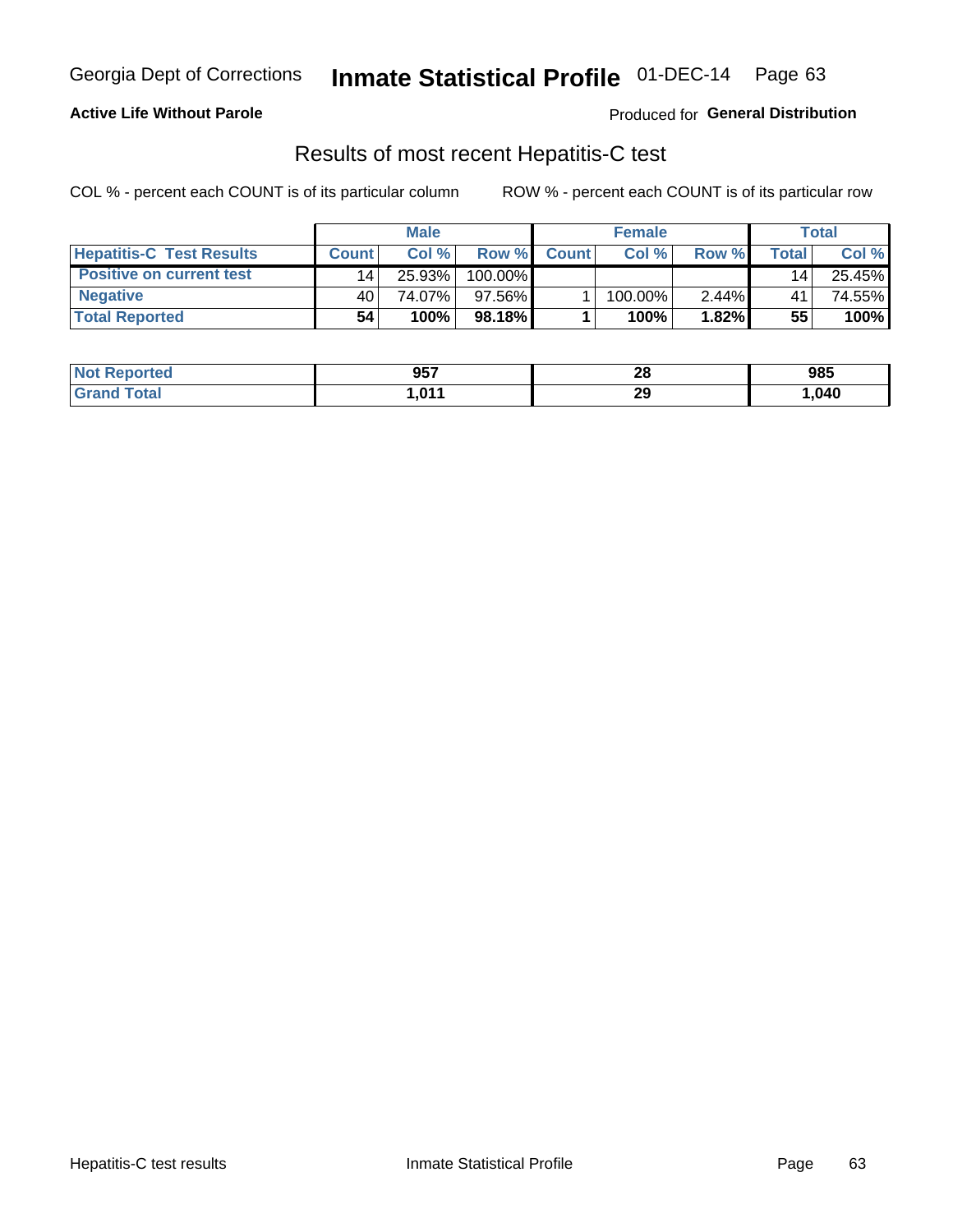Georgia Dept of Corrections **Inmate Statistical Profile** 01-DEC-14

**Active Life Without Parole**

Produced for **General Distribution**

## Results of most recent Hepatitis-C test

COL % - percent each COUNT is of its particular column    ROW % - percent each COUNT is of its particular row

| | Male | | | Female | | | Total | |
|---|---|---|---|---|---|---|---|---|
| **Hepatitis-C Test Results** | **Count** | **Col %** | **Row %** | **Count** | **Col %** | **Row %** | **Total** | **Col %** |
| **Positive on current test** | 14 | 25.93% | 100.00% | | | | 14 | 25.45% |
| **Negative** | 40 | 74.07% | 97.56% | 1 | 100.00% | 2.44% | 41 | 74.55% |
| **Total Reported** | **54** | **100%** | **98.18%** | **1** | **100%** | **1.82%** | **55** | **100%** |

| | Male | Female | Total |
|---|---|---|---|
| **Not Reported** | **957** | **28** | **985** |
| **Grand Total** | **1,011** | **29** | **1,040** |

Hepatitis-C test results    Inmate Statistical Profile